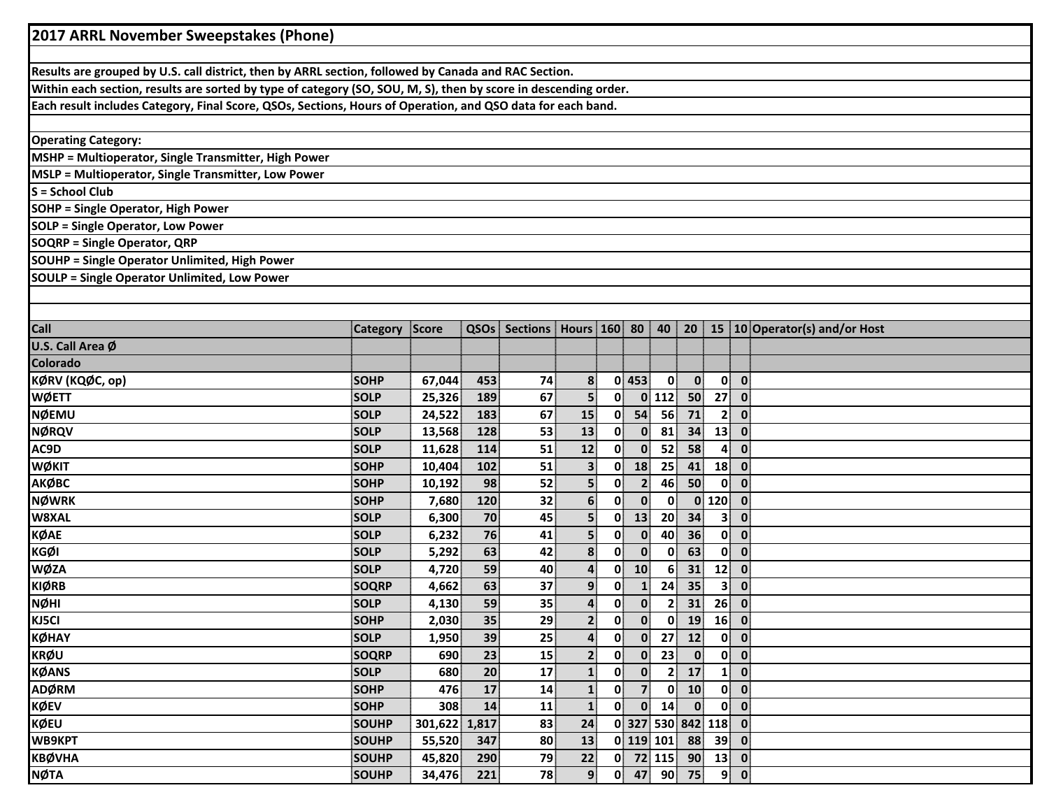# 2017 ARRL November Sweepstakes (Phone)

Results are grouped by U.S. call district, then by ARRL section, followed by Canada and RAC Section.

Within each section, results are sorted by type of category (SO, SOU, M, S), then by score in descending order.

Each result includes Category, Final Score, QSOs, Sections, Hours of Operation, and QSO data for each band.

Operating Category:

MSHP = Multioperator, Single Transmitter, High Power

MSLP = Multioperator, Single Transmitter, Low Power

S = School Club

SOHP = Single Operator, High Power

SOLP = Single Operator, Low Power

SOQRP = Single Operator, QRP

SOUHP = Single Operator Unlimited, High Power

SOULP = Single Operator Unlimited, Low Power

| Call | Category | Score | QSOs | Sections | Hours | 160 | 80 | 40 | 20 | 15 | 10 | Operator(s) and/or Host |
|---|---|---|---|---|---|---|---|---|---|---|---|---|
| **U.S. Call Area Ø** | | | | | | | | | | | | |
| **Colorado** | | | | | | | | | | | | |
| KØRV (KQØC, op) | SOHP | 67,044 | 453 | 74 | 8 | 0 | 453 | 0 | 0 | 0 | 0 | |
| WØETT | SOLP | 25,326 | 189 | 67 | 5 | 0 | 0 | 112 | 50 | 27 | 0 | |
| NØEMU | SOLP | 24,522 | 183 | 67 | 15 | 0 | 54 | 56 | 71 | 2 | 0 | |
| NØRQV | SOLP | 13,568 | 128 | 53 | 13 | 0 | 0 | 81 | 34 | 13 | 0 | |
| AC9D | SOLP | 11,628 | 114 | 51 | 12 | 0 | 0 | 52 | 58 | 4 | 0 | |
| WØKIT | SOHP | 10,404 | 102 | 51 | 3 | 0 | 18 | 25 | 41 | 18 | 0 | |
| AKØBC | SOHP | 10,192 | 98 | 52 | 5 | 0 | 2 | 46 | 50 | 0 | 0 | |
| NØWRK | SOHP | 7,680 | 120 | 32 | 6 | 0 | 0 | 0 | 0 | 120 | 0 | |
| W8XAL | SOLP | 6,300 | 70 | 45 | 5 | 0 | 13 | 20 | 34 | 3 | 0 | |
| KØAE | SOLP | 6,232 | 76 | 41 | 5 | 0 | 0 | 40 | 36 | 0 | 0 | |
| KGØI | SOLP | 5,292 | 63 | 42 | 8 | 0 | 0 | 0 | 63 | 0 | 0 | |
| WØZA | SOLP | 4,720 | 59 | 40 | 4 | 0 | 10 | 6 | 31 | 12 | 0 | |
| KIØRB | SOQRP | 4,662 | 63 | 37 | 9 | 0 | 1 | 24 | 35 | 3 | 0 | |
| NØHI | SOLP | 4,130 | 59 | 35 | 4 | 0 | 0 | 2 | 31 | 26 | 0 | |
| KJ5CI | SOHP | 2,030 | 35 | 29 | 2 | 0 | 0 | 0 | 19 | 16 | 0 | |
| KØHAY | SOLP | 1,950 | 39 | 25 | 4 | 0 | 0 | 27 | 12 | 0 | 0 | |
| KRØU | SOQRP | 690 | 23 | 15 | 2 | 0 | 0 | 23 | 0 | 0 | 0 | |
| KØANS | SOLP | 680 | 20 | 17 | 1 | 0 | 0 | 2 | 17 | 1 | 0 | |
| ADØRM | SOHP | 476 | 17 | 14 | 1 | 0 | 7 | 0 | 10 | 0 | 0 | |
| KØEV | SOHP | 308 | 14 | 11 | 1 | 0 | 0 | 14 | 0 | 0 | 0 | |
| KØEU | SOUHP | 301,622 | 1,817 | 83 | 24 | 0 | 327 | 530 | 842 | 118 | 0 | |
| WB9KPT | SOUHP | 55,520 | 347 | 80 | 13 | 0 | 119 | 101 | 88 | 39 | 0 | |
| KBØVHA | SOUHP | 45,820 | 290 | 79 | 22 | 0 | 72 | 115 | 90 | 13 | 0 | |
| NØTA | SOUHP | 34,476 | 221 | 78 | 9 | 0 | 47 | 90 | 75 | 9 | 0 | |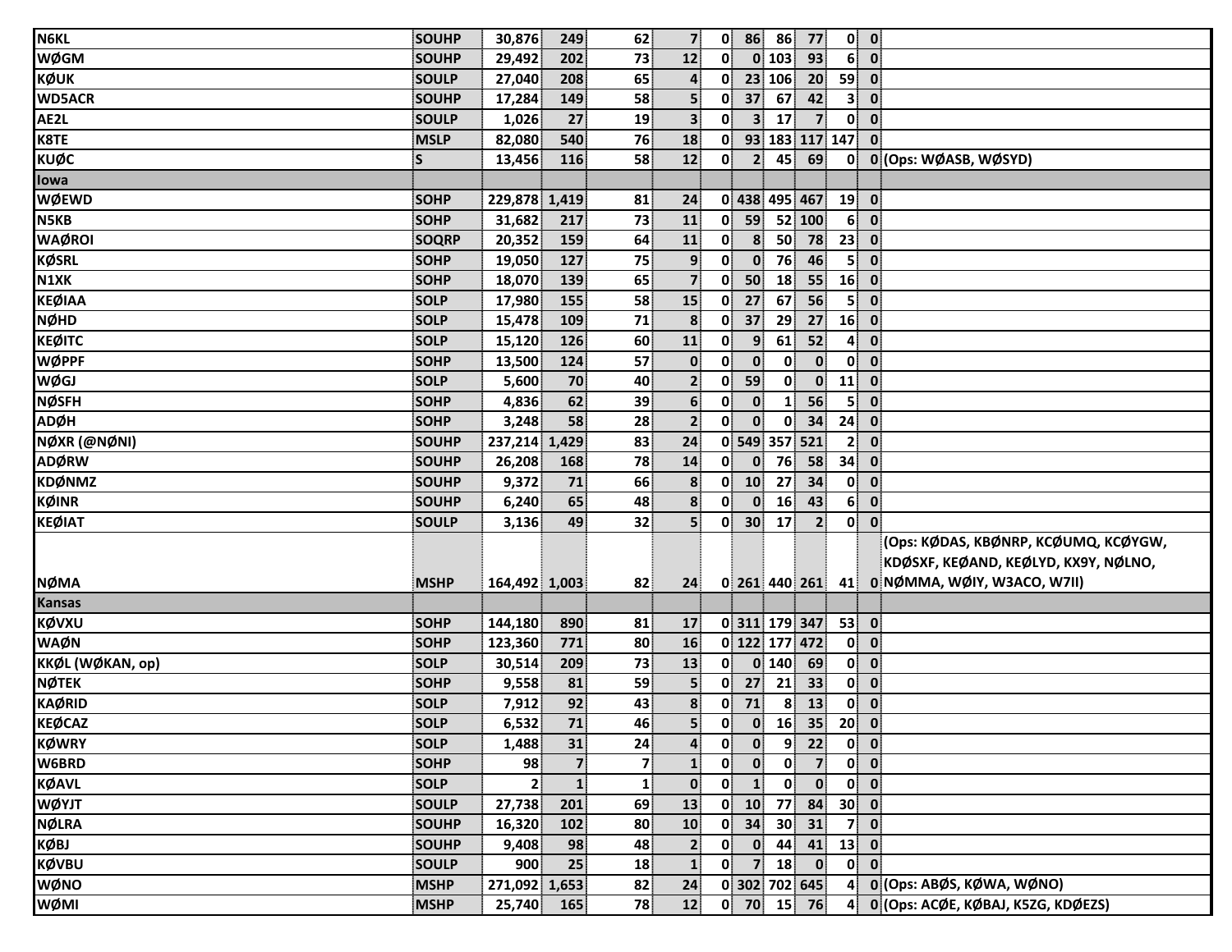| | | | | | | | | | | | | |
|---|---|---|---|---|---|---|---|---|---|---|---|---|
| N6KL | SOUHP | 30,876 | 249 | 62 | 7 | 0 | 86 | 86 | 77 | 0 | 0 | |
| WØGM | SOUHP | 29,492 | 202 | 73 | 12 | 0 | 0 | 103 | 93 | 6 | 0 | |
| KØUK | SOULP | 27,040 | 208 | 65 | 4 | 0 | 23 | 106 | 20 | 59 | 0 | |
| WD5ACR | SOUHP | 17,284 | 149 | 58 | 5 | 0 | 37 | 67 | 42 | 3 | 0 | |
| AE2L | SOULP | 1,026 | 27 | 19 | 3 | 0 | 3 | 17 | 7 | 0 | 0 | |
| K8TE | MSLP | 82,080 | 540 | 76 | 18 | 0 | 93 | 183 | 117 | 147 | 0 | |
| KUØC | S | 13,456 | 116 | 58 | 12 | 0 | 2 | 45 | 69 | 0 | 0 | (Ops: WØASB, WØSYD) |
| **Iowa** | | | | | | | | | | | | |
| WØEWD | SOHP | 229,878 | 1,419 | 81 | 24 | 0 | 438 | 495 | 467 | 19 | 0 | |
| N5KB | SOHP | 31,682 | 217 | 73 | 11 | 0 | 59 | 52 | 100 | 6 | 0 | |
| WAØROI | SOQRP | 20,352 | 159 | 64 | 11 | 0 | 8 | 50 | 78 | 23 | 0 | |
| KØSRL | SOHP | 19,050 | 127 | 75 | 9 | 0 | 0 | 76 | 46 | 5 | 0 | |
| N1XK | SOHP | 18,070 | 139 | 65 | 7 | 0 | 50 | 18 | 55 | 16 | 0 | |
| KEØIAA | SOLP | 17,980 | 155 | 58 | 15 | 0 | 27 | 67 | 56 | 5 | 0 | |
| NØHD | SOLP | 15,478 | 109 | 71 | 8 | 0 | 37 | 29 | 27 | 16 | 0 | |
| KEØITC | SOLP | 15,120 | 126 | 60 | 11 | 0 | 9 | 61 | 52 | 4 | 0 | |
| WØPPF | SOHP | 13,500 | 124 | 57 | 0 | 0 | 0 | 0 | 0 | 0 | 0 | |
| WØGJ | SOLP | 5,600 | 70 | 40 | 2 | 0 | 59 | 0 | 0 | 11 | 0 | |
| NØSFH | SOHP | 4,836 | 62 | 39 | 6 | 0 | 0 | 1 | 56 | 5 | 0 | |
| ADØH | SOHP | 3,248 | 58 | 28 | 2 | 0 | 0 | 0 | 34 | 24 | 0 | |
| NØXR (@NØNI) | SOUHP | 237,214 | 1,429 | 83 | 24 | 0 | 549 | 357 | 521 | 2 | 0 | |
| ADØRW | SOUHP | 26,208 | 168 | 78 | 14 | 0 | 0 | 76 | 58 | 34 | 0 | |
| KDØNMZ | SOUHP | 9,372 | 71 | 66 | 8 | 0 | 10 | 27 | 34 | 0 | 0 | |
| KØINR | SOUHP | 6,240 | 65 | 48 | 8 | 0 | 0 | 16 | 43 | 6 | 0 | |
| KEØIAT | SOULP | 3,136 | 49 | 32 | 5 | 0 | 30 | 17 | 2 | 0 | 0 | |
| NØMA | MSHP | 164,492 | 1,003 | 82 | 24 | 0 | 261 | 440 | 261 | 41 | 0 | (Ops: KØDAS, KBØNRP, KCØUMQ, KCØYGW, KDØSXF, KEØAND, KEØLYD, KX9Y, NØLNO, NØMMA, WØIY, W3ACO, W7II) |
| **Kansas** | | | | | | | | | | | | |
| KØVXU | SOHP | 144,180 | 890 | 81 | 17 | 0 | 311 | 179 | 347 | 53 | 0 | |
| WAØN | SOHP | 123,360 | 771 | 80 | 16 | 0 | 122 | 177 | 472 | 0 | 0 | |
| KKØL (WØKAN, op) | SOLP | 30,514 | 209 | 73 | 13 | 0 | 0 | 140 | 69 | 0 | 0 | |
| NØTEK | SOHP | 9,558 | 81 | 59 | 5 | 0 | 27 | 21 | 33 | 0 | 0 | |
| KAØRID | SOLP | 7,912 | 92 | 43 | 8 | 0 | 71 | 8 | 13 | 0 | 0 | |
| KEØCAZ | SOLP | 6,532 | 71 | 46 | 5 | 0 | 0 | 16 | 35 | 20 | 0 | |
| KØWRY | SOLP | 1,488 | 31 | 24 | 4 | 0 | 0 | 9 | 22 | 0 | 0 | |
| W6BRD | SOHP | 98 | 7 | 7 | 1 | 0 | 0 | 0 | 7 | 0 | 0 | |
| KØAVL | SOLP | 2 | 1 | 1 | 0 | 0 | 1 | 0 | 0 | 0 | 0 | |
| WØYJT | SOULP | 27,738 | 201 | 69 | 13 | 0 | 10 | 77 | 84 | 30 | 0 | |
| NØLRA | SOUHP | 16,320 | 102 | 80 | 10 | 0 | 34 | 30 | 31 | 7 | 0 | |
| KØBJ | SOUHP | 9,408 | 98 | 48 | 2 | 0 | 0 | 44 | 41 | 13 | 0 | |
| KØVBU | SOULP | 900 | 25 | 18 | 1 | 0 | 7 | 18 | 0 | 0 | 0 | |
| WØNO | MSHP | 271,092 | 1,653 | 82 | 24 | 0 | 302 | 702 | 645 | 4 | 0 | (Ops: ABØS, KØWA, WØNO) |
| WØMI | MSHP | 25,740 | 165 | 78 | 12 | 0 | 70 | 15 | 76 | 4 | 0 | (Ops: ACØE, KØBAJ, K5ZG, KDØEZS) |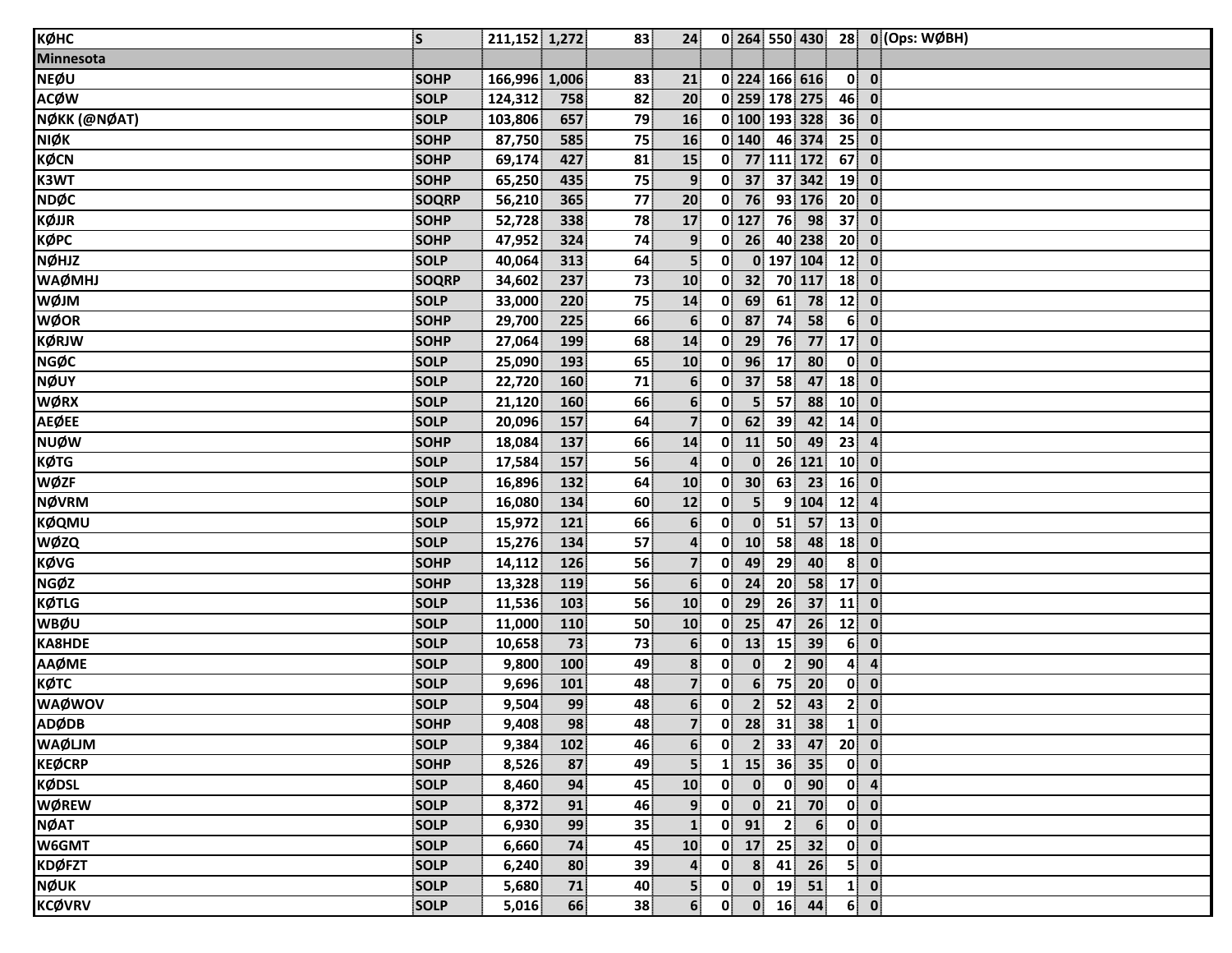| | | | | | | | | | | | | |
|---|---|---|---|---|---|---|---|---|---|---|---|---|
| KØHC | S | 211,152 | 1,272 | 83 | 24 | 0 | 264 | 550 | 430 | 28 | 0 | (Ops: WØBH) |
| **Minnesota** | | | | | | | | | | | | |
| NEØU | SOHP | 166,996 | 1,006 | 83 | 21 | 0 | 224 | 166 | 616 | 0 | 0 | |
| ACØW | SOLP | 124,312 | 758 | 82 | 20 | 0 | 259 | 178 | 275 | 46 | 0 | |
| NØKK (@NØAT) | SOLP | 103,806 | 657 | 79 | 16 | 0 | 100 | 193 | 328 | 36 | 0 | |
| NIØK | SOHP | 87,750 | 585 | 75 | 16 | 0 | 140 | 46 | 374 | 25 | 0 | |
| KØCN | SOHP | 69,174 | 427 | 81 | 15 | 0 | 77 | 111 | 172 | 67 | 0 | |
| K3WT | SOHP | 65,250 | 435 | 75 | 9 | 0 | 37 | 37 | 342 | 19 | 0 | |
| NDØC | SOQRP | 56,210 | 365 | 77 | 20 | 0 | 76 | 93 | 176 | 20 | 0 | |
| KØJJR | SOHP | 52,728 | 338 | 78 | 17 | 0 | 127 | 76 | 98 | 37 | 0 | |
| KØPC | SOHP | 47,952 | 324 | 74 | 9 | 0 | 26 | 40 | 238 | 20 | 0 | |
| NØHJZ | SOLP | 40,064 | 313 | 64 | 5 | 0 | 0 | 197 | 104 | 12 | 0 | |
| WAØMHJ | SOQRP | 34,602 | 237 | 73 | 10 | 0 | 32 | 70 | 117 | 18 | 0 | |
| WØJM | SOLP | 33,000 | 220 | 75 | 14 | 0 | 69 | 61 | 78 | 12 | 0 | |
| WØOR | SOHP | 29,700 | 225 | 66 | 6 | 0 | 87 | 74 | 58 | 6 | 0 | |
| KØRJW | SOHP | 27,064 | 199 | 68 | 14 | 0 | 29 | 76 | 77 | 17 | 0 | |
| NGØC | SOLP | 25,090 | 193 | 65 | 10 | 0 | 96 | 17 | 80 | 0 | 0 | |
| NØUY | SOLP | 22,720 | 160 | 71 | 6 | 0 | 37 | 58 | 47 | 18 | 0 | |
| WØRX | SOLP | 21,120 | 160 | 66 | 6 | 0 | 5 | 57 | 88 | 10 | 0 | |
| AEØEE | SOLP | 20,096 | 157 | 64 | 7 | 0 | 62 | 39 | 42 | 14 | 0 | |
| NUØW | SOHP | 18,084 | 137 | 66 | 14 | 0 | 11 | 50 | 49 | 23 | 4 | |
| KØTG | SOLP | 17,584 | 157 | 56 | 4 | 0 | 0 | 26 | 121 | 10 | 0 | |
| WØZF | SOLP | 16,896 | 132 | 64 | 10 | 0 | 30 | 63 | 23 | 16 | 0 | |
| NØVRM | SOLP | 16,080 | 134 | 60 | 12 | 0 | 5 | 9 | 104 | 12 | 4 | |
| KØQMU | SOLP | 15,972 | 121 | 66 | 6 | 0 | 0 | 51 | 57 | 13 | 0 | |
| WØZQ | SOLP | 15,276 | 134 | 57 | 4 | 0 | 10 | 58 | 48 | 18 | 0 | |
| KØVG | SOHP | 14,112 | 126 | 56 | 7 | 0 | 49 | 29 | 40 | 8 | 0 | |
| NGØZ | SOHP | 13,328 | 119 | 56 | 6 | 0 | 24 | 20 | 58 | 17 | 0 | |
| KØTLG | SOLP | 11,536 | 103 | 56 | 10 | 0 | 29 | 26 | 37 | 11 | 0 | |
| WBØU | SOLP | 11,000 | 110 | 50 | 10 | 0 | 25 | 47 | 26 | 12 | 0 | |
| KA8HDE | SOLP | 10,658 | 73 | 73 | 6 | 0 | 13 | 15 | 39 | 6 | 0 | |
| AAØME | SOLP | 9,800 | 100 | 49 | 8 | 0 | 0 | 2 | 90 | 4 | 4 | |
| KØTC | SOLP | 9,696 | 101 | 48 | 7 | 0 | 6 | 75 | 20 | 0 | 0 | |
| WAØWOV | SOLP | 9,504 | 99 | 48 | 6 | 0 | 2 | 52 | 43 | 2 | 0 | |
| ADØDB | SOHP | 9,408 | 98 | 48 | 7 | 0 | 28 | 31 | 38 | 1 | 0 | |
| WAØLJM | SOLP | 9,384 | 102 | 46 | 6 | 0 | 2 | 33 | 47 | 20 | 0 | |
| KEØCRP | SOHP | 8,526 | 87 | 49 | 5 | 1 | 15 | 36 | 35 | 0 | 0 | |
| KØDSL | SOLP | 8,460 | 94 | 45 | 10 | 0 | 0 | 0 | 90 | 0 | 4 | |
| WØREW | SOLP | 8,372 | 91 | 46 | 9 | 0 | 0 | 21 | 70 | 0 | 0 | |
| NØAT | SOLP | 6,930 | 99 | 35 | 1 | 0 | 91 | 2 | 6 | 0 | 0 | |
| W6GMT | SOLP | 6,660 | 74 | 45 | 10 | 0 | 17 | 25 | 32 | 0 | 0 | |
| KDØFZT | SOLP | 6,240 | 80 | 39 | 4 | 0 | 8 | 41 | 26 | 5 | 0 | |
| NØUK | SOLP | 5,680 | 71 | 40 | 5 | 0 | 0 | 19 | 51 | 1 | 0 | |
| KCØVRV | SOLP | 5,016 | 66 | 38 | 6 | 0 | 0 | 16 | 44 | 6 | 0 | |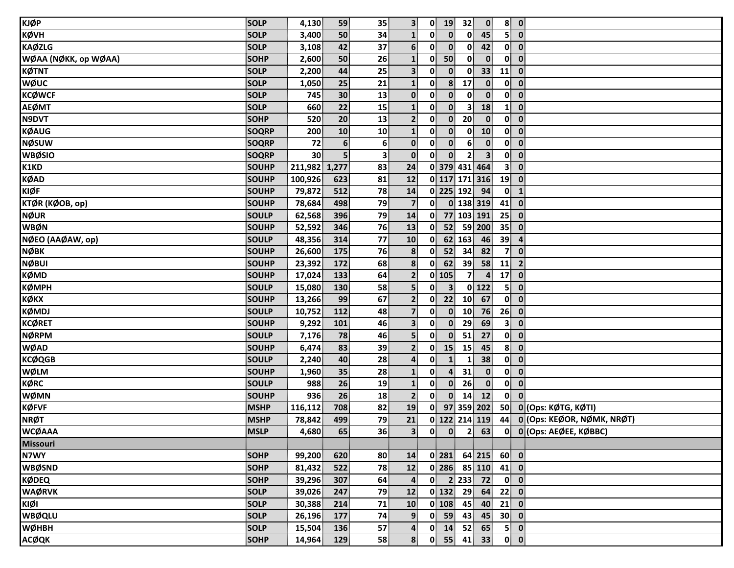| | | | | | | | | | | | | |
|---|---|---|---|---|---|---|---|---|---|---|---|---|
| KJØP | SOLP | 4,130 | 59 | 35 | 3 | 0 | 19 | 32 | 0 | 8 | 0 | |
| KØVH | SOLP | 3,400 | 50 | 34 | 1 | 0 | 0 | 0 | 45 | 5 | 0 | |
| KAØZLG | SOLP | 3,108 | 42 | 37 | 6 | 0 | 0 | 0 | 42 | 0 | 0 | |
| WØAA (NØKK, op WØAA) | SOHP | 2,600 | 50 | 26 | 1 | 0 | 50 | 0 | 0 | 0 | 0 | |
| KØTNT | SOLP | 2,200 | 44 | 25 | 3 | 0 | 0 | 0 | 33 | 11 | 0 | |
| WØUC | SOLP | 1,050 | 25 | 21 | 1 | 0 | 8 | 17 | 0 | 0 | 0 | |
| KCØWCF | SOLP | 745 | 30 | 13 | 0 | 0 | 0 | 0 | 0 | 0 | 0 | |
| AEØMT | SOLP | 660 | 22 | 15 | 1 | 0 | 0 | 3 | 18 | 1 | 0 | |
| N9DVT | SOHP | 520 | 20 | 13 | 2 | 0 | 0 | 20 | 0 | 0 | 0 | |
| KØAUG | SOQRP | 200 | 10 | 10 | 1 | 0 | 0 | 0 | 10 | 0 | 0 | |
| NØSUW | SOQRP | 72 | 6 | 6 | 0 | 0 | 0 | 6 | 0 | 0 | 0 | |
| WBØSIO | SOQRP | 30 | 5 | 3 | 0 | 0 | 0 | 2 | 3 | 0 | 0 | |
| K1KD | SOUHP | 211,982 | 1,277 | 83 | 24 | 0 | 379 | 431 | 464 | 3 | 0 | |
| KØAD | SOUHP | 100,926 | 623 | 81 | 12 | 0 | 117 | 171 | 316 | 19 | 0 | |
| KIØF | SOUHP | 79,872 | 512 | 78 | 14 | 0 | 225 | 192 | 94 | 0 | 1 | |
| KTØR (KØOB, op) | SOUHP | 78,684 | 498 | 79 | 7 | 0 | 0 | 138 | 319 | 41 | 0 | |
| NØUR | SOULP | 62,568 | 396 | 79 | 14 | 0 | 77 | 103 | 191 | 25 | 0 | |
| WBØN | SOUHP | 52,592 | 346 | 76 | 13 | 0 | 52 | 59 | 200 | 35 | 0 | |
| NØEO (AAØAW, op) | SOULP | 48,356 | 314 | 77 | 10 | 0 | 62 | 163 | 46 | 39 | 4 | |
| NØBK | SOUHP | 26,600 | 175 | 76 | 8 | 0 | 52 | 34 | 82 | 7 | 0 | |
| NØBUI | SOUHP | 23,392 | 172 | 68 | 8 | 0 | 62 | 39 | 58 | 11 | 2 | |
| KØMD | SOUHP | 17,024 | 133 | 64 | 2 | 0 | 105 | 7 | 4 | 17 | 0 | |
| KØMPH | SOULP | 15,080 | 130 | 58 | 5 | 0 | 3 | 0 | 122 | 5 | 0 | |
| KØKX | SOUHP | 13,266 | 99 | 67 | 2 | 0 | 22 | 10 | 67 | 0 | 0 | |
| KØMDJ | SOULP | 10,752 | 112 | 48 | 7 | 0 | 0 | 10 | 76 | 26 | 0 | |
| KCØRET | SOUHP | 9,292 | 101 | 46 | 3 | 0 | 0 | 29 | 69 | 3 | 0 | |
| NØRPM | SOULP | 7,176 | 78 | 46 | 5 | 0 | 0 | 51 | 27 | 0 | 0 | |
| WØAD | SOUHP | 6,474 | 83 | 39 | 2 | 0 | 15 | 15 | 45 | 8 | 0 | |
| KCØQGB | SOULP | 2,240 | 40 | 28 | 4 | 0 | 1 | 1 | 38 | 0 | 0 | |
| WØLM | SOUHP | 1,960 | 35 | 28 | 1 | 0 | 4 | 31 | 0 | 0 | 0 | |
| KØRC | SOULP | 988 | 26 | 19 | 1 | 0 | 0 | 26 | 0 | 0 | 0 | |
| WØMN | SOUHP | 936 | 26 | 18 | 2 | 0 | 0 | 14 | 12 | 0 | 0 | |
| KØFVF | MSHP | 116,112 | 708 | 82 | 19 | 0 | 97 | 359 | 202 | 50 | 0 | (Ops: KØTG, KØTI) |
| NRØT | MSHP | 78,842 | 499 | 79 | 21 | 0 | 122 | 214 | 119 | 44 | 0 | (Ops: KEØOR, NØMK, NRØT) |
| WCØAAA | MSLP | 4,680 | 65 | 36 | 3 | 0 | 0 | 2 | 63 | 0 | 0 | (Ops: AEØEE, KØBBC) |
| **Missouri** | | | | | | | | | | | | |
| N7WY | SOHP | 99,200 | 620 | 80 | 14 | 0 | 281 | 64 | 215 | 60 | 0 | |
| WBØSND | SOHP | 81,432 | 522 | 78 | 12 | 0 | 286 | 85 | 110 | 41 | 0 | |
| KØDEQ | SOHP | 39,296 | 307 | 64 | 4 | 0 | 2 | 233 | 72 | 0 | 0 | |
| WAØRVK | SOLP | 39,026 | 247 | 79 | 12 | 0 | 132 | 29 | 64 | 22 | 0 | |
| KIØI | SOLP | 30,388 | 214 | 71 | 10 | 0 | 108 | 45 | 40 | 21 | 0 | |
| WBØQLU | SOLP | 26,196 | 177 | 74 | 9 | 0 | 59 | 43 | 45 | 30 | 0 | |
| WØHBH | SOLP | 15,504 | 136 | 57 | 4 | 0 | 14 | 52 | 65 | 5 | 0 | |
| ACØQK | SOHP | 14,964 | 129 | 58 | 8 | 0 | 55 | 41 | 33 | 0 | 0 | |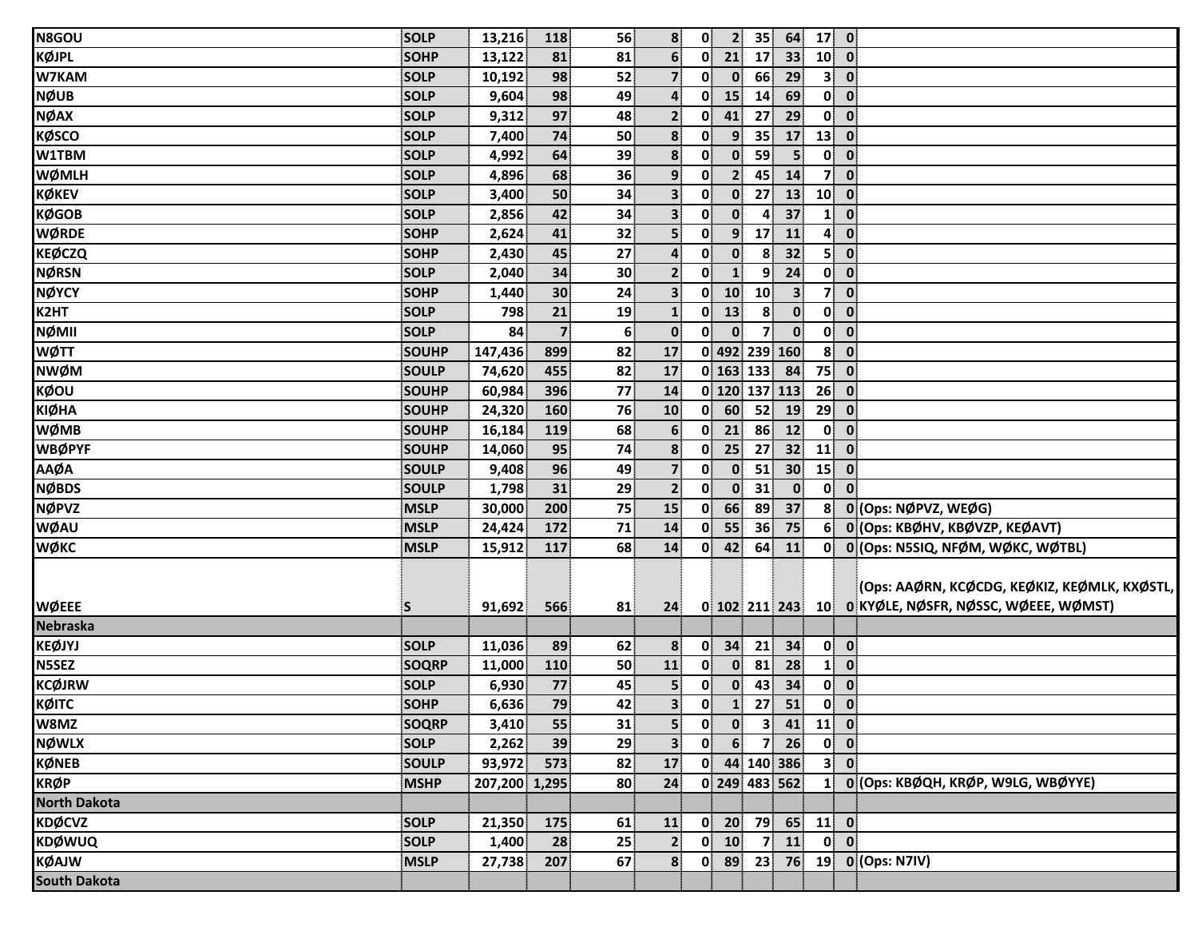| | | | | | | | | | | | | |
|---|---|---|---|---|---|---|---|---|---|---|---|---|
| N8GOU | SOLP | 13,216 | 118 | 56 | 8 | 0 | 2 | 35 | 64 | 17 | 0 | |
| KØJPL | SOHP | 13,122 | 81 | 81 | 6 | 0 | 21 | 17 | 33 | 10 | 0 | |
| W7KAM | SOLP | 10,192 | 98 | 52 | 7 | 0 | 0 | 66 | 29 | 3 | 0 | |
| NØUB | SOLP | 9,604 | 98 | 49 | 4 | 0 | 15 | 14 | 69 | 0 | 0 | |
| NØAX | SOLP | 9,312 | 97 | 48 | 2 | 0 | 41 | 27 | 29 | 0 | 0 | |
| KØSCO | SOLP | 7,400 | 74 | 50 | 8 | 0 | 9 | 35 | 17 | 13 | 0 | |
| W1TBM | SOLP | 4,992 | 64 | 39 | 8 | 0 | 0 | 59 | 5 | 0 | 0 | |
| WØMLH | SOLP | 4,896 | 68 | 36 | 9 | 0 | 2 | 45 | 14 | 7 | 0 | |
| KØKEV | SOLP | 3,400 | 50 | 34 | 3 | 0 | 0 | 27 | 13 | 10 | 0 | |
| KØGOB | SOLP | 2,856 | 42 | 34 | 3 | 0 | 0 | 4 | 37 | 1 | 0 | |
| WØRDE | SOHP | 2,624 | 41 | 32 | 5 | 0 | 9 | 17 | 11 | 4 | 0 | |
| KEØCZQ | SOHP | 2,430 | 45 | 27 | 4 | 0 | 0 | 8 | 32 | 5 | 0 | |
| NØRSN | SOLP | 2,040 | 34 | 30 | 2 | 0 | 1 | 9 | 24 | 0 | 0 | |
| NØYCY | SOHP | 1,440 | 30 | 24 | 3 | 0 | 10 | 10 | 3 | 7 | 0 | |
| K2HT | SOLP | 798 | 21 | 19 | 1 | 0 | 13 | 8 | 0 | 0 | 0 | |
| NØMII | SOLP | 84 | 7 | 6 | 0 | 0 | 0 | 7 | 0 | 0 | 0 | |
| WØTT | SOUHP | 147,436 | 899 | 82 | 17 | 0 | 492 | 239 | 160 | 8 | 0 | |
| NWØM | SOULP | 74,620 | 455 | 82 | 17 | 0 | 163 | 133 | 84 | 75 | 0 | |
| KØOU | SOUHP | 60,984 | 396 | 77 | 14 | 0 | 120 | 137 | 113 | 26 | 0 | |
| KIØHA | SOUHP | 24,320 | 160 | 76 | 10 | 0 | 60 | 52 | 19 | 29 | 0 | |
| WØMB | SOUHP | 16,184 | 119 | 68 | 6 | 0 | 21 | 86 | 12 | 0 | 0 | |
| WBØPYF | SOUHP | 14,060 | 95 | 74 | 8 | 0 | 25 | 27 | 32 | 11 | 0 | |
| AAØA | SOULP | 9,408 | 96 | 49 | 7 | 0 | 0 | 51 | 30 | 15 | 0 | |
| NØBDS | SOULP | 1,798 | 31 | 29 | 2 | 0 | 0 | 31 | 0 | 0 | 0 | |
| NØPVZ | MSLP | 30,000 | 200 | 75 | 15 | 0 | 66 | 89 | 37 | 8 | 0 | (Ops: NØPVZ, WEØG) |
| WØAU | MSLP | 24,424 | 172 | 71 | 14 | 0 | 55 | 36 | 75 | 6 | 0 | (Ops: KBØHV, KBØVZP, KEØAVT) |
| WØKC | MSLP | 15,912 | 117 | 68 | 14 | 0 | 42 | 64 | 11 | 0 | 0 | (Ops: N5SIQ, NFØM, WØKC, WØTBL) |
| WØEEE | S | 91,692 | 566 | 81 | 24 | 0 | 102 | 211 | 243 | 10 | 0 | (Ops: AAØRN, KCØCDG, KEØKIZ, KEØMLK, KXØSTL, KYØLE, NØSFR, NØSSC, WØEEE, WØMST) |
| **Nebraska** | | | | | | | | | | | | |
| KEØJYJ | SOLP | 11,036 | 89 | 62 | 8 | 0 | 34 | 21 | 34 | 0 | 0 | |
| N5SEZ | SOQRP | 11,000 | 110 | 50 | 11 | 0 | 0 | 81 | 28 | 1 | 0 | |
| KCØJRW | SOLP | 6,930 | 77 | 45 | 5 | 0 | 0 | 43 | 34 | 0 | 0 | |
| KØITC | SOHP | 6,636 | 79 | 42 | 3 | 0 | 1 | 27 | 51 | 0 | 0 | |
| W8MZ | SOQRP | 3,410 | 55 | 31 | 5 | 0 | 0 | 3 | 41 | 11 | 0 | |
| NØWLX | SOLP | 2,262 | 39 | 29 | 3 | 0 | 6 | 7 | 26 | 0 | 0 | |
| KØNEB | SOULP | 93,972 | 573 | 82 | 17 | 0 | 44 | 140 | 386 | 3 | 0 | |
| KRØP | MSHP | 207,200 | 1,295 | 80 | 24 | 0 | 249 | 483 | 562 | 1 | 0 | (Ops: KBØQH, KRØP, W9LG, WBØYYE) |
| **North Dakota** | | | | | | | | | | | | |
| KDØCVZ | SOLP | 21,350 | 175 | 61 | 11 | 0 | 20 | 79 | 65 | 11 | 0 | |
| KDØWUQ | SOLP | 1,400 | 28 | 25 | 2 | 0 | 10 | 7 | 11 | 0 | 0 | |
| KØAJW | MSLP | 27,738 | 207 | 67 | 8 | 0 | 89 | 23 | 76 | 19 | 0 | (Ops: N7IV) |
| **South Dakota** | | | | | | | | | | | | |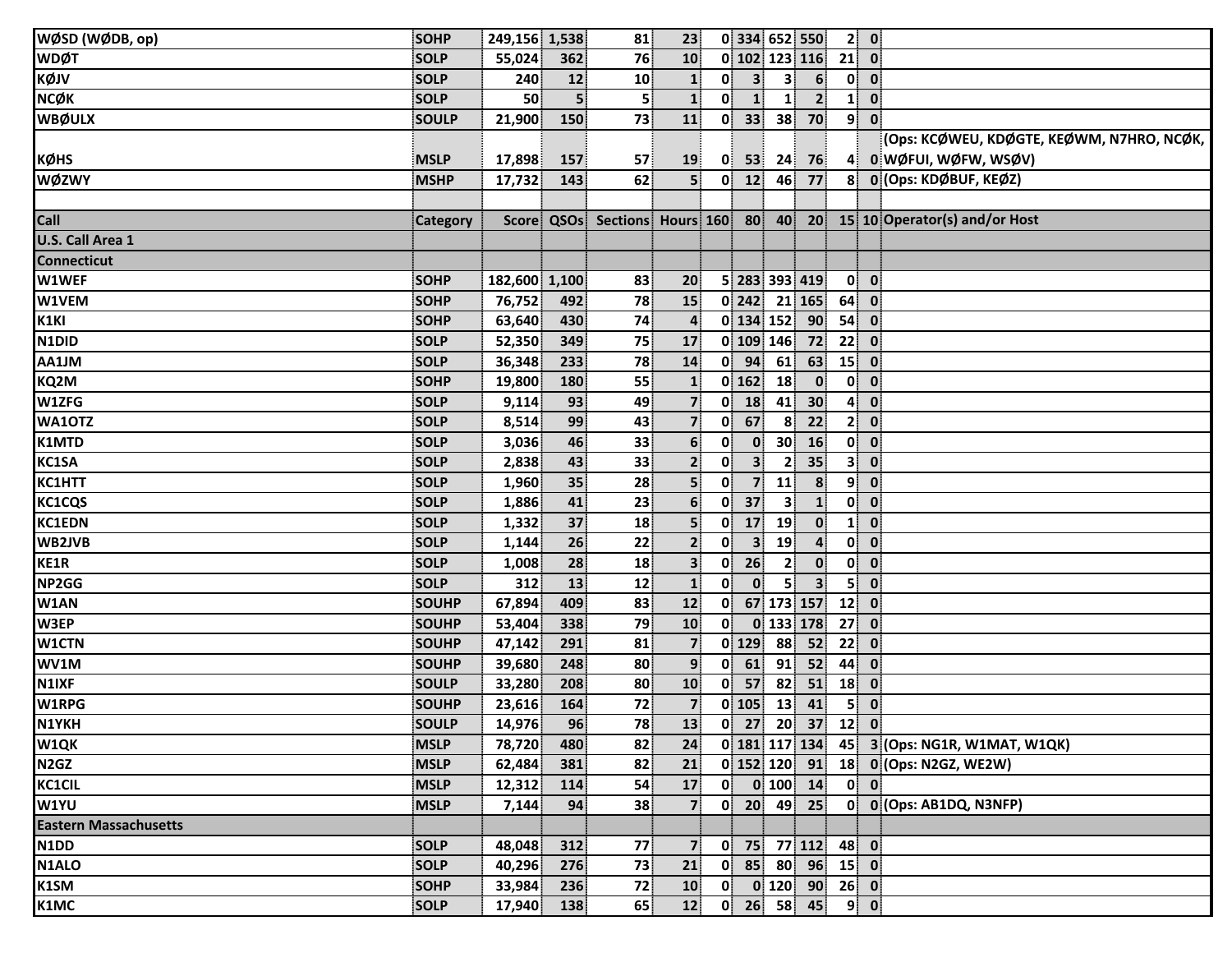| WØSD (WØDB, op) | SOHP | 249,156 | 1,538 | 81 | 23 | 0 | 334 | 652 | 550 | 2 | 0 | |
|---|---|---|---|---|---|---|---|---|---|---|---|---|
| WDØT | SOLP | 55,024 | 362 | 76 | 10 | 0 | 102 | 123 | 116 | 21 | 0 | |
| KØJV | SOLP | 240 | 12 | 10 | 1 | 0 | 3 | 3 | 6 | 0 | 0 | |
| NCØK | SOLP | 50 | 5 | 5 | 1 | 0 | 1 | 1 | 2 | 1 | 0 | |
| WBØULX | SOULP | 21,900 | 150 | 73 | 11 | 0 | 33 | 38 | 70 | 9 | 0 | |
| KØHS | MSLP | 17,898 | 157 | 57 | 19 | 0 | 53 | 24 | 76 | 4 | 0 | (Ops: KCØWEU, KDØGTE, KEØWM, N7HRO, NCØK, WØFUI, WØFW, WSØV) |
| WØZWY | MSHP | 17,732 | 143 | 62 | 5 | 0 | 12 | 46 | 77 | 8 | 0 | (Ops: KDØBUF, KEØZ) |
| | | | | | | | | | | | | |
| **Call** | **Category** | **Score** | **QSOs** | **Sections** | **Hours** | **160** | **80** | **40** | **20** | **15** | **10** | **Operator(s) and/or Host** |
| **U.S. Call Area 1** | | | | | | | | | | | | |
| **Connecticut** | | | | | | | | | | | | |
| W1WEF | SOHP | 182,600 | 1,100 | 83 | 20 | 5 | 283 | 393 | 419 | 0 | 0 | |
| W1VEM | SOHP | 76,752 | 492 | 78 | 15 | 0 | 242 | 21 | 165 | 64 | 0 | |
| K1KI | SOHP | 63,640 | 430 | 74 | 4 | 0 | 134 | 152 | 90 | 54 | 0 | |
| N1DID | SOLP | 52,350 | 349 | 75 | 17 | 0 | 109 | 146 | 72 | 22 | 0 | |
| AA1JM | SOLP | 36,348 | 233 | 78 | 14 | 0 | 94 | 61 | 63 | 15 | 0 | |
| KQ2M | SOHP | 19,800 | 180 | 55 | 1 | 0 | 162 | 18 | 0 | 0 | 0 | |
| W1ZFG | SOLP | 9,114 | 93 | 49 | 7 | 0 | 18 | 41 | 30 | 4 | 0 | |
| WA1OTZ | SOLP | 8,514 | 99 | 43 | 7 | 0 | 67 | 8 | 22 | 2 | 0 | |
| K1MTD | SOLP | 3,036 | 46 | 33 | 6 | 0 | 0 | 30 | 16 | 0 | 0 | |
| KC1SA | SOLP | 2,838 | 43 | 33 | 2 | 0 | 3 | 2 | 35 | 3 | 0 | |
| KC1HTT | SOLP | 1,960 | 35 | 28 | 5 | 0 | 7 | 11 | 8 | 9 | 0 | |
| KC1CQS | SOLP | 1,886 | 41 | 23 | 6 | 0 | 37 | 3 | 1 | 0 | 0 | |
| KC1EDN | SOLP | 1,332 | 37 | 18 | 5 | 0 | 17 | 19 | 0 | 1 | 0 | |
| WB2JVB | SOLP | 1,144 | 26 | 22 | 2 | 0 | 3 | 19 | 4 | 0 | 0 | |
| KE1R | SOLP | 1,008 | 28 | 18 | 3 | 0 | 26 | 2 | 0 | 0 | 0 | |
| NP2GG | SOLP | 312 | 13 | 12 | 1 | 0 | 0 | 5 | 3 | 5 | 0 | |
| W1AN | SOUHP | 67,894 | 409 | 83 | 12 | 0 | 67 | 173 | 157 | 12 | 0 | |
| W3EP | SOUHP | 53,404 | 338 | 79 | 10 | 0 | 0 | 133 | 178 | 27 | 0 | |
| W1CTN | SOUHP | 47,142 | 291 | 81 | 7 | 0 | 129 | 88 | 52 | 22 | 0 | |
| WV1M | SOUHP | 39,680 | 248 | 80 | 9 | 0 | 61 | 91 | 52 | 44 | 0 | |
| N1IXF | SOULP | 33,280 | 208 | 80 | 10 | 0 | 57 | 82 | 51 | 18 | 0 | |
| W1RPG | SOUHP | 23,616 | 164 | 72 | 7 | 0 | 105 | 13 | 41 | 5 | 0 | |
| N1YKH | SOULP | 14,976 | 96 | 78 | 13 | 0 | 27 | 20 | 37 | 12 | 0 | |
| W1QK | MSLP | 78,720 | 480 | 82 | 24 | 0 | 181 | 117 | 134 | 45 | 3 | (Ops: NG1R, W1MAT, W1QK) |
| N2GZ | MSLP | 62,484 | 381 | 82 | 21 | 0 | 152 | 120 | 91 | 18 | 0 | (Ops: N2GZ, WE2W) |
| KC1CIL | MSLP | 12,312 | 114 | 54 | 17 | 0 | 0 | 100 | 14 | 0 | 0 | |
| W1YU | MSLP | 7,144 | 94 | 38 | 7 | 0 | 20 | 49 | 25 | 0 | 0 | (Ops: AB1DQ, N3NFP) |
| **Eastern Massachusetts** | | | | | | | | | | | | |
| N1DD | SOLP | 48,048 | 312 | 77 | 7 | 0 | 75 | 77 | 112 | 48 | 0 | |
| N1ALO | SOLP | 40,296 | 276 | 73 | 21 | 0 | 85 | 80 | 96 | 15 | 0 | |
| K1SM | SOHP | 33,984 | 236 | 72 | 10 | 0 | 0 | 120 | 90 | 26 | 0 | |
| K1MC | SOLP | 17,940 | 138 | 65 | 12 | 0 | 26 | 58 | 45 | 9 | 0 | |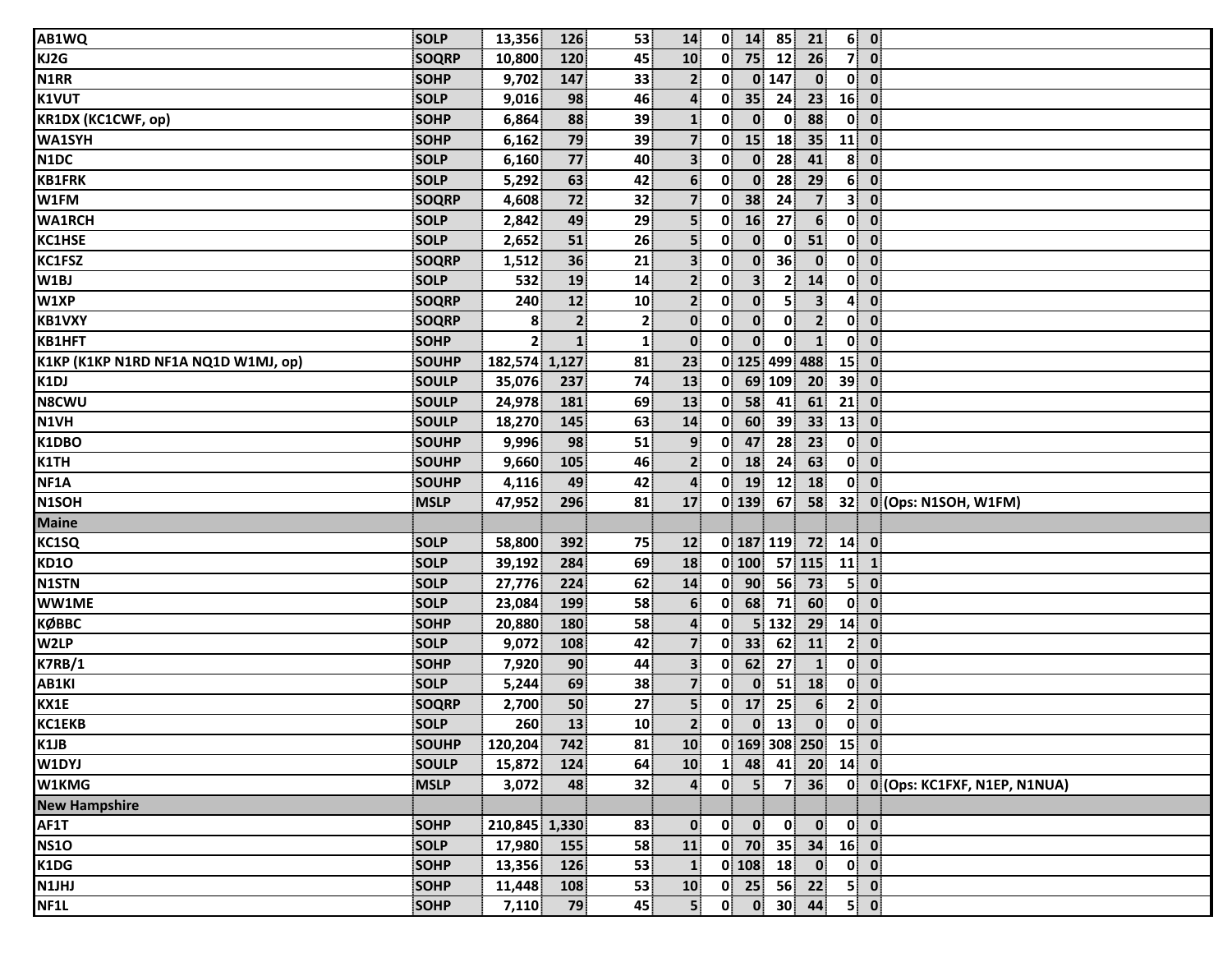| | | | | | | | | | | | | |
|---|---|---|---|---|---|---|---|---|---|---|---|---|
| AB1WQ | SOLP | 13,356 | 126 | 53 | 14 | 0 | 14 | 85 | 21 | 6 | 0 | |
| KJ2G | SOQRP | 10,800 | 120 | 45 | 10 | 0 | 75 | 12 | 26 | 7 | 0 | |
| N1RR | SOHP | 9,702 | 147 | 33 | 2 | 0 | 0 | 147 | 0 | 0 | 0 | |
| K1VUT | SOLP | 9,016 | 98 | 46 | 4 | 0 | 35 | 24 | 23 | 16 | 0 | |
| KR1DX (KC1CWF, op) | SOHP | 6,864 | 88 | 39 | 1 | 0 | 0 | 0 | 88 | 0 | 0 | |
| WA1SYH | SOHP | 6,162 | 79 | 39 | 7 | 0 | 15 | 18 | 35 | 11 | 0 | |
| N1DC | SOLP | 6,160 | 77 | 40 | 3 | 0 | 0 | 28 | 41 | 8 | 0 | |
| KB1FRK | SOLP | 5,292 | 63 | 42 | 6 | 0 | 0 | 28 | 29 | 6 | 0 | |
| W1FM | SOQRP | 4,608 | 72 | 32 | 7 | 0 | 38 | 24 | 7 | 3 | 0 | |
| WA1RCH | SOLP | 2,842 | 49 | 29 | 5 | 0 | 16 | 27 | 6 | 0 | 0 | |
| KC1HSE | SOLP | 2,652 | 51 | 26 | 5 | 0 | 0 | 0 | 51 | 0 | 0 | |
| KC1FSZ | SOQRP | 1,512 | 36 | 21 | 3 | 0 | 0 | 36 | 0 | 0 | 0 | |
| W1BJ | SOLP | 532 | 19 | 14 | 2 | 0 | 3 | 2 | 14 | 0 | 0 | |
| W1XP | SOQRP | 240 | 12 | 10 | 2 | 0 | 0 | 5 | 3 | 4 | 0 | |
| KB1VXY | SOQRP | 8 | 2 | 2 | 0 | 0 | 0 | 0 | 2 | 0 | 0 | |
| KB1HFT | SOHP | 2 | 1 | 1 | 0 | 0 | 0 | 0 | 1 | 0 | 0 | |
| K1KP (K1KP N1RD NF1A NQ1D W1MJ, op) | SOUHP | 182,574 | 1,127 | 81 | 23 | 0 | 125 | 499 | 488 | 15 | 0 | |
| K1DJ | SOULP | 35,076 | 237 | 74 | 13 | 0 | 69 | 109 | 20 | 39 | 0 | |
| N8CWU | SOULP | 24,978 | 181 | 69 | 13 | 0 | 58 | 41 | 61 | 21 | 0 | |
| N1VH | SOULP | 18,270 | 145 | 63 | 14 | 0 | 60 | 39 | 33 | 13 | 0 | |
| K1DBO | SOUHP | 9,996 | 98 | 51 | 9 | 0 | 47 | 28 | 23 | 0 | 0 | |
| K1TH | SOUHP | 9,660 | 105 | 46 | 2 | 0 | 18 | 24 | 63 | 0 | 0 | |
| NF1A | SOUHP | 4,116 | 49 | 42 | 4 | 0 | 19 | 12 | 18 | 0 | 0 | |
| N1SOH | MSLP | 47,952 | 296 | 81 | 17 | 0 | 139 | 67 | 58 | 32 | 0 | (Ops: N1SOH, W1FM) |
| **Maine** | | | | | | | | | | | | |
| KC1SQ | SOLP | 58,800 | 392 | 75 | 12 | 0 | 187 | 119 | 72 | 14 | 0 | |
| KD1O | SOLP | 39,192 | 284 | 69 | 18 | 0 | 100 | 57 | 115 | 11 | 1 | |
| N1STN | SOLP | 27,776 | 224 | 62 | 14 | 0 | 90 | 56 | 73 | 5 | 0 | |
| WW1ME | SOLP | 23,084 | 199 | 58 | 6 | 0 | 68 | 71 | 60 | 0 | 0 | |
| KØBBC | SOHP | 20,880 | 180 | 58 | 4 | 0 | 5 | 132 | 29 | 14 | 0 | |
| W2LP | SOLP | 9,072 | 108 | 42 | 7 | 0 | 33 | 62 | 11 | 2 | 0 | |
| K7RB/1 | SOHP | 7,920 | 90 | 44 | 3 | 0 | 62 | 27 | 1 | 0 | 0 | |
| AB1KI | SOLP | 5,244 | 69 | 38 | 7 | 0 | 0 | 51 | 18 | 0 | 0 | |
| KX1E | SOQRP | 2,700 | 50 | 27 | 5 | 0 | 17 | 25 | 6 | 2 | 0 | |
| KC1EKB | SOLP | 260 | 13 | 10 | 2 | 0 | 0 | 13 | 0 | 0 | 0 | |
| K1JB | SOUHP | 120,204 | 742 | 81 | 10 | 0 | 169 | 308 | 250 | 15 | 0 | |
| W1DYJ | SOULP | 15,872 | 124 | 64 | 10 | 1 | 48 | 41 | 20 | 14 | 0 | |
| W1KMG | MSLP | 3,072 | 48 | 32 | 4 | 0 | 5 | 7 | 36 | 0 | 0 | (Ops: KC1FXF, N1EP, N1NUA) |
| **New Hampshire** | | | | | | | | | | | | |
| AF1T | SOHP | 210,845 | 1,330 | 83 | 0 | 0 | 0 | 0 | 0 | 0 | 0 | |
| NS1O | SOLP | 17,980 | 155 | 58 | 11 | 0 | 70 | 35 | 34 | 16 | 0 | |
| K1DG | SOHP | 13,356 | 126 | 53 | 1 | 0 | 108 | 18 | 0 | 0 | 0 | |
| N1JHJ | SOHP | 11,448 | 108 | 53 | 10 | 0 | 25 | 56 | 22 | 5 | 0 | |
| NF1L | SOHP | 7,110 | 79 | 45 | 5 | 0 | 0 | 30 | 44 | 5 | 0 | |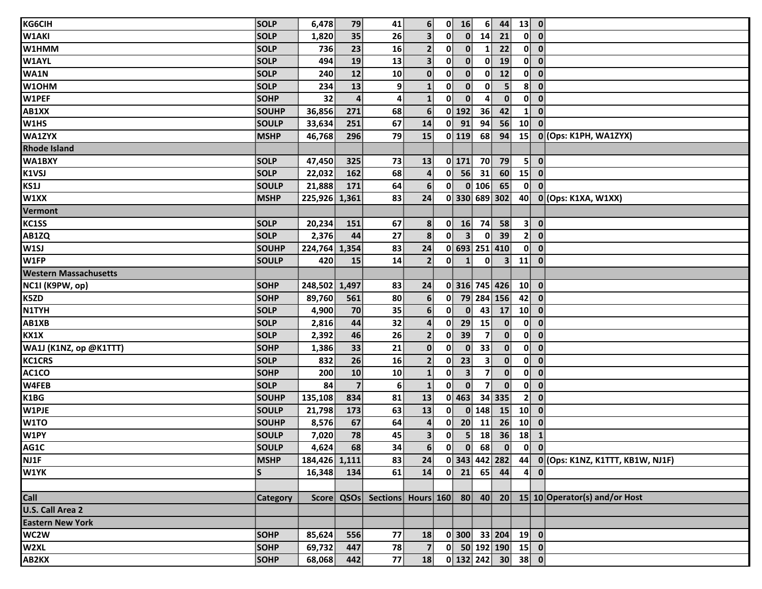| Call | Category | Score | QSOs | Sections | Hours | 160 | 80 | 40 | 20 | 15 | 10 | Operator(s) and/or Host |
|---|---|---|---|---|---|---|---|---|---|---|---|---|
| KG6CIH | SOLP | 6,478 | 79 | 41 | 6 | 0 | 16 | 6 | 44 | 13 | 0 | |
| W1AKI | SOLP | 1,820 | 35 | 26 | 3 | 0 | 0 | 14 | 21 | 0 | 0 | |
| W1HMM | SOLP | 736 | 23 | 16 | 2 | 0 | 0 | 1 | 22 | 0 | 0 | |
| W1AYL | SOLP | 494 | 19 | 13 | 3 | 0 | 0 | 0 | 19 | 0 | 0 | |
| WA1N | SOLP | 240 | 12 | 10 | 0 | 0 | 0 | 0 | 12 | 0 | 0 | |
| W1OHM | SOLP | 234 | 13 | 9 | 1 | 0 | 0 | 0 | 5 | 8 | 0 | |
| W1PEF | SOHP | 32 | 4 | 4 | 1 | 0 | 0 | 4 | 0 | 0 | 0 | |
| AB1XX | SOUHP | 36,856 | 271 | 68 | 6 | 0 | 192 | 36 | 42 | 1 | 0 | |
| W1HS | SOULP | 33,634 | 251 | 67 | 14 | 0 | 91 | 94 | 56 | 10 | 0 | |
| WA1ZYX | MSHP | 46,768 | 296 | 79 | 15 | 0 | 119 | 68 | 94 | 15 | 0 | (Ops: K1PH, WA1ZYX) |
| **Rhode Island** | | | | | | | | | | | | |
| WA1BXY | SOLP | 47,450 | 325 | 73 | 13 | 0 | 171 | 70 | 79 | 5 | 0 | |
| K1VSJ | SOLP | 22,032 | 162 | 68 | 4 | 0 | 56 | 31 | 60 | 15 | 0 | |
| KS1J | SOULP | 21,888 | 171 | 64 | 6 | 0 | 0 | 106 | 65 | 0 | 0 | |
| W1XX | MSHP | 225,926 | 1,361 | 83 | 24 | 0 | 330 | 689 | 302 | 40 | 0 | (Ops: K1XA, W1XX) |
| **Vermont** | | | | | | | | | | | | |
| KC1SS | SOLP | 20,234 | 151 | 67 | 8 | 0 | 16 | 74 | 58 | 3 | 0 | |
| AB1ZQ | SOLP | 2,376 | 44 | 27 | 8 | 0 | 3 | 0 | 39 | 2 | 0 | |
| W1SJ | SOUHP | 224,764 | 1,354 | 83 | 24 | 0 | 693 | 251 | 410 | 0 | 0 | |
| W1FP | SOULP | 420 | 15 | 14 | 2 | 0 | 1 | 0 | 3 | 11 | 0 | |
| **Western Massachusetts** | | | | | | | | | | | | |
| NC1I (K9PW, op) | SOHP | 248,502 | 1,497 | 83 | 24 | 0 | 316 | 745 | 426 | 10 | 0 | |
| K5ZD | SOHP | 89,760 | 561 | 80 | 6 | 0 | 79 | 284 | 156 | 42 | 0 | |
| N1TYH | SOLP | 4,900 | 70 | 35 | 6 | 0 | 0 | 43 | 17 | 10 | 0 | |
| AB1XB | SOLP | 2,816 | 44 | 32 | 4 | 0 | 29 | 15 | 0 | 0 | 0 | |
| KX1X | SOLP | 2,392 | 46 | 26 | 2 | 0 | 39 | 7 | 0 | 0 | 0 | |
| WA1J (K1NZ, op @K1TTT) | SOHP | 1,386 | 33 | 21 | 0 | 0 | 0 | 33 | 0 | 0 | 0 | |
| KC1CRS | SOLP | 832 | 26 | 16 | 2 | 0 | 23 | 3 | 0 | 0 | 0 | |
| AC1CO | SOHP | 200 | 10 | 10 | 1 | 0 | 3 | 7 | 0 | 0 | 0 | |
| W4FEB | SOLP | 84 | 7 | 6 | 1 | 0 | 0 | 7 | 0 | 0 | 0 | |
| K1BG | SOUHP | 135,108 | 834 | 81 | 13 | 0 | 463 | 34 | 335 | 2 | 0 | |
| W1PJE | SOULP | 21,798 | 173 | 63 | 13 | 0 | 0 | 148 | 15 | 10 | 0 | |
| W1TO | SOUHP | 8,576 | 67 | 64 | 4 | 0 | 20 | 11 | 26 | 10 | 0 | |
| W1PY | SOULP | 7,020 | 78 | 45 | 3 | 0 | 5 | 18 | 36 | 18 | 1 | |
| AG1C | SOULP | 4,624 | 68 | 34 | 6 | 0 | 0 | 68 | 0 | 0 | 0 | |
| NJ1F | MSHP | 184,426 | 1,111 | 83 | 24 | 0 | 343 | 442 | 282 | 44 | 0 | (Ops: K1NZ, K1TTT, KB1W, NJ1F) |
| W1YK | S | 16,348 | 134 | 61 | 14 | 0 | 21 | 65 | 44 | 4 | 0 | |

| Call | Category | Score | QSOs | Sections | Hours | 160 | 80 | 40 | 20 | 15 | 10 | Operator(s) and/or Host |
|---|---|---|---|---|---|---|---|---|---|---|---|---|
| **U.S. Call Area 2** | | | | | | | | | | | | |
| **Eastern New York** | | | | | | | | | | | | |
| WC2W | SOHP | 85,624 | 556 | 77 | 18 | 0 | 300 | 33 | 204 | 19 | 0 | |
| W2XL | SOHP | 69,732 | 447 | 78 | 7 | 0 | 50 | 192 | 190 | 15 | 0 | |
| AB2KX | SOHP | 68,068 | 442 | 77 | 18 | 0 | 132 | 242 | 30 | 38 | 0 | |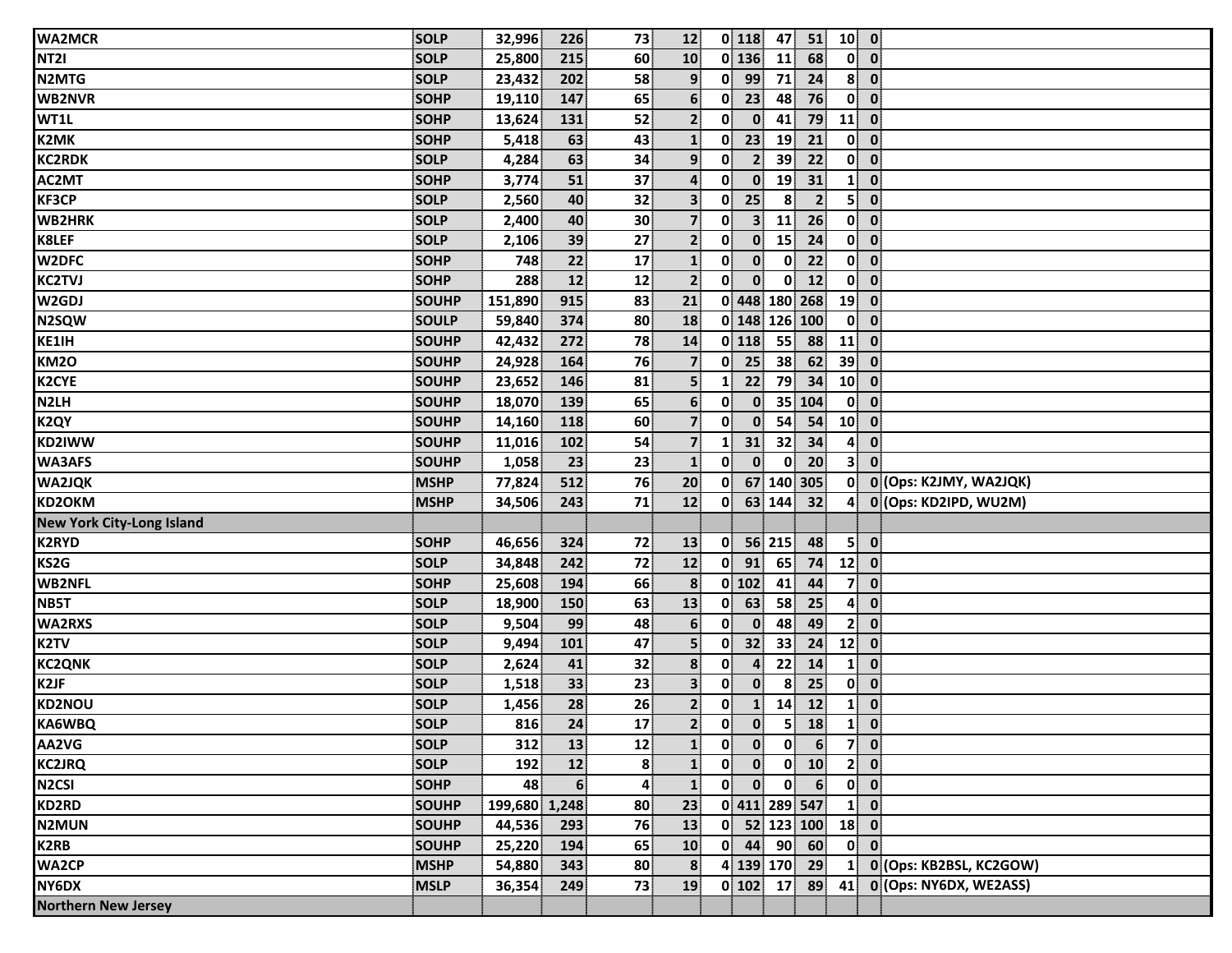| | | | | | | | | | | | | |
|---|---|---|---|---|---|---|---|---|---|---|---|---|
| WA2MCR | SOLP | 32,996 | 226 | 73 | 12 | 0 | 118 | 47 | 51 | 10 | 0 | |
| NT2I | SOLP | 25,800 | 215 | 60 | 10 | 0 | 136 | 11 | 68 | 0 | 0 | |
| N2MTG | SOLP | 23,432 | 202 | 58 | 9 | 0 | 99 | 71 | 24 | 8 | 0 | |
| WB2NVR | SOHP | 19,110 | 147 | 65 | 6 | 0 | 23 | 48 | 76 | 0 | 0 | |
| WT1L | SOHP | 13,624 | 131 | 52 | 2 | 0 | 0 | 41 | 79 | 11 | 0 | |
| K2MK | SOHP | 5,418 | 63 | 43 | 1 | 0 | 23 | 19 | 21 | 0 | 0 | |
| KC2RDK | SOLP | 4,284 | 63 | 34 | 9 | 0 | 2 | 39 | 22 | 0 | 0 | |
| AC2MT | SOHP | 3,774 | 51 | 37 | 4 | 0 | 0 | 19 | 31 | 1 | 0 | |
| KF3CP | SOLP | 2,560 | 40 | 32 | 3 | 0 | 25 | 8 | 2 | 5 | 0 | |
| WB2HRK | SOLP | 2,400 | 40 | 30 | 7 | 0 | 3 | 11 | 26 | 0 | 0 | |
| K8LEF | SOLP | 2,106 | 39 | 27 | 2 | 0 | 0 | 15 | 24 | 0 | 0 | |
| W2DFC | SOHP | 748 | 22 | 17 | 1 | 0 | 0 | 0 | 22 | 0 | 0 | |
| KC2TVJ | SOHP | 288 | 12 | 12 | 2 | 0 | 0 | 0 | 12 | 0 | 0 | |
| W2GDJ | SOUHP | 151,890 | 915 | 83 | 21 | 0 | 448 | 180 | 268 | 19 | 0 | |
| N2SQW | SOULP | 59,840 | 374 | 80 | 18 | 0 | 148 | 126 | 100 | 0 | 0 | |
| KE1IH | SOUHP | 42,432 | 272 | 78 | 14 | 0 | 118 | 55 | 88 | 11 | 0 | |
| KM2O | SOUHP | 24,928 | 164 | 76 | 7 | 0 | 25 | 38 | 62 | 39 | 0 | |
| K2CYE | SOUHP | 23,652 | 146 | 81 | 5 | 1 | 22 | 79 | 34 | 10 | 0 | |
| N2LH | SOUHP | 18,070 | 139 | 65 | 6 | 0 | 0 | 35 | 104 | 0 | 0 | |
| K2QY | SOUHP | 14,160 | 118 | 60 | 7 | 0 | 0 | 54 | 54 | 10 | 0 | |
| KD2IWW | SOUHP | 11,016 | 102 | 54 | 7 | 1 | 31 | 32 | 34 | 4 | 0 | |
| WA3AFS | SOUHP | 1,058 | 23 | 23 | 1 | 0 | 0 | 0 | 20 | 3 | 0 | |
| WA2JQK | MSHP | 77,824 | 512 | 76 | 20 | 0 | 67 | 140 | 305 | 0 | 0 | (Ops: K2JMY, WA2JQK) |
| KD2OKM | MSHP | 34,506 | 243 | 71 | 12 | 0 | 63 | 144 | 32 | 4 | 0 | (Ops: KD2IPD, WU2M) |
| **New York City-Long Island** | | | | | | | | | | | | |
| K2RYD | SOHP | 46,656 | 324 | 72 | 13 | 0 | 56 | 215 | 48 | 5 | 0 | |
| KS2G | SOLP | 34,848 | 242 | 72 | 12 | 0 | 91 | 65 | 74 | 12 | 0 | |
| WB2NFL | SOHP | 25,608 | 194 | 66 | 8 | 0 | 102 | 41 | 44 | 7 | 0 | |
| NB5T | SOLP | 18,900 | 150 | 63 | 13 | 0 | 63 | 58 | 25 | 4 | 0 | |
| WA2RXS | SOLP | 9,504 | 99 | 48 | 6 | 0 | 0 | 48 | 49 | 2 | 0 | |
| K2TV | SOLP | 9,494 | 101 | 47 | 5 | 0 | 32 | 33 | 24 | 12 | 0 | |
| KC2QNK | SOLP | 2,624 | 41 | 32 | 8 | 0 | 4 | 22 | 14 | 1 | 0 | |
| K2JF | SOLP | 1,518 | 33 | 23 | 3 | 0 | 0 | 8 | 25 | 0 | 0 | |
| KD2NOU | SOLP | 1,456 | 28 | 26 | 2 | 0 | 1 | 14 | 12 | 1 | 0 | |
| KA6WBQ | SOLP | 816 | 24 | 17 | 2 | 0 | 0 | 5 | 18 | 1 | 0 | |
| AA2VG | SOLP | 312 | 13 | 12 | 1 | 0 | 0 | 0 | 6 | 7 | 0 | |
| KC2JRQ | SOLP | 192 | 12 | 8 | 1 | 0 | 0 | 0 | 10 | 2 | 0 | |
| N2CSI | SOHP | 48 | 6 | 4 | 1 | 0 | 0 | 0 | 6 | 0 | 0 | |
| KD2RD | SOUHP | 199,680 | 1,248 | 80 | 23 | 0 | 411 | 289 | 547 | 1 | 0 | |
| N2MUN | SOUHP | 44,536 | 293 | 76 | 13 | 0 | 52 | 123 | 100 | 18 | 0 | |
| K2RB | SOUHP | 25,220 | 194 | 65 | 10 | 0 | 44 | 90 | 60 | 0 | 0 | |
| WA2CP | MSHP | 54,880 | 343 | 80 | 8 | 4 | 139 | 170 | 29 | 1 | 0 | (Ops: KB2BSL, KC2GOW) |
| NY6DX | MSLP | 36,354 | 249 | 73 | 19 | 0 | 102 | 17 | 89 | 41 | 0 | (Ops: NY6DX, WE2ASS) |
| **Northern New Jersey** | | | | | | | | | | | | |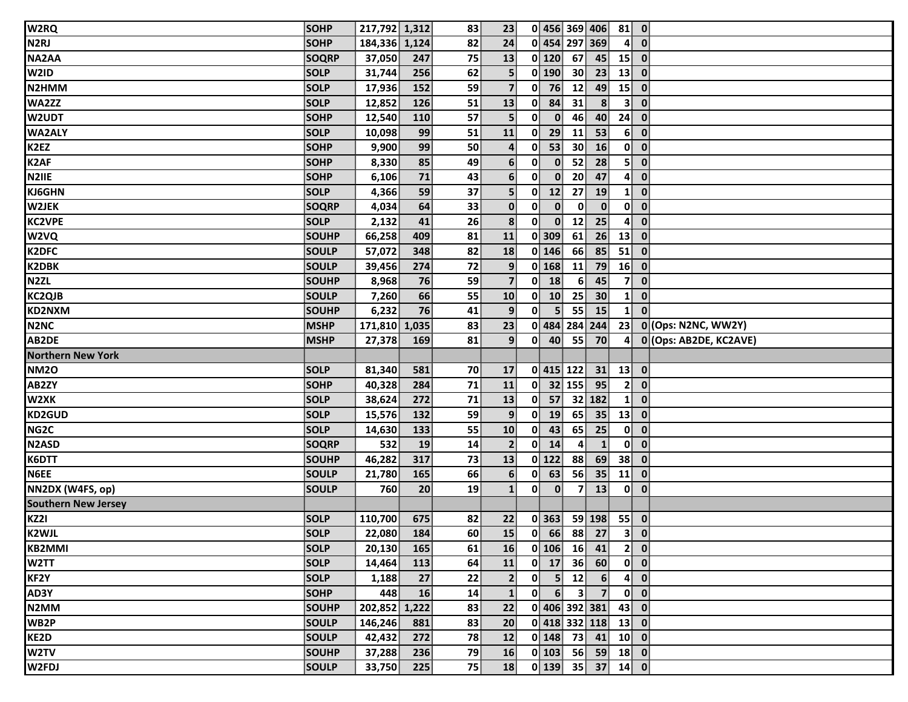| | | | | | | | | | | | | |
|---|---|---|---|---|---|---|---|---|---|---|---|---|
| W2RQ | SOHP | 217,792 | 1,312 | 83 | 23 | 0 | 456 | 369 | 406 | 81 | 0 | |
| N2RJ | SOHP | 184,336 | 1,124 | 82 | 24 | 0 | 454 | 297 | 369 | 4 | 0 | |
| NA2AA | SOQRP | 37,050 | 247 | 75 | 13 | 0 | 120 | 67 | 45 | 15 | 0 | |
| W2ID | SOLP | 31,744 | 256 | 62 | 5 | 0 | 190 | 30 | 23 | 13 | 0 | |
| N2HMM | SOLP | 17,936 | 152 | 59 | 7 | 0 | 76 | 12 | 49 | 15 | 0 | |
| WA2ZZ | SOLP | 12,852 | 126 | 51 | 13 | 0 | 84 | 31 | 8 | 3 | 0 | |
| W2UDT | SOHP | 12,540 | 110 | 57 | 5 | 0 | 0 | 46 | 40 | 24 | 0 | |
| WA2ALY | SOLP | 10,098 | 99 | 51 | 11 | 0 | 29 | 11 | 53 | 6 | 0 | |
| K2EZ | SOHP | 9,900 | 99 | 50 | 4 | 0 | 53 | 30 | 16 | 0 | 0 | |
| K2AF | SOHP | 8,330 | 85 | 49 | 6 | 0 | 0 | 52 | 28 | 5 | 0 | |
| N2IIE | SOHP | 6,106 | 71 | 43 | 6 | 0 | 0 | 20 | 47 | 4 | 0 | |
| KJ6GHN | SOLP | 4,366 | 59 | 37 | 5 | 0 | 12 | 27 | 19 | 1 | 0 | |
| W2JEK | SOQRP | 4,034 | 64 | 33 | 0 | 0 | 0 | 0 | 0 | 0 | 0 | |
| KC2VPE | SOLP | 2,132 | 41 | 26 | 8 | 0 | 0 | 12 | 25 | 4 | 0 | |
| W2VQ | SOUHP | 66,258 | 409 | 81 | 11 | 0 | 309 | 61 | 26 | 13 | 0 | |
| K2DFC | SOULP | 57,072 | 348 | 82 | 18 | 0 | 146 | 66 | 85 | 51 | 0 | |
| K2DBK | SOULP | 39,456 | 274 | 72 | 9 | 0 | 168 | 11 | 79 | 16 | 0 | |
| N2ZL | SOUHP | 8,968 | 76 | 59 | 7 | 0 | 18 | 6 | 45 | 7 | 0 | |
| KC2QJB | SOULP | 7,260 | 66 | 55 | 10 | 0 | 10 | 25 | 30 | 1 | 0 | |
| KD2NXM | SOUHP | 6,232 | 76 | 41 | 9 | 0 | 5 | 55 | 15 | 1 | 0 | |
| N2NC | MSHP | 171,810 | 1,035 | 83 | 23 | 0 | 484 | 284 | 244 | 23 | 0 | (Ops: N2NC, WW2Y) |
| AB2DE | MSHP | 27,378 | 169 | 81 | 9 | 0 | 40 | 55 | 70 | 4 | 0 | (Ops: AB2DE, KC2AVE) |
| **Northern New York** | | | | | | | | | | | | |
| NM2O | SOLP | 81,340 | 581 | 70 | 17 | 0 | 415 | 122 | 31 | 13 | 0 | |
| AB2ZY | SOHP | 40,328 | 284 | 71 | 11 | 0 | 32 | 155 | 95 | 2 | 0 | |
| W2XK | SOLP | 38,624 | 272 | 71 | 13 | 0 | 57 | 32 | 182 | 1 | 0 | |
| KD2GUD | SOLP | 15,576 | 132 | 59 | 9 | 0 | 19 | 65 | 35 | 13 | 0 | |
| NG2C | SOLP | 14,630 | 133 | 55 | 10 | 0 | 43 | 65 | 25 | 0 | 0 | |
| N2ASD | SOQRP | 532 | 19 | 14 | 2 | 0 | 14 | 4 | 1 | 0 | 0 | |
| K6DTT | SOUHP | 46,282 | 317 | 73 | 13 | 0 | 122 | 88 | 69 | 38 | 0 | |
| N6EE | SOULP | 21,780 | 165 | 66 | 6 | 0 | 63 | 56 | 35 | 11 | 0 | |
| NN2DX (W4FS, op) | SOULP | 760 | 20 | 19 | 1 | 0 | 0 | 7 | 13 | 0 | 0 | |
| **Southern New Jersey** | | | | | | | | | | | | |
| KZ2I | SOLP | 110,700 | 675 | 82 | 22 | 0 | 363 | 59 | 198 | 55 | 0 | |
| K2WJL | SOLP | 22,080 | 184 | 60 | 15 | 0 | 66 | 88 | 27 | 3 | 0 | |
| KB2MMI | SOLP | 20,130 | 165 | 61 | 16 | 0 | 106 | 16 | 41 | 2 | 0 | |
| W2TT | SOLP | 14,464 | 113 | 64 | 11 | 0 | 17 | 36 | 60 | 0 | 0 | |
| KF2Y | SOLP | 1,188 | 27 | 22 | 2 | 0 | 5 | 12 | 6 | 4 | 0 | |
| AD3Y | SOHP | 448 | 16 | 14 | 1 | 0 | 6 | 3 | 7 | 0 | 0 | |
| N2MM | SOUHP | 202,852 | 1,222 | 83 | 22 | 0 | 406 | 392 | 381 | 43 | 0 | |
| WB2P | SOULP | 146,246 | 881 | 83 | 20 | 0 | 418 | 332 | 118 | 13 | 0 | |
| KE2D | SOULP | 42,432 | 272 | 78 | 12 | 0 | 148 | 73 | 41 | 10 | 0 | |
| W2TV | SOUHP | 37,288 | 236 | 79 | 16 | 0 | 103 | 56 | 59 | 18 | 0 | |
| W2FDJ | SOULP | 33,750 | 225 | 75 | 18 | 0 | 139 | 35 | 37 | 14 | 0 | |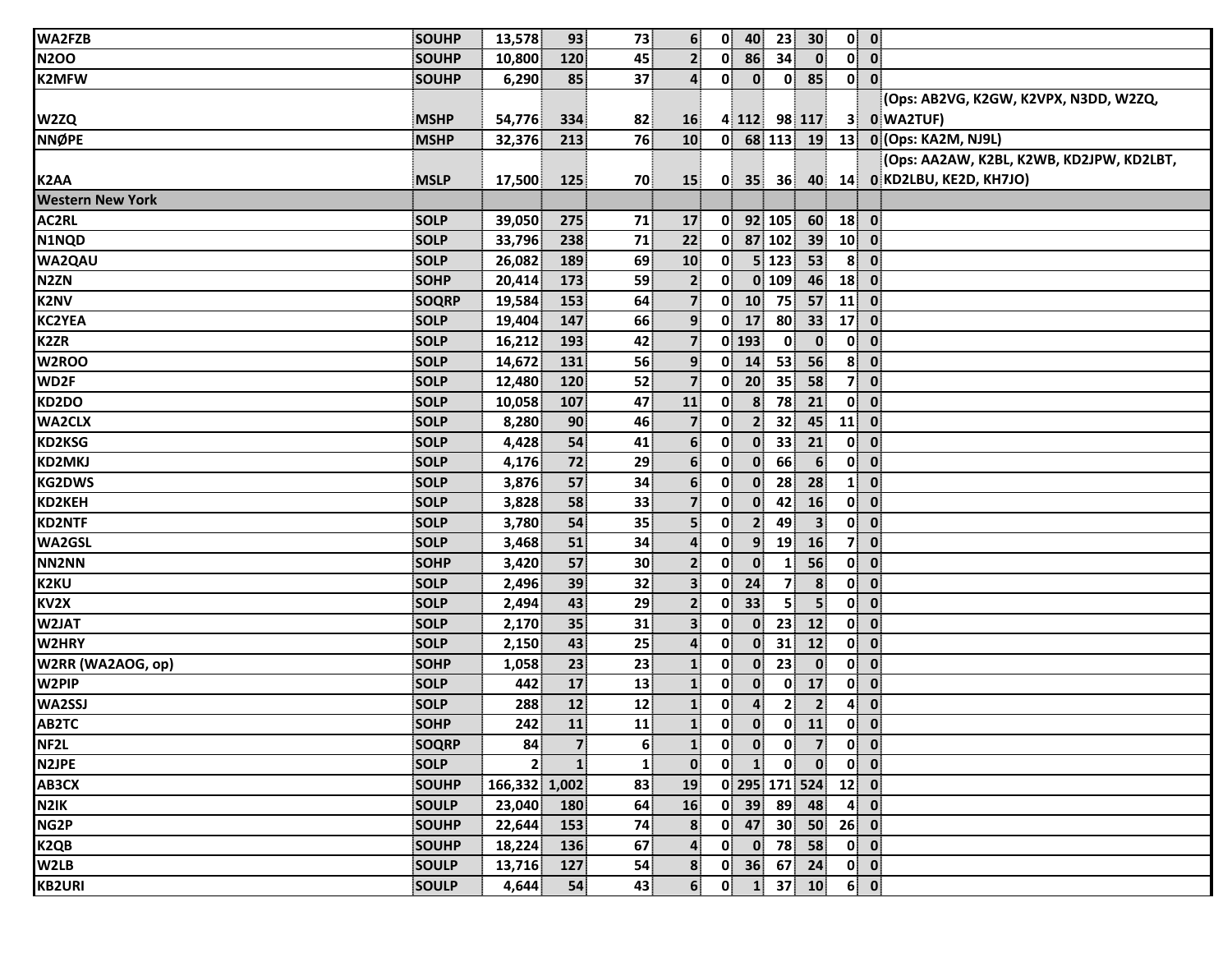| | | | | | | | | | | | | |
|---|---|---|---|---|---|---|---|---|---|---|---|---|
| WA2FZB | SOUHP | 13,578 | 93 | 73 | 6 | 0 | 40 | 23 | 30 | 0 | 0 | |
| N2OO | SOUHP | 10,800 | 120 | 45 | 2 | 0 | 86 | 34 | 0 | 0 | 0 | |
| K2MFW | SOUHP | 6,290 | 85 | 37 | 4 | 0 | 0 | 0 | 85 | 0 | 0 | |
| W2ZQ | MSHP | 54,776 | 334 | 82 | 16 | 4 | 112 | 98 | 117 | 3 | 0 | (Ops: AB2VG, K2GW, K2VPX, N3DD, W2ZQ, WA2TUF) |
| NNØPE | MSHP | 32,376 | 213 | 76 | 10 | 0 | 68 | 113 | 19 | 13 | 0 | (Ops: KA2M, NJ9L) |
| K2AA | MSLP | 17,500 | 125 | 70 | 15 | 0 | 35 | 36 | 40 | 14 | 0 | (Ops: AA2AW, K2BL, K2WB, KD2JPW, KD2LBT, KD2LBU, KE2D, KH7JO) |
| **Western New York** | | | | | | | | | | | | |
| AC2RL | SOLP | 39,050 | 275 | 71 | 17 | 0 | 92 | 105 | 60 | 18 | 0 | |
| N1NQD | SOLP | 33,796 | 238 | 71 | 22 | 0 | 87 | 102 | 39 | 10 | 0 | |
| WA2QAU | SOLP | 26,082 | 189 | 69 | 10 | 0 | 5 | 123 | 53 | 8 | 0 | |
| N2ZN | SOHP | 20,414 | 173 | 59 | 2 | 0 | 0 | 109 | 46 | 18 | 0 | |
| K2NV | SOQRP | 19,584 | 153 | 64 | 7 | 0 | 10 | 75 | 57 | 11 | 0 | |
| KC2YEA | SOLP | 19,404 | 147 | 66 | 9 | 0 | 17 | 80 | 33 | 17 | 0 | |
| K2ZR | SOLP | 16,212 | 193 | 42 | 7 | 0 | 193 | 0 | 0 | 0 | 0 | |
| W2ROO | SOLP | 14,672 | 131 | 56 | 9 | 0 | 14 | 53 | 56 | 8 | 0 | |
| WD2F | SOLP | 12,480 | 120 | 52 | 7 | 0 | 20 | 35 | 58 | 7 | 0 | |
| KD2DO | SOLP | 10,058 | 107 | 47 | 11 | 0 | 8 | 78 | 21 | 0 | 0 | |
| WA2CLX | SOLP | 8,280 | 90 | 46 | 7 | 0 | 2 | 32 | 45 | 11 | 0 | |
| KD2KSG | SOLP | 4,428 | 54 | 41 | 6 | 0 | 0 | 33 | 21 | 0 | 0 | |
| KD2MKJ | SOLP | 4,176 | 72 | 29 | 6 | 0 | 0 | 66 | 6 | 0 | 0 | |
| KG2DWS | SOLP | 3,876 | 57 | 34 | 6 | 0 | 0 | 28 | 28 | 1 | 0 | |
| KD2KEH | SOLP | 3,828 | 58 | 33 | 7 | 0 | 0 | 42 | 16 | 0 | 0 | |
| KD2NTF | SOLP | 3,780 | 54 | 35 | 5 | 0 | 2 | 49 | 3 | 0 | 0 | |
| WA2GSL | SOLP | 3,468 | 51 | 34 | 4 | 0 | 9 | 19 | 16 | 7 | 0 | |
| NN2NN | SOHP | 3,420 | 57 | 30 | 2 | 0 | 0 | 1 | 56 | 0 | 0 | |
| K2KU | SOLP | 2,496 | 39 | 32 | 3 | 0 | 24 | 7 | 8 | 0 | 0 | |
| KV2X | SOLP | 2,494 | 43 | 29 | 2 | 0 | 33 | 5 | 5 | 0 | 0 | |
| W2JAT | SOLP | 2,170 | 35 | 31 | 3 | 0 | 0 | 23 | 12 | 0 | 0 | |
| W2HRY | SOLP | 2,150 | 43 | 25 | 4 | 0 | 0 | 31 | 12 | 0 | 0 | |
| W2RR (WA2AOG, op) | SOHP | 1,058 | 23 | 23 | 1 | 0 | 0 | 23 | 0 | 0 | 0 | |
| W2PIP | SOLP | 442 | 17 | 13 | 1 | 0 | 0 | 0 | 17 | 0 | 0 | |
| WA2SSJ | SOLP | 288 | 12 | 12 | 1 | 0 | 4 | 2 | 2 | 4 | 0 | |
| AB2TC | SOHP | 242 | 11 | 11 | 1 | 0 | 0 | 0 | 11 | 0 | 0 | |
| NF2L | SOQRP | 84 | 7 | 6 | 1 | 0 | 0 | 0 | 7 | 0 | 0 | |
| N2JPE | SOLP | 2 | 1 | 1 | 0 | 0 | 1 | 0 | 0 | 0 | 0 | |
| AB3CX | SOUHP | 166,332 | 1,002 | 83 | 19 | 0 | 295 | 171 | 524 | 12 | 0 | |
| N2IK | SOULP | 23,040 | 180 | 64 | 16 | 0 | 39 | 89 | 48 | 4 | 0 | |
| NG2P | SOUHP | 22,644 | 153 | 74 | 8 | 0 | 47 | 30 | 50 | 26 | 0 | |
| K2QB | SOUHP | 18,224 | 136 | 67 | 4 | 0 | 0 | 78 | 58 | 0 | 0 | |
| W2LB | SOULP | 13,716 | 127 | 54 | 8 | 0 | 36 | 67 | 24 | 0 | 0 | |
| KB2URI | SOULP | 4,644 | 54 | 43 | 6 | 0 | 1 | 37 | 10 | 6 | 0 | |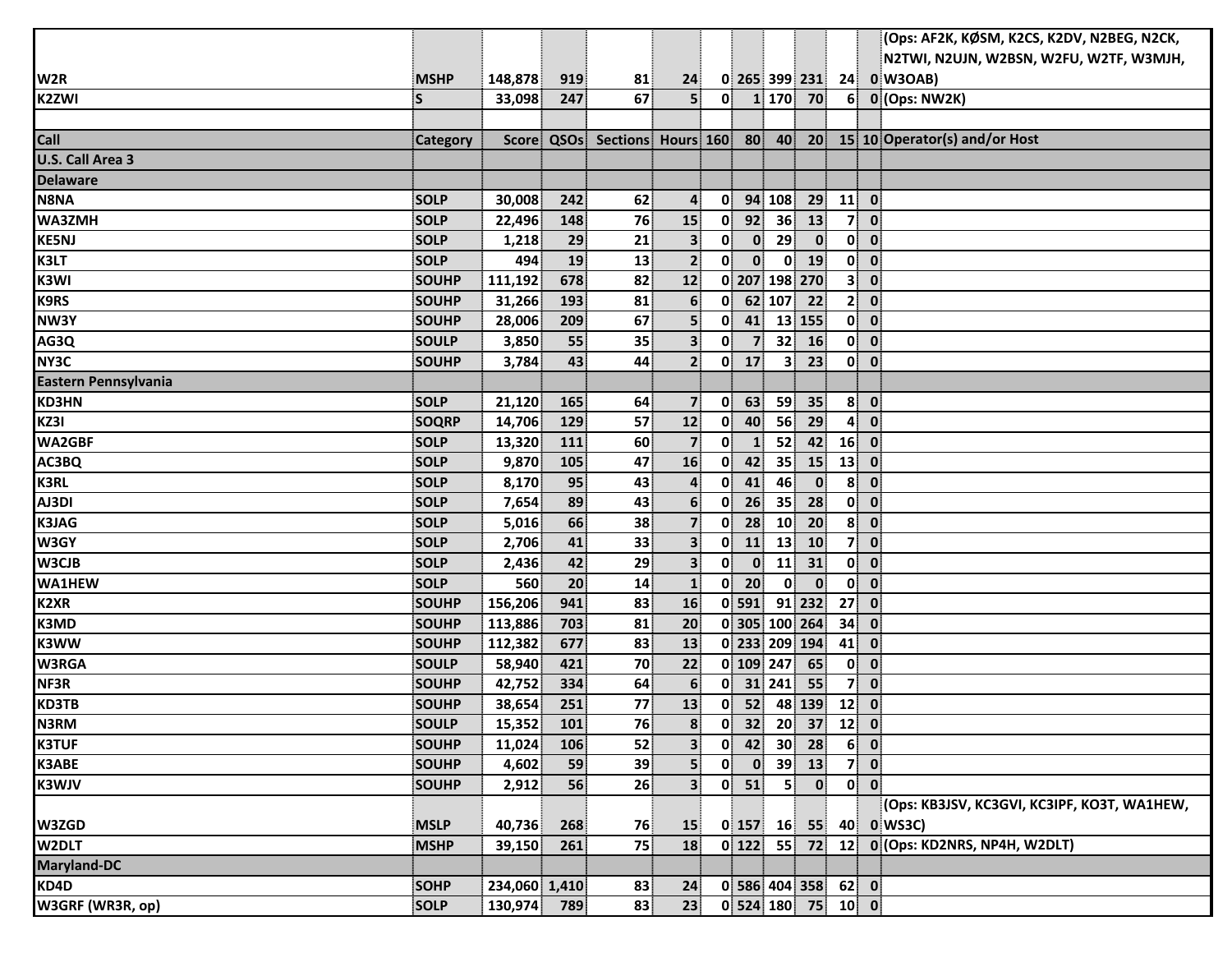| Call | Category | Score | QSOs | Sections | Hours | 160 | 80 | 40 | 20 | 15 | 10 | Operator(s) and/or Host |
|---|---|---|---|---|---|---|---|---|---|---|---|---|
| W2R | MSHP | 148,878 | 919 | 81 | 24 | 0 | 265 | 399 | 231 | 24 | 0 | (Ops: AF2K, KØSM, K2CS, K2DV, N2BEG, N2CK, N2TWI, N2UJN, W2BSN, W2FU, W2TF, W3MJH, W3OAB) |
| K2ZWI | S | 33,098 | 247 | 67 | 5 | 0 | 1 | 170 | 70 | 6 | 0 | (Ops: NW2K) |
| | | | | | | | | | | | | |
| **Call** | **Category** | **Score** | **QSOs** | **Sections** | **Hours** | **160** | **80** | **40** | **20** | **15** | **10** | **Operator(s) and/or Host** |
| **U.S. Call Area 3** | | | | | | | | | | | | |
| **Delaware** | | | | | | | | | | | | |
| N8NA | SOLP | 30,008 | 242 | 62 | 4 | 0 | 94 | 108 | 29 | 11 | 0 | |
| WA3ZMH | SOLP | 22,496 | 148 | 76 | 15 | 0 | 92 | 36 | 13 | 7 | 0 | |
| KE5NJ | SOLP | 1,218 | 29 | 21 | 3 | 0 | 0 | 29 | 0 | 0 | 0 | |
| K3LT | SOLP | 494 | 19 | 13 | 2 | 0 | 0 | 0 | 19 | 0 | 0 | |
| K3WI | SOUHP | 111,192 | 678 | 82 | 12 | 0 | 207 | 198 | 270 | 3 | 0 | |
| K9RS | SOUHP | 31,266 | 193 | 81 | 6 | 0 | 62 | 107 | 22 | 2 | 0 | |
| NW3Y | SOUHP | 28,006 | 209 | 67 | 5 | 0 | 41 | 13 | 155 | 0 | 0 | |
| AG3Q | SOULP | 3,850 | 55 | 35 | 3 | 0 | 7 | 32 | 16 | 0 | 0 | |
| NY3C | SOUHP | 3,784 | 43 | 44 | 2 | 0 | 17 | 3 | 23 | 0 | 0 | |
| **Eastern Pennsylvania** | | | | | | | | | | | | |
| KD3HN | SOLP | 21,120 | 165 | 64 | 7 | 0 | 63 | 59 | 35 | 8 | 0 | |
| KZ3I | SOQRP | 14,706 | 129 | 57 | 12 | 0 | 40 | 56 | 29 | 4 | 0 | |
| WA2GBF | SOLP | 13,320 | 111 | 60 | 7 | 0 | 1 | 52 | 42 | 16 | 0 | |
| AC3BQ | SOLP | 9,870 | 105 | 47 | 16 | 0 | 42 | 35 | 15 | 13 | 0 | |
| K3RL | SOLP | 8,170 | 95 | 43 | 4 | 0 | 41 | 46 | 0 | 8 | 0 | |
| AJ3DI | SOLP | 7,654 | 89 | 43 | 6 | 0 | 26 | 35 | 28 | 0 | 0 | |
| K3JAG | SOLP | 5,016 | 66 | 38 | 7 | 0 | 28 | 10 | 20 | 8 | 0 | |
| W3GY | SOLP | 2,706 | 41 | 33 | 3 | 0 | 11 | 13 | 10 | 7 | 0 | |
| W3CJB | SOLP | 2,436 | 42 | 29 | 3 | 0 | 0 | 11 | 31 | 0 | 0 | |
| WA1HEW | SOLP | 560 | 20 | 14 | 1 | 0 | 20 | 0 | 0 | 0 | 0 | |
| K2XR | SOUHP | 156,206 | 941 | 83 | 16 | 0 | 591 | 91 | 232 | 27 | 0 | |
| K3MD | SOUHP | 113,886 | 703 | 81 | 20 | 0 | 305 | 100 | 264 | 34 | 0 | |
| K3WW | SOUHP | 112,382 | 677 | 83 | 13 | 0 | 233 | 209 | 194 | 41 | 0 | |
| W3RGA | SOULP | 58,940 | 421 | 70 | 22 | 0 | 109 | 247 | 65 | 0 | 0 | |
| NF3R | SOUHP | 42,752 | 334 | 64 | 6 | 0 | 31 | 241 | 55 | 7 | 0 | |
| KD3TB | SOUHP | 38,654 | 251 | 77 | 13 | 0 | 52 | 48 | 139 | 12 | 0 | |
| N3RM | SOULP | 15,352 | 101 | 76 | 8 | 0 | 32 | 20 | 37 | 12 | 0 | |
| K3TUF | SOUHP | 11,024 | 106 | 52 | 3 | 0 | 42 | 30 | 28 | 6 | 0 | |
| K3ABE | SOUHP | 4,602 | 59 | 39 | 5 | 0 | 0 | 39 | 13 | 7 | 0 | |
| K3WJV | SOUHP | 2,912 | 56 | 26 | 3 | 0 | 51 | 5 | 0 | 0 | 0 | |
| W3ZGD | MSLP | 40,736 | 268 | 76 | 15 | 0 | 157 | 16 | 55 | 40 | 0 | (Ops: KB3JSV, KC3GVI, KC3IPF, KO3T, WA1HEW, WS3C) |
| W2DLT | MSHP | 39,150 | 261 | 75 | 18 | 0 | 122 | 55 | 72 | 12 | 0 | (Ops: KD2NRS, NP4H, W2DLT) |
| **Maryland-DC** | | | | | | | | | | | | |
| KD4D | SOHP | 234,060 | 1,410 | 83 | 24 | 0 | 586 | 404 | 358 | 62 | 0 | |
| W3GRF (WR3R, op) | SOLP | 130,974 | 789 | 83 | 23 | 0 | 524 | 180 | 75 | 10 | 0 | |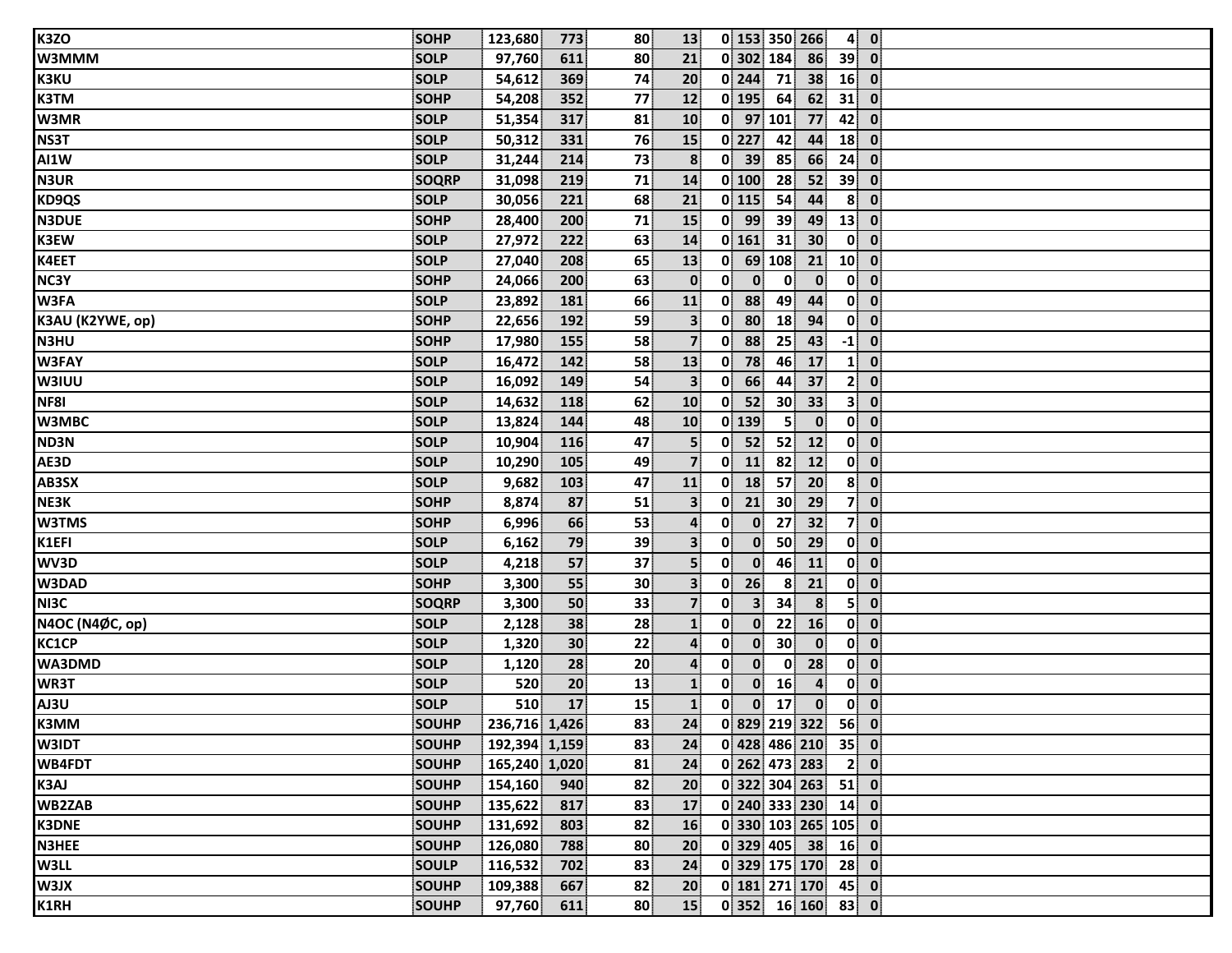| | | | | | | | | | | | | |
|---|---|---|---|---|---|---|---|---|---|---|---|---|
| K3ZO | SOHP | 123,680 | 773 | 80 | 13 | 0 | 153 | 350 | 266 | 4 | 0 | |
| W3MMM | SOLP | 97,760 | 611 | 80 | 21 | 0 | 302 | 184 | 86 | 39 | 0 | |
| K3KU | SOLP | 54,612 | 369 | 74 | 20 | 0 | 244 | 71 | 38 | 16 | 0 | |
| K3TM | SOHP | 54,208 | 352 | 77 | 12 | 0 | 195 | 64 | 62 | 31 | 0 | |
| W3MR | SOLP | 51,354 | 317 | 81 | 10 | 0 | 97 | 101 | 77 | 42 | 0 | |
| NS3T | SOLP | 50,312 | 331 | 76 | 15 | 0 | 227 | 42 | 44 | 18 | 0 | |
| AI1W | SOLP | 31,244 | 214 | 73 | 8 | 0 | 39 | 85 | 66 | 24 | 0 | |
| N3UR | SOQRP | 31,098 | 219 | 71 | 14 | 0 | 100 | 28 | 52 | 39 | 0 | |
| KD9QS | SOLP | 30,056 | 221 | 68 | 21 | 0 | 115 | 54 | 44 | 8 | 0 | |
| N3DUE | SOHP | 28,400 | 200 | 71 | 15 | 0 | 99 | 39 | 49 | 13 | 0 | |
| K3EW | SOLP | 27,972 | 222 | 63 | 14 | 0 | 161 | 31 | 30 | 0 | 0 | |
| K4EET | SOLP | 27,040 | 208 | 65 | 13 | 0 | 69 | 108 | 21 | 10 | 0 | |
| NC3Y | SOHP | 24,066 | 200 | 63 | 0 | 0 | 0 | 0 | 0 | 0 | 0 | |
| W3FA | SOLP | 23,892 | 181 | 66 | 11 | 0 | 88 | 49 | 44 | 0 | 0 | |
| K3AU (K2YWE, op) | SOHP | 22,656 | 192 | 59 | 3 | 0 | 80 | 18 | 94 | 0 | 0 | |
| N3HU | SOHP | 17,980 | 155 | 58 | 7 | 0 | 88 | 25 | 43 | -1 | 0 | |
| W3FAY | SOLP | 16,472 | 142 | 58 | 13 | 0 | 78 | 46 | 17 | 1 | 0 | |
| W3IUU | SOLP | 16,092 | 149 | 54 | 3 | 0 | 66 | 44 | 37 | 2 | 0 | |
| NF8I | SOLP | 14,632 | 118 | 62 | 10 | 0 | 52 | 30 | 33 | 3 | 0 | |
| W3MBC | SOLP | 13,824 | 144 | 48 | 10 | 0 | 139 | 5 | 0 | 0 | 0 | |
| ND3N | SOLP | 10,904 | 116 | 47 | 5 | 0 | 52 | 52 | 12 | 0 | 0 | |
| AE3D | SOLP | 10,290 | 105 | 49 | 7 | 0 | 11 | 82 | 12 | 0 | 0 | |
| AB3SX | SOLP | 9,682 | 103 | 47 | 11 | 0 | 18 | 57 | 20 | 8 | 0 | |
| NE3K | SOHP | 8,874 | 87 | 51 | 3 | 0 | 21 | 30 | 29 | 7 | 0 | |
| W3TMS | SOHP | 6,996 | 66 | 53 | 4 | 0 | 0 | 27 | 32 | 7 | 0 | |
| K1EFI | SOLP | 6,162 | 79 | 39 | 3 | 0 | 0 | 50 | 29 | 0 | 0 | |
| WV3D | SOLP | 4,218 | 57 | 37 | 5 | 0 | 0 | 46 | 11 | 0 | 0 | |
| W3DAD | SOHP | 3,300 | 55 | 30 | 3 | 0 | 26 | 8 | 21 | 0 | 0 | |
| NI3C | SOQRP | 3,300 | 50 | 33 | 7 | 0 | 3 | 34 | 8 | 5 | 0 | |
| N4OC (N4ØC, op) | SOLP | 2,128 | 38 | 28 | 1 | 0 | 0 | 22 | 16 | 0 | 0 | |
| KC1CP | SOLP | 1,320 | 30 | 22 | 4 | 0 | 0 | 30 | 0 | 0 | 0 | |
| WA3DMD | SOLP | 1,120 | 28 | 20 | 4 | 0 | 0 | 0 | 28 | 0 | 0 | |
| WR3T | SOLP | 520 | 20 | 13 | 1 | 0 | 0 | 16 | 4 | 0 | 0 | |
| AJ3U | SOLP | 510 | 17 | 15 | 1 | 0 | 0 | 17 | 0 | 0 | 0 | |
| K3MM | SOUHP | 236,716 | 1,426 | 83 | 24 | 0 | 829 | 219 | 322 | 56 | 0 | |
| W3IDT | SOUHP | 192,394 | 1,159 | 83 | 24 | 0 | 428 | 486 | 210 | 35 | 0 | |
| WB4FDT | SOUHP | 165,240 | 1,020 | 81 | 24 | 0 | 262 | 473 | 283 | 2 | 0 | |
| K3AJ | SOUHP | 154,160 | 940 | 82 | 20 | 0 | 322 | 304 | 263 | 51 | 0 | |
| WB2ZAB | SOUHP | 135,622 | 817 | 83 | 17 | 0 | 240 | 333 | 230 | 14 | 0 | |
| K3DNE | SOUHP | 131,692 | 803 | 82 | 16 | 0 | 330 | 103 | 265 | 105 | 0 | |
| N3HEE | SOUHP | 126,080 | 788 | 80 | 20 | 0 | 329 | 405 | 38 | 16 | 0 | |
| W3LL | SOULP | 116,532 | 702 | 83 | 24 | 0 | 329 | 175 | 170 | 28 | 0 | |
| W3JX | SOUHP | 109,388 | 667 | 82 | 20 | 0 | 181 | 271 | 170 | 45 | 0 | |
| K1RH | SOUHP | 97,760 | 611 | 80 | 15 | 0 | 352 | 16 | 160 | 83 | 0 | |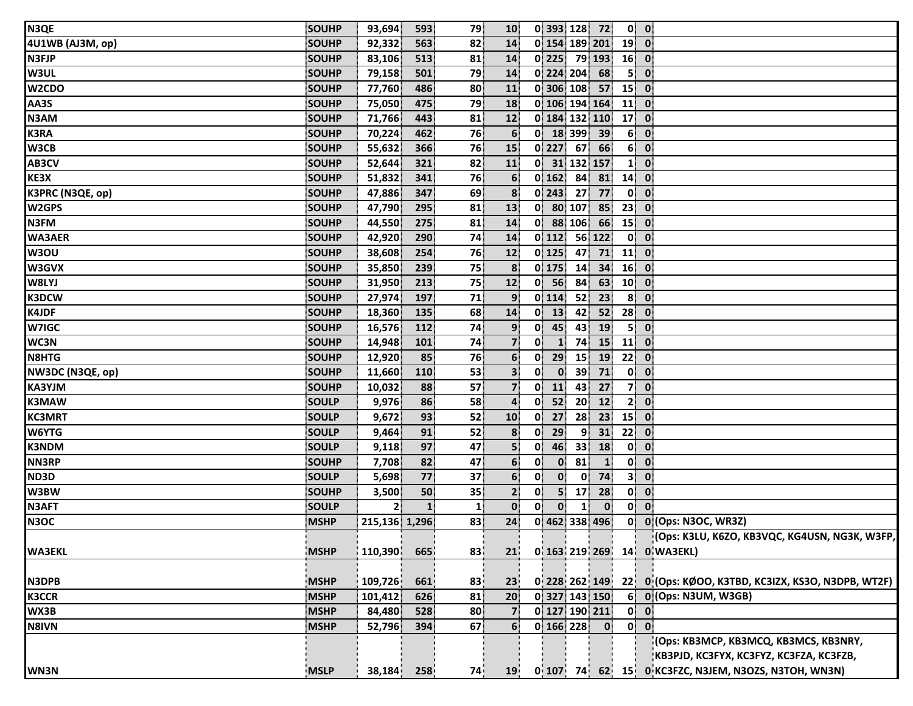| | | | | | | | | | | | | |
|---|---|---|---|---|---|---|---|---|---|---|---|---|
| N3QE | SOUHP | 93,694 | 593 | 79 | 10 | 0 | 393 | 128 | 72 | 0 | 0 | |
| 4U1WB (AJ3M, op) | SOUHP | 92,332 | 563 | 82 | 14 | 0 | 154 | 189 | 201 | 19 | 0 | |
| N3FJP | SOUHP | 83,106 | 513 | 81 | 14 | 0 | 225 | 79 | 193 | 16 | 0 | |
| W3UL | SOUHP | 79,158 | 501 | 79 | 14 | 0 | 224 | 204 | 68 | 5 | 0 | |
| W2CDO | SOUHP | 77,760 | 486 | 80 | 11 | 0 | 306 | 108 | 57 | 15 | 0 | |
| AA3S | SOUHP | 75,050 | 475 | 79 | 18 | 0 | 106 | 194 | 164 | 11 | 0 | |
| N3AM | SOUHP | 71,766 | 443 | 81 | 12 | 0 | 184 | 132 | 110 | 17 | 0 | |
| K3RA | SOUHP | 70,224 | 462 | 76 | 6 | 0 | 18 | 399 | 39 | 6 | 0 | |
| W3CB | SOUHP | 55,632 | 366 | 76 | 15 | 0 | 227 | 67 | 66 | 6 | 0 | |
| AB3CV | SOUHP | 52,644 | 321 | 82 | 11 | 0 | 31 | 132 | 157 | 1 | 0 | |
| KE3X | SOUHP | 51,832 | 341 | 76 | 6 | 0 | 162 | 84 | 81 | 14 | 0 | |
| K3PRC (N3QE, op) | SOUHP | 47,886 | 347 | 69 | 8 | 0 | 243 | 27 | 77 | 0 | 0 | |
| W2GPS | SOUHP | 47,790 | 295 | 81 | 13 | 0 | 80 | 107 | 85 | 23 | 0 | |
| N3FM | SOUHP | 44,550 | 275 | 81 | 14 | 0 | 88 | 106 | 66 | 15 | 0 | |
| WA3AER | SOUHP | 42,920 | 290 | 74 | 14 | 0 | 112 | 56 | 122 | 0 | 0 | |
| W3OU | SOUHP | 38,608 | 254 | 76 | 12 | 0 | 125 | 47 | 71 | 11 | 0 | |
| W3GVX | SOUHP | 35,850 | 239 | 75 | 8 | 0 | 175 | 14 | 34 | 16 | 0 | |
| W8LYJ | SOUHP | 31,950 | 213 | 75 | 12 | 0 | 56 | 84 | 63 | 10 | 0 | |
| K3DCW | SOUHP | 27,974 | 197 | 71 | 9 | 0 | 114 | 52 | 23 | 8 | 0 | |
| K4JDF | SOUHP | 18,360 | 135 | 68 | 14 | 0 | 13 | 42 | 52 | 28 | 0 | |
| W7IGC | SOUHP | 16,576 | 112 | 74 | 9 | 0 | 45 | 43 | 19 | 5 | 0 | |
| WC3N | SOUHP | 14,948 | 101 | 74 | 7 | 0 | 1 | 74 | 15 | 11 | 0 | |
| N8HTG | SOUHP | 12,920 | 85 | 76 | 6 | 0 | 29 | 15 | 19 | 22 | 0 | |
| NW3DC (N3QE, op) | SOUHP | 11,660 | 110 | 53 | 3 | 0 | 0 | 39 | 71 | 0 | 0 | |
| KA3YJM | SOUHP | 10,032 | 88 | 57 | 7 | 0 | 11 | 43 | 27 | 7 | 0 | |
| K3MAW | SOULP | 9,976 | 86 | 58 | 4 | 0 | 52 | 20 | 12 | 2 | 0 | |
| KC3MRT | SOULP | 9,672 | 93 | 52 | 10 | 0 | 27 | 28 | 23 | 15 | 0 | |
| W6YTG | SOULP | 9,464 | 91 | 52 | 8 | 0 | 29 | 9 | 31 | 22 | 0 | |
| K3NDM | SOULP | 9,118 | 97 | 47 | 5 | 0 | 46 | 33 | 18 | 0 | 0 | |
| NN3RP | SOUHP | 7,708 | 82 | 47 | 6 | 0 | 0 | 81 | 1 | 0 | 0 | |
| ND3D | SOULP | 5,698 | 77 | 37 | 6 | 0 | 0 | 0 | 74 | 3 | 0 | |
| W3BW | SOUHP | 3,500 | 50 | 35 | 2 | 0 | 5 | 17 | 28 | 0 | 0 | |
| N3AFT | SOULP | 2 | 1 | 1 | 0 | 0 | 0 | 1 | 0 | 0 | 0 | |
| N3OC | MSHP | 215,136 | 1,296 | 83 | 24 | 0 | 462 | 338 | 496 | 0 | 0 | (Ops: N3OC, WR3Z) |
| WA3EKL | MSHP | 110,390 | 665 | 83 | 21 | 0 | 163 | 219 | 269 | 14 | 0 | (Ops: K3LU, K6ZO, KB3VQC, KG4USN, NG3K, W3FP, WA3EKL) |
| N3DPB | MSHP | 109,726 | 661 | 83 | 23 | 0 | 228 | 262 | 149 | 22 | 0 | (Ops: KØOO, K3TBD, KC3IZX, KS3O, N3DPB, WT2F) |
| K3CCR | MSHP | 101,412 | 626 | 81 | 20 | 0 | 327 | 143 | 150 | 6 | 0 | (Ops: N3UM, W3GB) |
| WX3B | MSHP | 84,480 | 528 | 80 | 7 | 0 | 127 | 190 | 211 | 0 | 0 | |
| N8IVN | MSHP | 52,796 | 394 | 67 | 6 | 0 | 166 | 228 | 0 | 0 | 0 | |
| WN3N | MSLP | 38,184 | 258 | 74 | 19 | 0 | 107 | 74 | 62 | 15 | 0 | (Ops: KB3MCP, KB3MCQ, KB3MCS, KB3NRY, KB3PJD, KC3FYX, KC3FYZ, KC3FZA, KC3FZB, KC3FZC, N3JEM, N3OZS, N3TOH, WN3N) |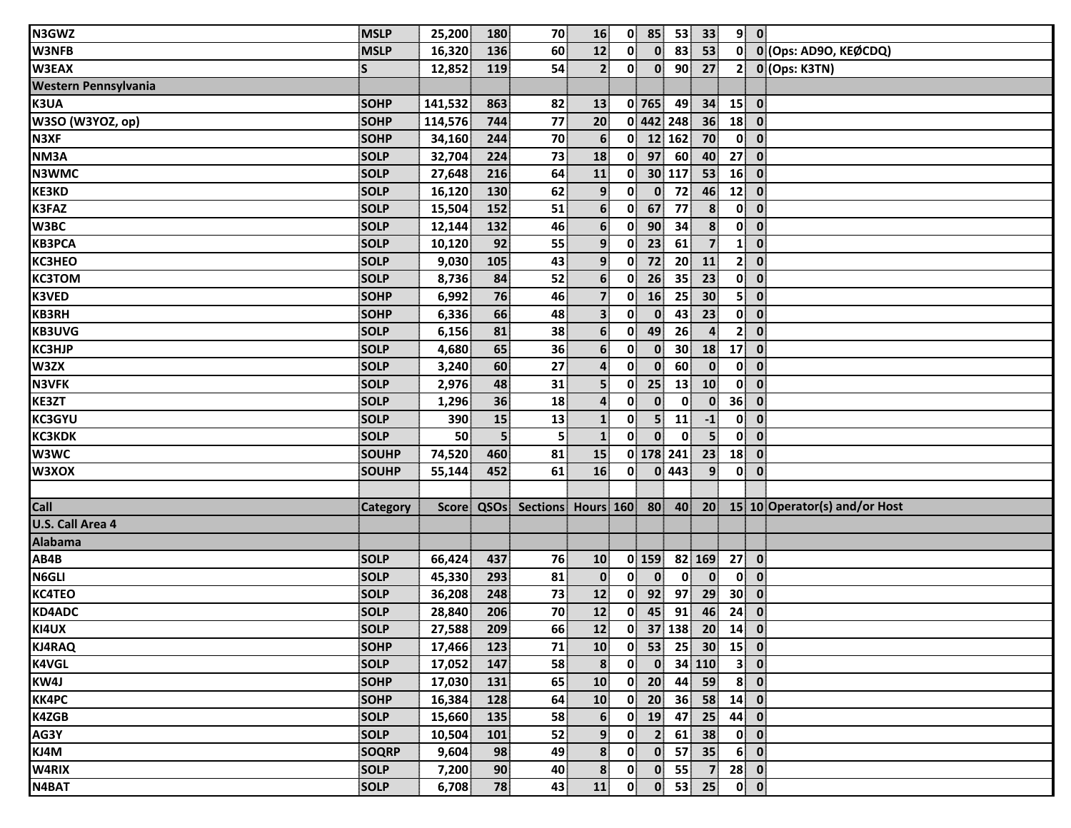| N3GWZ | MSLP | 25,200 | 180 | 70 | 16 | 0 | 85 | 53 | 33 | 9 | 0 | |
|---|---|---|---|---|---|---|---|---|---|---|---|---|
| W3NFB | MSLP | 16,320 | 136 | 60 | 12 | 0 | 0 | 83 | 53 | 0 | 0 | (Ops: AD9O, KEØCDQ) |
| W3EAX | S | 12,852 | 119 | 54 | 2 | 0 | 0 | 90 | 27 | 2 | 0 | (Ops: K3TN) |
| **Western Pennsylvania** | | | | | | | | | | | | |
| K3UA | SOHP | 141,532 | 863 | 82 | 13 | 0 | 765 | 49 | 34 | 15 | 0 | |
| W3SO (W3YOZ, op) | SOHP | 114,576 | 744 | 77 | 20 | 0 | 442 | 248 | 36 | 18 | 0 | |
| N3XF | SOHP | 34,160 | 244 | 70 | 6 | 0 | 12 | 162 | 70 | 0 | 0 | |
| NM3A | SOLP | 32,704 | 224 | 73 | 18 | 0 | 97 | 60 | 40 | 27 | 0 | |
| N3WMC | SOLP | 27,648 | 216 | 64 | 11 | 0 | 30 | 117 | 53 | 16 | 0 | |
| KE3KD | SOLP | 16,120 | 130 | 62 | 9 | 0 | 0 | 72 | 46 | 12 | 0 | |
| K3FAZ | SOLP | 15,504 | 152 | 51 | 6 | 0 | 67 | 77 | 8 | 0 | 0 | |
| W3BC | SOLP | 12,144 | 132 | 46 | 6 | 0 | 90 | 34 | 8 | 0 | 0 | |
| KB3PCA | SOLP | 10,120 | 92 | 55 | 9 | 0 | 23 | 61 | 7 | 1 | 0 | |
| KC3HEO | SOLP | 9,030 | 105 | 43 | 9 | 0 | 72 | 20 | 11 | 2 | 0 | |
| KC3TOM | SOLP | 8,736 | 84 | 52 | 6 | 0 | 26 | 35 | 23 | 0 | 0 | |
| K3VED | SOHP | 6,992 | 76 | 46 | 7 | 0 | 16 | 25 | 30 | 5 | 0 | |
| KB3RH | SOHP | 6,336 | 66 | 48 | 3 | 0 | 0 | 43 | 23 | 0 | 0 | |
| KB3UVG | SOLP | 6,156 | 81 | 38 | 6 | 0 | 49 | 26 | 4 | 2 | 0 | |
| KC3HJP | SOLP | 4,680 | 65 | 36 | 6 | 0 | 0 | 30 | 18 | 17 | 0 | |
| W3ZX | SOLP | 3,240 | 60 | 27 | 4 | 0 | 0 | 60 | 0 | 0 | 0 | |
| N3VFK | SOLP | 2,976 | 48 | 31 | 5 | 0 | 25 | 13 | 10 | 0 | 0 | |
| KE3ZT | SOLP | 1,296 | 36 | 18 | 4 | 0 | 0 | 0 | 0 | 36 | 0 | |
| KC3GYU | SOLP | 390 | 15 | 13 | 1 | 0 | 5 | 11 | -1 | 0 | 0 | |
| KC3KDK | SOLP | 50 | 5 | 5 | 1 | 0 | 0 | 0 | 5 | 0 | 0 | |
| W3WC | SOUHP | 74,520 | 460 | 81 | 15 | 0 | 178 | 241 | 23 | 18 | 0 | |
| W3XOX | SOUHP | 55,144 | 452 | 61 | 16 | 0 | 0 | 443 | 9 | 0 | 0 | |
| | | | | | | | | | | | | |
| **Call** | **Category** | **Score** | **QSOs** | **Sections** | **Hours** | **160** | **80** | **40** | **20** | **15** | **10** | **Operator(s) and/or Host** |
| **U.S. Call Area 4** | | | | | | | | | | | | |
| **Alabama** | | | | | | | | | | | | |
| AB4B | SOLP | 66,424 | 437 | 76 | 10 | 0 | 159 | 82 | 169 | 27 | 0 | |
| N6GLI | SOLP | 45,330 | 293 | 81 | 0 | 0 | 0 | 0 | 0 | 0 | 0 | |
| KC4TEO | SOLP | 36,208 | 248 | 73 | 12 | 0 | 92 | 97 | 29 | 30 | 0 | |
| KD4ADC | SOLP | 28,840 | 206 | 70 | 12 | 0 | 45 | 91 | 46 | 24 | 0 | |
| KI4UX | SOLP | 27,588 | 209 | 66 | 12 | 0 | 37 | 138 | 20 | 14 | 0 | |
| KJ4RAQ | SOHP | 17,466 | 123 | 71 | 10 | 0 | 53 | 25 | 30 | 15 | 0 | |
| K4VGL | SOLP | 17,052 | 147 | 58 | 8 | 0 | 0 | 34 | 110 | 3 | 0 | |
| KW4J | SOHP | 17,030 | 131 | 65 | 10 | 0 | 20 | 44 | 59 | 8 | 0 | |
| KK4PC | SOHP | 16,384 | 128 | 64 | 10 | 0 | 20 | 36 | 58 | 14 | 0 | |
| K4ZGB | SOLP | 15,660 | 135 | 58 | 6 | 0 | 19 | 47 | 25 | 44 | 0 | |
| AG3Y | SOLP | 10,504 | 101 | 52 | 9 | 0 | 2 | 61 | 38 | 0 | 0 | |
| KJ4M | SOQRP | 9,604 | 98 | 49 | 8 | 0 | 0 | 57 | 35 | 6 | 0 | |
| W4RIX | SOLP | 7,200 | 90 | 40 | 8 | 0 | 0 | 55 | 7 | 28 | 0 | |
| N4BAT | SOLP | 6,708 | 78 | 43 | 11 | 0 | 0 | 53 | 25 | 0 | 0 | |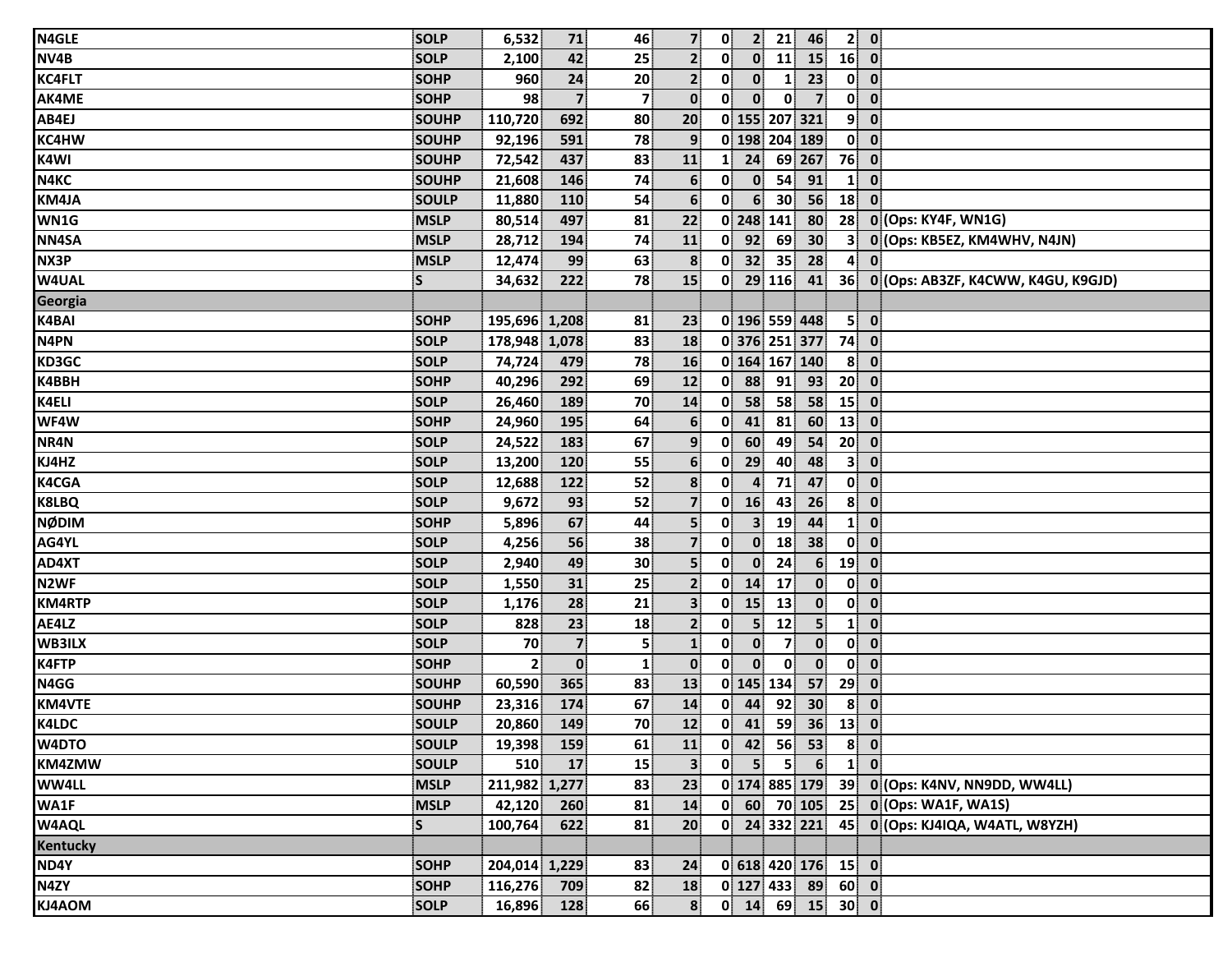| | | | | | | | | | | | | |
|---|---|---|---|---|---|---|---|---|---|---|---|---|
| N4GLE | SOLP | 6,532 | 71 | 46 | 7 | 0 | 2 | 21 | 46 | 2 | 0 | |
| NV4B | SOLP | 2,100 | 42 | 25 | 2 | 0 | 0 | 11 | 15 | 16 | 0 | |
| KC4FLT | SOHP | 960 | 24 | 20 | 2 | 0 | 0 | 1 | 23 | 0 | 0 | |
| AK4ME | SOHP | 98 | 7 | 7 | 0 | 0 | 0 | 0 | 7 | 0 | 0 | |
| AB4EJ | SOUHP | 110,720 | 692 | 80 | 20 | 0 | 155 | 207 | 321 | 9 | 0 | |
| KC4HW | SOUHP | 92,196 | 591 | 78 | 9 | 0 | 198 | 204 | 189 | 0 | 0 | |
| K4WI | SOUHP | 72,542 | 437 | 83 | 11 | 1 | 24 | 69 | 267 | 76 | 0 | |
| N4KC | SOUHP | 21,608 | 146 | 74 | 6 | 0 | 0 | 54 | 91 | 1 | 0 | |
| KM4JA | SOULP | 11,880 | 110 | 54 | 6 | 0 | 6 | 30 | 56 | 18 | 0 | |
| WN1G | MSLP | 80,514 | 497 | 81 | 22 | 0 | 248 | 141 | 80 | 28 | 0 | (Ops: KY4F, WN1G) |
| NN4SA | MSLP | 28,712 | 194 | 74 | 11 | 0 | 92 | 69 | 30 | 3 | 0 | (Ops: KB5EZ, KM4WHV, N4JN) |
| NX3P | MSLP | 12,474 | 99 | 63 | 8 | 0 | 32 | 35 | 28 | 4 | 0 | |
| W4UAL | S | 34,632 | 222 | 78 | 15 | 0 | 29 | 116 | 41 | 36 | 0 | (Ops: AB3ZF, K4CWW, K4GU, K9GJD) |
| **Georgia** | | | | | | | | | | | | |
| K4BAI | SOHP | 195,696 | 1,208 | 81 | 23 | 0 | 196 | 559 | 448 | 5 | 0 | |
| N4PN | SOLP | 178,948 | 1,078 | 83 | 18 | 0 | 376 | 251 | 377 | 74 | 0 | |
| KD3GC | SOLP | 74,724 | 479 | 78 | 16 | 0 | 164 | 167 | 140 | 8 | 0 | |
| K4BBH | SOHP | 40,296 | 292 | 69 | 12 | 0 | 88 | 91 | 93 | 20 | 0 | |
| K4ELI | SOLP | 26,460 | 189 | 70 | 14 | 0 | 58 | 58 | 58 | 15 | 0 | |
| WF4W | SOHP | 24,960 | 195 | 64 | 6 | 0 | 41 | 81 | 60 | 13 | 0 | |
| NR4N | SOLP | 24,522 | 183 | 67 | 9 | 0 | 60 | 49 | 54 | 20 | 0 | |
| KJ4HZ | SOLP | 13,200 | 120 | 55 | 6 | 0 | 29 | 40 | 48 | 3 | 0 | |
| K4CGA | SOLP | 12,688 | 122 | 52 | 8 | 0 | 4 | 71 | 47 | 0 | 0 | |
| K8LBQ | SOLP | 9,672 | 93 | 52 | 7 | 0 | 16 | 43 | 26 | 8 | 0 | |
| NØDIM | SOHP | 5,896 | 67 | 44 | 5 | 0 | 3 | 19 | 44 | 1 | 0 | |
| AG4YL | SOLP | 4,256 | 56 | 38 | 7 | 0 | 0 | 18 | 38 | 0 | 0 | |
| AD4XT | SOLP | 2,940 | 49 | 30 | 5 | 0 | 0 | 24 | 6 | 19 | 0 | |
| N2WF | SOLP | 1,550 | 31 | 25 | 2 | 0 | 14 | 17 | 0 | 0 | 0 | |
| KM4RTP | SOLP | 1,176 | 28 | 21 | 3 | 0 | 15 | 13 | 0 | 0 | 0 | |
| AE4LZ | SOLP | 828 | 23 | 18 | 2 | 0 | 5 | 12 | 5 | 1 | 0 | |
| WB3ILX | SOLP | 70 | 7 | 5 | 1 | 0 | 0 | 7 | 0 | 0 | 0 | |
| K4FTP | SOHP | 2 | 0 | 1 | 0 | 0 | 0 | 0 | 0 | 0 | 0 | |
| N4GG | SOUHP | 60,590 | 365 | 83 | 13 | 0 | 145 | 134 | 57 | 29 | 0 | |
| KM4VTE | SOUHP | 23,316 | 174 | 67 | 14 | 0 | 44 | 92 | 30 | 8 | 0 | |
| K4LDC | SOULP | 20,860 | 149 | 70 | 12 | 0 | 41 | 59 | 36 | 13 | 0 | |
| W4DTO | SOULP | 19,398 | 159 | 61 | 11 | 0 | 42 | 56 | 53 | 8 | 0 | |
| KM4ZMW | SOULP | 510 | 17 | 15 | 3 | 0 | 5 | 5 | 6 | 1 | 0 | |
| WW4LL | MSLP | 211,982 | 1,277 | 83 | 23 | 0 | 174 | 885 | 179 | 39 | 0 | (Ops: K4NV, NN9DD, WW4LL) |
| WA1F | MSLP | 42,120 | 260 | 81 | 14 | 0 | 60 | 70 | 105 | 25 | 0 | (Ops: WA1F, WA1S) |
| W4AQL | S | 100,764 | 622 | 81 | 20 | 0 | 24 | 332 | 221 | 45 | 0 | (Ops: KJ4IQA, W4ATL, W8YZH) |
| **Kentucky** | | | | | | | | | | | | |
| ND4Y | SOHP | 204,014 | 1,229 | 83 | 24 | 0 | 618 | 420 | 176 | 15 | 0 | |
| N4ZY | SOHP | 116,276 | 709 | 82 | 18 | 0 | 127 | 433 | 89 | 60 | 0 | |
| KJ4AOM | SOLP | 16,896 | 128 | 66 | 8 | 0 | 14 | 69 | 15 | 30 | 0 | |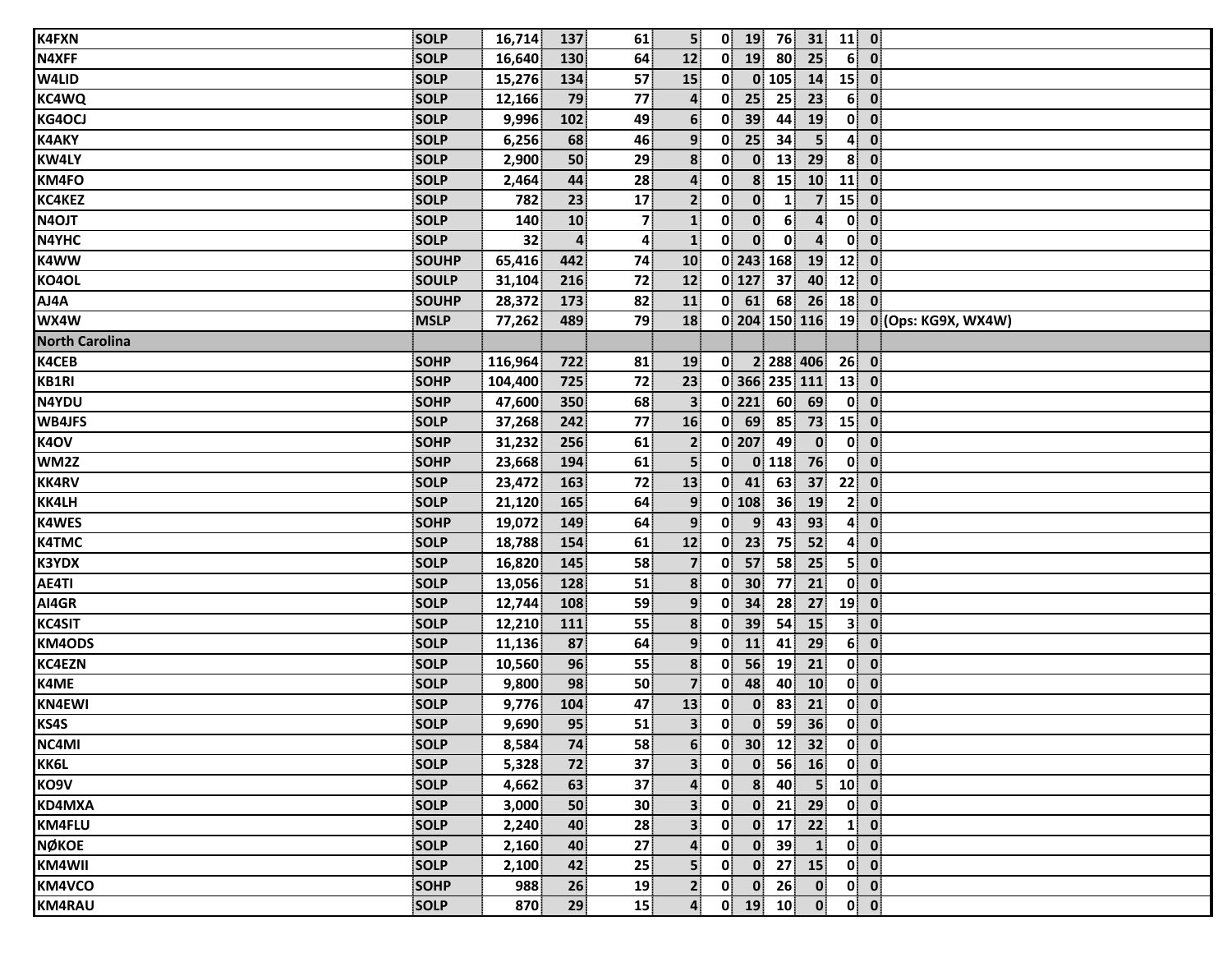| | | | | | | | | | | | | |
|---|---|---|---|---|---|---|---|---|---|---|---|---|
| K4FXN | SOLP | 16,714 | 137 | 61 | 5 | 0 | 19 | 76 | 31 | 11 | 0 | |
| N4XFF | SOLP | 16,640 | 130 | 64 | 12 | 0 | 19 | 80 | 25 | 6 | 0 | |
| W4LID | SOLP | 15,276 | 134 | 57 | 15 | 0 | 0 | 105 | 14 | 15 | 0 | |
| KC4WQ | SOLP | 12,166 | 79 | 77 | 4 | 0 | 25 | 25 | 23 | 6 | 0 | |
| KG4OCJ | SOLP | 9,996 | 102 | 49 | 6 | 0 | 39 | 44 | 19 | 0 | 0 | |
| K4AKY | SOLP | 6,256 | 68 | 46 | 9 | 0 | 25 | 34 | 5 | 4 | 0 | |
| KW4LY | SOLP | 2,900 | 50 | 29 | 8 | 0 | 0 | 13 | 29 | 8 | 0 | |
| KM4FO | SOLP | 2,464 | 44 | 28 | 4 | 0 | 8 | 15 | 10 | 11 | 0 | |
| KC4KEZ | SOLP | 782 | 23 | 17 | 2 | 0 | 0 | 1 | 7 | 15 | 0 | |
| N4OJT | SOLP | 140 | 10 | 7 | 1 | 0 | 0 | 6 | 4 | 0 | 0 | |
| N4YHC | SOLP | 32 | 4 | 4 | 1 | 0 | 0 | 0 | 4 | 0 | 0 | |
| K4WW | SOUHP | 65,416 | 442 | 74 | 10 | 0 | 243 | 168 | 19 | 12 | 0 | |
| KO4OL | SOULP | 31,104 | 216 | 72 | 12 | 0 | 127 | 37 | 40 | 12 | 0 | |
| AJ4A | SOUHP | 28,372 | 173 | 82 | 11 | 0 | 61 | 68 | 26 | 18 | 0 | |
| WX4W | MSLP | 77,262 | 489 | 79 | 18 | 0 | 204 | 150 | 116 | 19 | 0 | (Ops: KG9X, WX4W) |
| **North Carolina** | | | | | | | | | | | | |
| K4CEB | SOHP | 116,964 | 722 | 81 | 19 | 0 | 2 | 288 | 406 | 26 | 0 | |
| KB1RI | SOHP | 104,400 | 725 | 72 | 23 | 0 | 366 | 235 | 111 | 13 | 0 | |
| N4YDU | SOHP | 47,600 | 350 | 68 | 3 | 0 | 221 | 60 | 69 | 0 | 0 | |
| WB4JFS | SOLP | 37,268 | 242 | 77 | 16 | 0 | 69 | 85 | 73 | 15 | 0 | |
| K4OV | SOHP | 31,232 | 256 | 61 | 2 | 0 | 207 | 49 | 0 | 0 | 0 | |
| WM2Z | SOHP | 23,668 | 194 | 61 | 5 | 0 | 0 | 118 | 76 | 0 | 0 | |
| KK4RV | SOLP | 23,472 | 163 | 72 | 13 | 0 | 41 | 63 | 37 | 22 | 0 | |
| KK4LH | SOLP | 21,120 | 165 | 64 | 9 | 0 | 108 | 36 | 19 | 2 | 0 | |
| K4WES | SOHP | 19,072 | 149 | 64 | 9 | 0 | 9 | 43 | 93 | 4 | 0 | |
| K4TMC | SOLP | 18,788 | 154 | 61 | 12 | 0 | 23 | 75 | 52 | 4 | 0 | |
| K3YDX | SOLP | 16,820 | 145 | 58 | 7 | 0 | 57 | 58 | 25 | 5 | 0 | |
| AE4TI | SOLP | 13,056 | 128 | 51 | 8 | 0 | 30 | 77 | 21 | 0 | 0 | |
| AI4GR | SOLP | 12,744 | 108 | 59 | 9 | 0 | 34 | 28 | 27 | 19 | 0 | |
| KC4SIT | SOLP | 12,210 | 111 | 55 | 8 | 0 | 39 | 54 | 15 | 3 | 0 | |
| KM4ODS | SOLP | 11,136 | 87 | 64 | 9 | 0 | 11 | 41 | 29 | 6 | 0 | |
| KC4EZN | SOLP | 10,560 | 96 | 55 | 8 | 0 | 56 | 19 | 21 | 0 | 0 | |
| K4ME | SOLP | 9,800 | 98 | 50 | 7 | 0 | 48 | 40 | 10 | 0 | 0 | |
| KN4EWI | SOLP | 9,776 | 104 | 47 | 13 | 0 | 0 | 83 | 21 | 0 | 0 | |
| KS4S | SOLP | 9,690 | 95 | 51 | 3 | 0 | 0 | 59 | 36 | 0 | 0 | |
| NC4MI | SOLP | 8,584 | 74 | 58 | 6 | 0 | 30 | 12 | 32 | 0 | 0 | |
| KK6L | SOLP | 5,328 | 72 | 37 | 3 | 0 | 0 | 56 | 16 | 0 | 0 | |
| KO9V | SOLP | 4,662 | 63 | 37 | 4 | 0 | 8 | 40 | 5 | 10 | 0 | |
| KD4MXA | SOLP | 3,000 | 50 | 30 | 3 | 0 | 0 | 21 | 29 | 0 | 0 | |
| KM4FLU | SOLP | 2,240 | 40 | 28 | 3 | 0 | 0 | 17 | 22 | 1 | 0 | |
| NØKOE | SOLP | 2,160 | 40 | 27 | 4 | 0 | 0 | 39 | 1 | 0 | 0 | |
| KM4WII | SOLP | 2,100 | 42 | 25 | 5 | 0 | 0 | 27 | 15 | 0 | 0 | |
| KM4VCO | SOHP | 988 | 26 | 19 | 2 | 0 | 0 | 26 | 0 | 0 | 0 | |
| KM4RAU | SOLP | 870 | 29 | 15 | 4 | 0 | 19 | 10 | 0 | 0 | 0 | |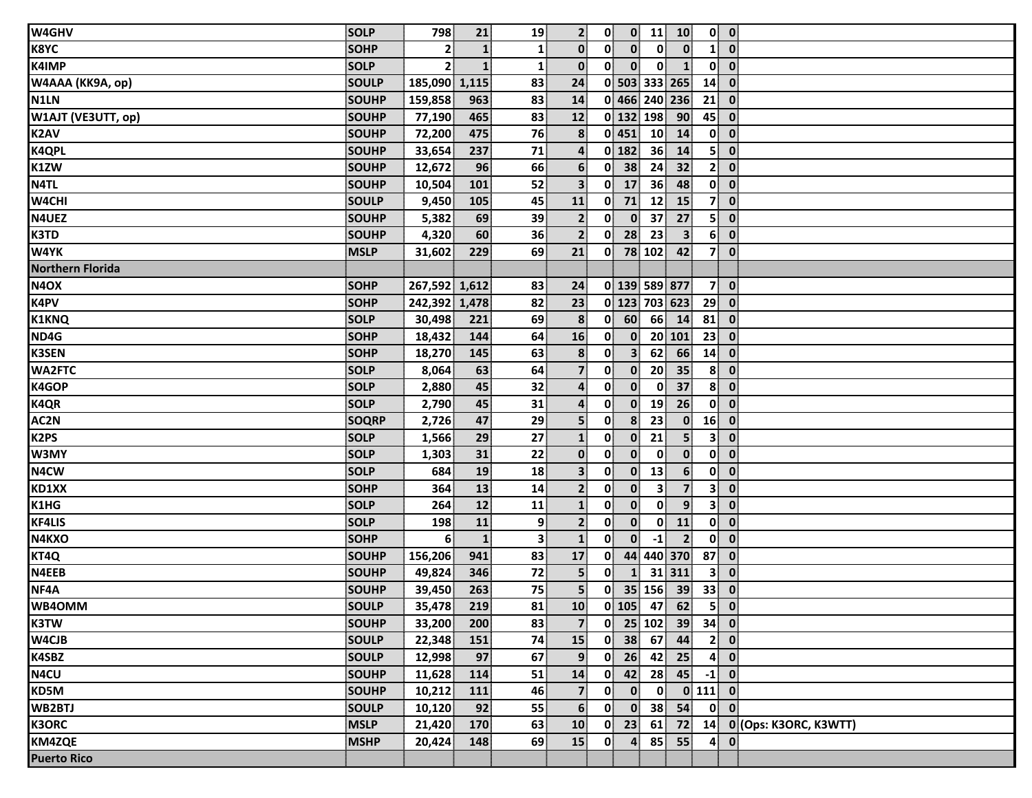| | | | | | | | | | | | | |
|---|---|---|---|---|---|---|---|---|---|---|---|---|
| W4GHV | SOLP | 798 | 21 | 19 | 2 | 0 | 0 | 11 | 10 | 0 | 0 | |
| K8YC | SOHP | 2 | 1 | 1 | 0 | 0 | 0 | 0 | 0 | 1 | 0 | |
| K4IMP | SOLP | 2 | 1 | 1 | 0 | 0 | 0 | 0 | 1 | 0 | 0 | |
| W4AAA (KK9A, op) | SOULP | 185,090 | 1,115 | 83 | 24 | 0 | 503 | 333 | 265 | 14 | 0 | |
| N1LN | SOUHP | 159,858 | 963 | 83 | 14 | 0 | 466 | 240 | 236 | 21 | 0 | |
| W1AJT (VE3UTT, op) | SOUHP | 77,190 | 465 | 83 | 12 | 0 | 132 | 198 | 90 | 45 | 0 | |
| K2AV | SOUHP | 72,200 | 475 | 76 | 8 | 0 | 451 | 10 | 14 | 0 | 0 | |
| K4QPL | SOUHP | 33,654 | 237 | 71 | 4 | 0 | 182 | 36 | 14 | 5 | 0 | |
| K1ZW | SOUHP | 12,672 | 96 | 66 | 6 | 0 | 38 | 24 | 32 | 2 | 0 | |
| N4TL | SOUHP | 10,504 | 101 | 52 | 3 | 0 | 17 | 36 | 48 | 0 | 0 | |
| W4CHI | SOULP | 9,450 | 105 | 45 | 11 | 0 | 71 | 12 | 15 | 7 | 0 | |
| N4UEZ | SOUHP | 5,382 | 69 | 39 | 2 | 0 | 0 | 37 | 27 | 5 | 0 | |
| K3TD | SOUHP | 4,320 | 60 | 36 | 2 | 0 | 28 | 23 | 3 | 6 | 0 | |
| W4YK | MSLP | 31,602 | 229 | 69 | 21 | 0 | 78 | 102 | 42 | 7 | 0 | |
| **Northern Florida** | | | | | | | | | | | | |
| N4OX | SOHP | 267,592 | 1,612 | 83 | 24 | 0 | 139 | 589 | 877 | 7 | 0 | |
| K4PV | SOHP | 242,392 | 1,478 | 82 | 23 | 0 | 123 | 703 | 623 | 29 | 0 | |
| K1KNQ | SOLP | 30,498 | 221 | 69 | 8 | 0 | 60 | 66 | 14 | 81 | 0 | |
| ND4G | SOHP | 18,432 | 144 | 64 | 16 | 0 | 0 | 20 | 101 | 23 | 0 | |
| K3SEN | SOHP | 18,270 | 145 | 63 | 8 | 0 | 3 | 62 | 66 | 14 | 0 | |
| WA2FTC | SOLP | 8,064 | 63 | 64 | 7 | 0 | 0 | 20 | 35 | 8 | 0 | |
| K4GOP | SOLP | 2,880 | 45 | 32 | 4 | 0 | 0 | 0 | 37 | 8 | 0 | |
| K4QR | SOLP | 2,790 | 45 | 31 | 4 | 0 | 0 | 19 | 26 | 0 | 0 | |
| AC2N | SOQRP | 2,726 | 47 | 29 | 5 | 0 | 8 | 23 | 0 | 16 | 0 | |
| K2PS | SOLP | 1,566 | 29 | 27 | 1 | 0 | 0 | 21 | 5 | 3 | 0 | |
| W3MY | SOLP | 1,303 | 31 | 22 | 0 | 0 | 0 | 0 | 0 | 0 | 0 | |
| N4CW | SOLP | 684 | 19 | 18 | 3 | 0 | 0 | 13 | 6 | 0 | 0 | |
| KD1XX | SOHP | 364 | 13 | 14 | 2 | 0 | 0 | 3 | 7 | 3 | 0 | |
| K1HG | SOLP | 264 | 12 | 11 | 1 | 0 | 0 | 0 | 9 | 3 | 0 | |
| KF4LIS | SOLP | 198 | 11 | 9 | 2 | 0 | 0 | 0 | 11 | 0 | 0 | |
| N4KXO | SOHP | 6 | 1 | 3 | 1 | 0 | 0 | -1 | 2 | 0 | 0 | |
| KT4Q | SOUHP | 156,206 | 941 | 83 | 17 | 0 | 44 | 440 | 370 | 87 | 0 | |
| N4EEB | SOUHP | 49,824 | 346 | 72 | 5 | 0 | 1 | 31 | 311 | 3 | 0 | |
| NF4A | SOUHP | 39,450 | 263 | 75 | 5 | 0 | 35 | 156 | 39 | 33 | 0 | |
| WB4OMM | SOULP | 35,478 | 219 | 81 | 10 | 0 | 105 | 47 | 62 | 5 | 0 | |
| K3TW | SOUHP | 33,200 | 200 | 83 | 7 | 0 | 25 | 102 | 39 | 34 | 0 | |
| W4CJB | SOULP | 22,348 | 151 | 74 | 15 | 0 | 38 | 67 | 44 | 2 | 0 | |
| K4SBZ | SOULP | 12,998 | 97 | 67 | 9 | 0 | 26 | 42 | 25 | 4 | 0 | |
| N4CU | SOUHP | 11,628 | 114 | 51 | 14 | 0 | 42 | 28 | 45 | -1 | 0 | |
| KD5M | SOUHP | 10,212 | 111 | 46 | 7 | 0 | 0 | 0 | 0 | 111 | 0 | |
| WB2BTJ | SOULP | 10,120 | 92 | 55 | 6 | 0 | 0 | 38 | 54 | 0 | 0 | |
| K3ORC | MSLP | 21,420 | 170 | 63 | 10 | 0 | 23 | 61 | 72 | 14 | 0 | (Ops: K3ORC, K3WTT) |
| KM4ZQE | MSHP | 20,424 | 148 | 69 | 15 | 0 | 4 | 85 | 55 | 4 | 0 | |
| **Puerto Rico** | | | | | | | | | | | | |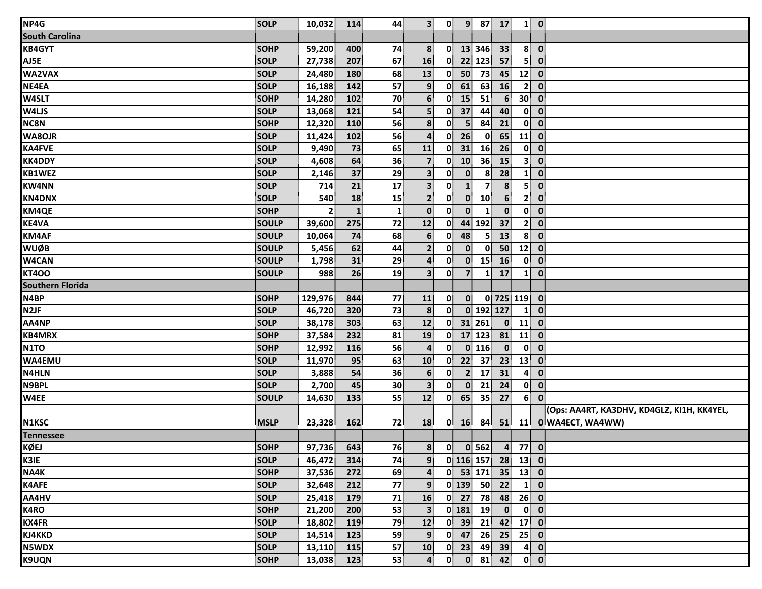| | | | | | | | | | | | | |
|---|---|---|---|---|---|---|---|---|---|---|---|---|
| NP4G | SOLP | 10,032 | 114 | 44 | 3 | 0 | 9 | 87 | 17 | 1 | 0 | |
| **South Carolina** | | | | | | | | | | | | |
| KB4GYT | SOHP | 59,200 | 400 | 74 | 8 | 0 | 13 | 346 | 33 | 8 | 0 | |
| AJ5E | SOLP | 27,738 | 207 | 67 | 16 | 0 | 22 | 123 | 57 | 5 | 0 | |
| WA2VAX | SOLP | 24,480 | 180 | 68 | 13 | 0 | 50 | 73 | 45 | 12 | 0 | |
| NE4EA | SOLP | 16,188 | 142 | 57 | 9 | 0 | 61 | 63 | 16 | 2 | 0 | |
| W4SLT | SOHP | 14,280 | 102 | 70 | 6 | 0 | 15 | 51 | 6 | 30 | 0 | |
| W4LJS | SOLP | 13,068 | 121 | 54 | 5 | 0 | 37 | 44 | 40 | 0 | 0 | |
| NC8N | SOHP | 12,320 | 110 | 56 | 8 | 0 | 5 | 84 | 21 | 0 | 0 | |
| WA8OJR | SOLP | 11,424 | 102 | 56 | 4 | 0 | 26 | 0 | 65 | 11 | 0 | |
| KA4FVE | SOLP | 9,490 | 73 | 65 | 11 | 0 | 31 | 16 | 26 | 0 | 0 | |
| KK4DDY | SOLP | 4,608 | 64 | 36 | 7 | 0 | 10 | 36 | 15 | 3 | 0 | |
| KB1WEZ | SOLP | 2,146 | 37 | 29 | 3 | 0 | 0 | 8 | 28 | 1 | 0 | |
| KW4NN | SOLP | 714 | 21 | 17 | 3 | 0 | 1 | 7 | 8 | 5 | 0 | |
| KN4DNX | SOLP | 540 | 18 | 15 | 2 | 0 | 0 | 10 | 6 | 2 | 0 | |
| KM4QE | SOHP | 2 | 1 | 1 | 0 | 0 | 0 | 1 | 0 | 0 | 0 | |
| KE4VA | SOULP | 39,600 | 275 | 72 | 12 | 0 | 44 | 192 | 37 | 2 | 0 | |
| KM4AF | SOULP | 10,064 | 74 | 68 | 6 | 0 | 48 | 5 | 13 | 8 | 0 | |
| WUØB | SOULP | 5,456 | 62 | 44 | 2 | 0 | 0 | 0 | 50 | 12 | 0 | |
| W4CAN | SOULP | 1,798 | 31 | 29 | 4 | 0 | 0 | 15 | 16 | 0 | 0 | |
| KT4OO | SOULP | 988 | 26 | 19 | 3 | 0 | 7 | 1 | 17 | 1 | 0 | |
| **Southern Florida** | | | | | | | | | | | | |
| N4BP | SOHP | 129,976 | 844 | 77 | 11 | 0 | 0 | 0 | 725 | 119 | 0 | |
| N2JF | SOLP | 46,720 | 320 | 73 | 8 | 0 | 0 | 192 | 127 | 1 | 0 | |
| AA4NP | SOLP | 38,178 | 303 | 63 | 12 | 0 | 31 | 261 | 0 | 11 | 0 | |
| KB4MRX | SOHP | 37,584 | 232 | 81 | 19 | 0 | 17 | 123 | 81 | 11 | 0 | |
| N1TO | SOHP | 12,992 | 116 | 56 | 4 | 0 | 0 | 116 | 0 | 0 | 0 | |
| WA4EMU | SOLP | 11,970 | 95 | 63 | 10 | 0 | 22 | 37 | 23 | 13 | 0 | |
| N4HLN | SOLP | 3,888 | 54 | 36 | 6 | 0 | 2 | 17 | 31 | 4 | 0 | |
| N9BPL | SOLP | 2,700 | 45 | 30 | 3 | 0 | 0 | 21 | 24 | 0 | 0 | |
| W4EE | SOULP | 14,630 | 133 | 55 | 12 | 0 | 65 | 35 | 27 | 6 | 0 | |
| N1KSC | MSLP | 23,328 | 162 | 72 | 18 | 0 | 16 | 84 | 51 | 11 | 0 | (Ops: AA4RT, KA3DHV, KD4GLZ, KI1H, KK4YEL, WA4ECT, WA4WW) |
| **Tennessee** | | | | | | | | | | | | |
| KØEJ | SOHP | 97,736 | 643 | 76 | 8 | 0 | 0 | 562 | 4 | 77 | 0 | |
| K3IE | SOLP | 46,472 | 314 | 74 | 9 | 0 | 116 | 157 | 28 | 13 | 0 | |
| NA4K | SOHP | 37,536 | 272 | 69 | 4 | 0 | 53 | 171 | 35 | 13 | 0 | |
| K4AFE | SOLP | 32,648 | 212 | 77 | 9 | 0 | 139 | 50 | 22 | 1 | 0 | |
| AA4HV | SOLP | 25,418 | 179 | 71 | 16 | 0 | 27 | 78 | 48 | 26 | 0 | |
| K4RO | SOHP | 21,200 | 200 | 53 | 3 | 0 | 181 | 19 | 0 | 0 | 0 | |
| KX4FR | SOLP | 18,802 | 119 | 79 | 12 | 0 | 39 | 21 | 42 | 17 | 0 | |
| KJ4KKD | SOLP | 14,514 | 123 | 59 | 9 | 0 | 47 | 26 | 25 | 25 | 0 | |
| N5WDX | SOLP | 13,110 | 115 | 57 | 10 | 0 | 23 | 49 | 39 | 4 | 0 | |
| K9UQN | SOHP | 13,038 | 123 | 53 | 4 | 0 | 0 | 81 | 42 | 0 | 0 | |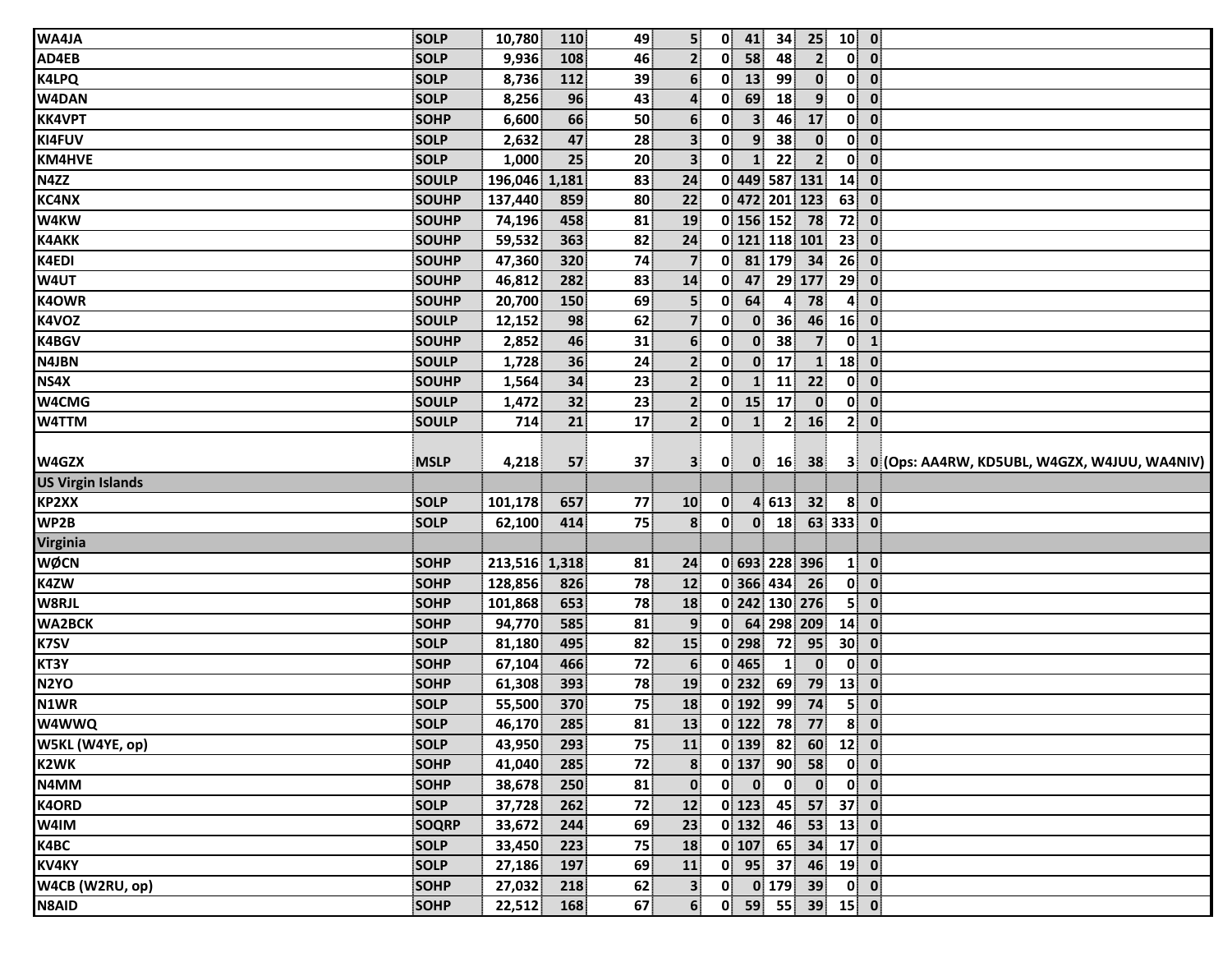| | | | | | | | | | | | | |
|---|---|---|---|---|---|---|---|---|---|---|---|---|
| WA4JA | SOLP | 10,780 | 110 | 49 | 5 | 0 | 41 | 34 | 25 | 10 | 0 | |
| AD4EB | SOLP | 9,936 | 108 | 46 | 2 | 0 | 58 | 48 | 2 | 0 | 0 | |
| K4LPQ | SOLP | 8,736 | 112 | 39 | 6 | 0 | 13 | 99 | 0 | 0 | 0 | |
| W4DAN | SOLP | 8,256 | 96 | 43 | 4 | 0 | 69 | 18 | 9 | 0 | 0 | |
| KK4VPT | SOHP | 6,600 | 66 | 50 | 6 | 0 | 3 | 46 | 17 | 0 | 0 | |
| KI4FUV | SOLP | 2,632 | 47 | 28 | 3 | 0 | 9 | 38 | 0 | 0 | 0 | |
| KM4HVE | SOLP | 1,000 | 25 | 20 | 3 | 0 | 1 | 22 | 2 | 0 | 0 | |
| N4ZZ | SOULP | 196,046 | 1,181 | 83 | 24 | 0 | 449 | 587 | 131 | 14 | 0 | |
| KC4NX | SOUHP | 137,440 | 859 | 80 | 22 | 0 | 472 | 201 | 123 | 63 | 0 | |
| W4KW | SOUHP | 74,196 | 458 | 81 | 19 | 0 | 156 | 152 | 78 | 72 | 0 | |
| K4AKK | SOUHP | 59,532 | 363 | 82 | 24 | 0 | 121 | 118 | 101 | 23 | 0 | |
| K4EDI | SOUHP | 47,360 | 320 | 74 | 7 | 0 | 81 | 179 | 34 | 26 | 0 | |
| W4UT | SOUHP | 46,812 | 282 | 83 | 14 | 0 | 47 | 29 | 177 | 29 | 0 | |
| K4OWR | SOUHP | 20,700 | 150 | 69 | 5 | 0 | 64 | 4 | 78 | 4 | 0 | |
| K4VOZ | SOULP | 12,152 | 98 | 62 | 7 | 0 | 0 | 36 | 46 | 16 | 0 | |
| K4BGV | SOUHP | 2,852 | 46 | 31 | 6 | 0 | 0 | 38 | 7 | 0 | 1 | |
| N4JBN | SOULP | 1,728 | 36 | 24 | 2 | 0 | 0 | 17 | 1 | 18 | 0 | |
| NS4X | SOUHP | 1,564 | 34 | 23 | 2 | 0 | 1 | 11 | 22 | 0 | 0 | |
| W4CMG | SOULP | 1,472 | 32 | 23 | 2 | 0 | 15 | 17 | 0 | 0 | 0 | |
| W4TTM | SOULP | 714 | 21 | 17 | 2 | 0 | 1 | 2 | 16 | 2 | 0 | |
| W4GZX | MSLP | 4,218 | 57 | 37 | 3 | 0 | 0 | 16 | 38 | 3 | 0 | (Ops: AA4RW, KD5UBL, W4GZX, W4JUU, WA4NIV) |
| **US Virgin Islands** | | | | | | | | | | | | |
| KP2XX | SOLP | 101,178 | 657 | 77 | 10 | 0 | 4 | 613 | 32 | 8 | 0 | |
| WP2B | SOLP | 62,100 | 414 | 75 | 8 | 0 | 0 | 18 | 63 | 333 | 0 | |
| **Virginia** | | | | | | | | | | | | |
| WØCN | SOHP | 213,516 | 1,318 | 81 | 24 | 0 | 693 | 228 | 396 | 1 | 0 | |
| K4ZW | SOHP | 128,856 | 826 | 78 | 12 | 0 | 366 | 434 | 26 | 0 | 0 | |
| W8RJL | SOHP | 101,868 | 653 | 78 | 18 | 0 | 242 | 130 | 276 | 5 | 0 | |
| WA2BCK | SOHP | 94,770 | 585 | 81 | 9 | 0 | 64 | 298 | 209 | 14 | 0 | |
| K7SV | SOLP | 81,180 | 495 | 82 | 15 | 0 | 298 | 72 | 95 | 30 | 0 | |
| KT3Y | SOHP | 67,104 | 466 | 72 | 6 | 0 | 465 | 1 | 0 | 0 | 0 | |
| N2YO | SOHP | 61,308 | 393 | 78 | 19 | 0 | 232 | 69 | 79 | 13 | 0 | |
| N1WR | SOLP | 55,500 | 370 | 75 | 18 | 0 | 192 | 99 | 74 | 5 | 0 | |
| W4WWQ | SOLP | 46,170 | 285 | 81 | 13 | 0 | 122 | 78 | 77 | 8 | 0 | |
| W5KL (W4YE, op) | SOLP | 43,950 | 293 | 75 | 11 | 0 | 139 | 82 | 60 | 12 | 0 | |
| K2WK | SOHP | 41,040 | 285 | 72 | 8 | 0 | 137 | 90 | 58 | 0 | 0 | |
| N4MM | SOHP | 38,678 | 250 | 81 | 0 | 0 | 0 | 0 | 0 | 0 | 0 | |
| K4ORD | SOLP | 37,728 | 262 | 72 | 12 | 0 | 123 | 45 | 57 | 37 | 0 | |
| W4IM | SOQRP | 33,672 | 244 | 69 | 23 | 0 | 132 | 46 | 53 | 13 | 0 | |
| K4BC | SOLP | 33,450 | 223 | 75 | 18 | 0 | 107 | 65 | 34 | 17 | 0 | |
| KV4KY | SOLP | 27,186 | 197 | 69 | 11 | 0 | 95 | 37 | 46 | 19 | 0 | |
| W4CB (W2RU, op) | SOHP | 27,032 | 218 | 62 | 3 | 0 | 0 | 179 | 39 | 0 | 0 | |
| N8AID | SOHP | 22,512 | 168 | 67 | 6 | 0 | 59 | 55 | 39 | 15 | 0 | |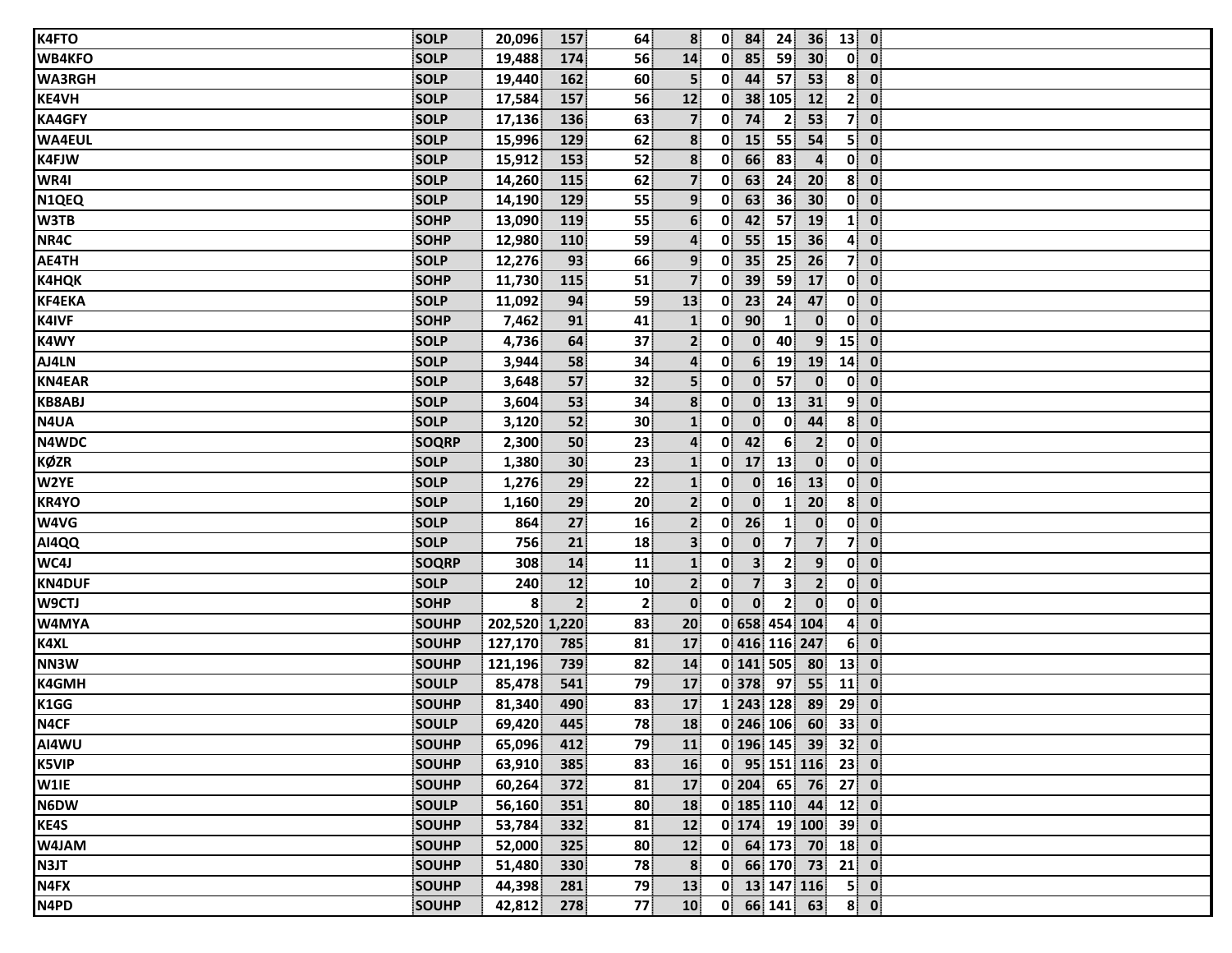| | | | | | | | | | | | | |
|---|---|---|---|---|---|---|---|---|---|---|---|---|
| K4FTO | SOLP | 20,096 | 157 | 64 | 8 | 0 | 84 | 24 | 36 | 13 | 0 | |
| WB4KFO | SOLP | 19,488 | 174 | 56 | 14 | 0 | 85 | 59 | 30 | 0 | 0 | |
| WA3RGH | SOLP | 19,440 | 162 | 60 | 5 | 0 | 44 | 57 | 53 | 8 | 0 | |
| KE4VH | SOLP | 17,584 | 157 | 56 | 12 | 0 | 38 | 105 | 12 | 2 | 0 | |
| KA4GFY | SOLP | 17,136 | 136 | 63 | 7 | 0 | 74 | 2 | 53 | 7 | 0 | |
| WA4EUL | SOLP | 15,996 | 129 | 62 | 8 | 0 | 15 | 55 | 54 | 5 | 0 | |
| K4FJW | SOLP | 15,912 | 153 | 52 | 8 | 0 | 66 | 83 | 4 | 0 | 0 | |
| WR4I | SOLP | 14,260 | 115 | 62 | 7 | 0 | 63 | 24 | 20 | 8 | 0 | |
| N1QEQ | SOLP | 14,190 | 129 | 55 | 9 | 0 | 63 | 36 | 30 | 0 | 0 | |
| W3TB | SOHP | 13,090 | 119 | 55 | 6 | 0 | 42 | 57 | 19 | 1 | 0 | |
| NR4C | SOHP | 12,980 | 110 | 59 | 4 | 0 | 55 | 15 | 36 | 4 | 0 | |
| AE4TH | SOLP | 12,276 | 93 | 66 | 9 | 0 | 35 | 25 | 26 | 7 | 0 | |
| K4HQK | SOHP | 11,730 | 115 | 51 | 7 | 0 | 39 | 59 | 17 | 0 | 0 | |
| KF4EKA | SOLP | 11,092 | 94 | 59 | 13 | 0 | 23 | 24 | 47 | 0 | 0 | |
| K4IVF | SOHP | 7,462 | 91 | 41 | 1 | 0 | 90 | 1 | 0 | 0 | 0 | |
| K4WY | SOLP | 4,736 | 64 | 37 | 2 | 0 | 0 | 40 | 9 | 15 | 0 | |
| AJ4LN | SOLP | 3,944 | 58 | 34 | 4 | 0 | 6 | 19 | 19 | 14 | 0 | |
| KN4EAR | SOLP | 3,648 | 57 | 32 | 5 | 0 | 0 | 57 | 0 | 0 | 0 | |
| KB8ABJ | SOLP | 3,604 | 53 | 34 | 8 | 0 | 0 | 13 | 31 | 9 | 0 | |
| N4UA | SOLP | 3,120 | 52 | 30 | 1 | 0 | 0 | 0 | 44 | 8 | 0 | |
| N4WDC | SOQRP | 2,300 | 50 | 23 | 4 | 0 | 42 | 6 | 2 | 0 | 0 | |
| KØZR | SOLP | 1,380 | 30 | 23 | 1 | 0 | 17 | 13 | 0 | 0 | 0 | |
| W2YE | SOLP | 1,276 | 29 | 22 | 1 | 0 | 0 | 16 | 13 | 0 | 0 | |
| KR4YO | SOLP | 1,160 | 29 | 20 | 2 | 0 | 0 | 1 | 20 | 8 | 0 | |
| W4VG | SOLP | 864 | 27 | 16 | 2 | 0 | 26 | 1 | 0 | 0 | 0 | |
| AI4QQ | SOLP | 756 | 21 | 18 | 3 | 0 | 0 | 7 | 7 | 7 | 0 | |
| WC4J | SOQRP | 308 | 14 | 11 | 1 | 0 | 3 | 2 | 9 | 0 | 0 | |
| KN4DUF | SOLP | 240 | 12 | 10 | 2 | 0 | 7 | 3 | 2 | 0 | 0 | |
| W9CTJ | SOHP | 8 | 2 | 2 | 0 | 0 | 0 | 2 | 0 | 0 | 0 | |
| W4MYA | SOUHP | 202,520 | 1,220 | 83 | 20 | 0 | 658 | 454 | 104 | 4 | 0 | |
| K4XL | SOUHP | 127,170 | 785 | 81 | 17 | 0 | 416 | 116 | 247 | 6 | 0 | |
| NN3W | SOUHP | 121,196 | 739 | 82 | 14 | 0 | 141 | 505 | 80 | 13 | 0 | |
| K4GMH | SOULP | 85,478 | 541 | 79 | 17 | 0 | 378 | 97 | 55 | 11 | 0 | |
| K1GG | SOUHP | 81,340 | 490 | 83 | 17 | 1 | 243 | 128 | 89 | 29 | 0 | |
| N4CF | SOULP | 69,420 | 445 | 78 | 18 | 0 | 246 | 106 | 60 | 33 | 0 | |
| AI4WU | SOUHP | 65,096 | 412 | 79 | 11 | 0 | 196 | 145 | 39 | 32 | 0 | |
| K5VIP | SOUHP | 63,910 | 385 | 83 | 16 | 0 | 95 | 151 | 116 | 23 | 0 | |
| W1IE | SOUHP | 60,264 | 372 | 81 | 17 | 0 | 204 | 65 | 76 | 27 | 0 | |
| N6DW | SOULP | 56,160 | 351 | 80 | 18 | 0 | 185 | 110 | 44 | 12 | 0 | |
| KE4S | SOUHP | 53,784 | 332 | 81 | 12 | 0 | 174 | 19 | 100 | 39 | 0 | |
| W4JAM | SOUHP | 52,000 | 325 | 80 | 12 | 0 | 64 | 173 | 70 | 18 | 0 | |
| N3JT | SOUHP | 51,480 | 330 | 78 | 8 | 0 | 66 | 170 | 73 | 21 | 0 | |
| N4FX | SOUHP | 44,398 | 281 | 79 | 13 | 0 | 13 | 147 | 116 | 5 | 0 | |
| N4PD | SOUHP | 42,812 | 278 | 77 | 10 | 0 | 66 | 141 | 63 | 8 | 0 | |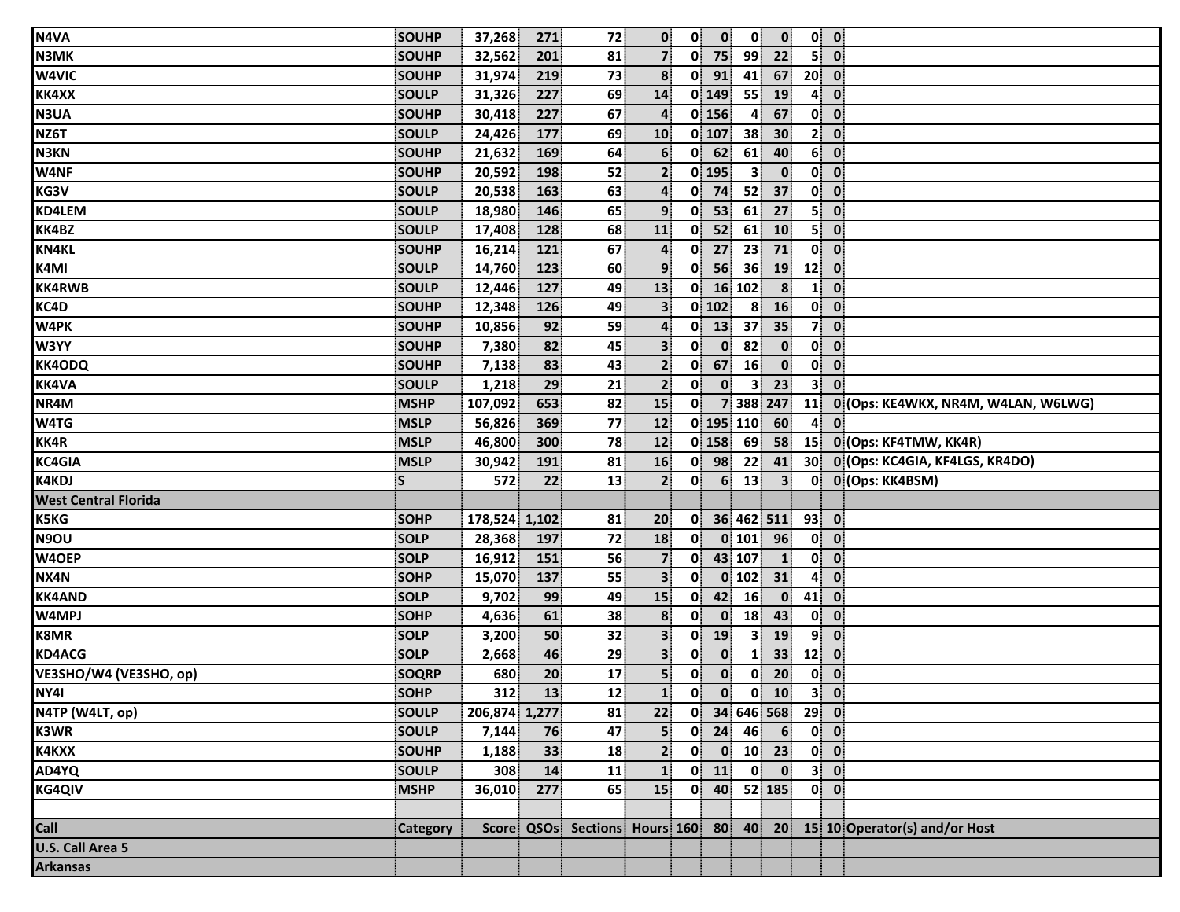| N4VA | SOUHP | 37,268 | 271 | 72 | 0 | 0 | 0 | 0 | 0 | 0 | 0 | |
|---|---|---|---|---|---|---|---|---|---|---|---|---|
| N3MK | SOUHP | 32,562 | 201 | 81 | 7 | 0 | 75 | 99 | 22 | 5 | 0 | |
| W4VIC | SOUHP | 31,974 | 219 | 73 | 8 | 0 | 91 | 41 | 67 | 20 | 0 | |
| KK4XX | SOULP | 31,326 | 227 | 69 | 14 | 0 | 149 | 55 | 19 | 4 | 0 | |
| N3UA | SOUHP | 30,418 | 227 | 67 | 4 | 0 | 156 | 4 | 67 | 0 | 0 | |
| NZ6T | SOULP | 24,426 | 177 | 69 | 10 | 0 | 107 | 38 | 30 | 2 | 0 | |
| N3KN | SOUHP | 21,632 | 169 | 64 | 6 | 0 | 62 | 61 | 40 | 6 | 0 | |
| W4NF | SOUHP | 20,592 | 198 | 52 | 2 | 0 | 195 | 3 | 0 | 0 | 0 | |
| KG3V | SOULP | 20,538 | 163 | 63 | 4 | 0 | 74 | 52 | 37 | 0 | 0 | |
| KD4LEM | SOULP | 18,980 | 146 | 65 | 9 | 0 | 53 | 61 | 27 | 5 | 0 | |
| KK4BZ | SOULP | 17,408 | 128 | 68 | 11 | 0 | 52 | 61 | 10 | 5 | 0 | |
| KN4KL | SOUHP | 16,214 | 121 | 67 | 4 | 0 | 27 | 23 | 71 | 0 | 0 | |
| K4MI | SOULP | 14,760 | 123 | 60 | 9 | 0 | 56 | 36 | 19 | 12 | 0 | |
| KK4RWB | SOULP | 12,446 | 127 | 49 | 13 | 0 | 16 | 102 | 8 | 1 | 0 | |
| KC4D | SOUHP | 12,348 | 126 | 49 | 3 | 0 | 102 | 8 | 16 | 0 | 0 | |
| W4PK | SOUHP | 10,856 | 92 | 59 | 4 | 0 | 13 | 37 | 35 | 7 | 0 | |
| W3YY | SOUHP | 7,380 | 82 | 45 | 3 | 0 | 0 | 82 | 0 | 0 | 0 | |
| KK4ODQ | SOUHP | 7,138 | 83 | 43 | 2 | 0 | 67 | 16 | 0 | 0 | 0 | |
| KK4VA | SOULP | 1,218 | 29 | 21 | 2 | 0 | 0 | 3 | 23 | 3 | 0 | |
| NR4M | MSHP | 107,092 | 653 | 82 | 15 | 0 | 7 | 388 | 247 | 11 | 0 | (Ops: KE4WKX, NR4M, W4LAN, W6LWG) |
| W4TG | MSLP | 56,826 | 369 | 77 | 12 | 0 | 195 | 110 | 60 | 4 | 0 | |
| KK4R | MSLP | 46,800 | 300 | 78 | 12 | 0 | 158 | 69 | 58 | 15 | 0 | (Ops: KF4TMW, KK4R) |
| KC4GIA | MSLP | 30,942 | 191 | 81 | 16 | 0 | 98 | 22 | 41 | 30 | 0 | (Ops: KC4GIA, KF4LGS, KR4DO) |
| K4KDJ | S | 572 | 22 | 13 | 2 | 0 | 6 | 13 | 3 | 0 | 0 | (Ops: KK4BSM) |
| **West Central Florida** | | | | | | | | | | | | |
| K5KG | SOHP | 178,524 | 1,102 | 81 | 20 | 0 | 36 | 462 | 511 | 93 | 0 | |
| N9OU | SOLP | 28,368 | 197 | 72 | 18 | 0 | 0 | 101 | 96 | 0 | 0 | |
| W4OEP | SOLP | 16,912 | 151 | 56 | 7 | 0 | 43 | 107 | 1 | 0 | 0 | |
| NX4N | SOHP | 15,070 | 137 | 55 | 3 | 0 | 0 | 102 | 31 | 4 | 0 | |
| KK4AND | SOLP | 9,702 | 99 | 49 | 15 | 0 | 42 | 16 | 0 | 41 | 0 | |
| W4MPJ | SOHP | 4,636 | 61 | 38 | 8 | 0 | 0 | 18 | 43 | 0 | 0 | |
| K8MR | SOLP | 3,200 | 50 | 32 | 3 | 0 | 19 | 3 | 19 | 9 | 0 | |
| KD4ACG | SOLP | 2,668 | 46 | 29 | 3 | 0 | 0 | 1 | 33 | 12 | 0 | |
| VE3SHO/W4 (VE3SHO, op) | SOQRP | 680 | 20 | 17 | 5 | 0 | 0 | 0 | 20 | 0 | 0 | |
| NY4I | SOHP | 312 | 13 | 12 | 1 | 0 | 0 | 0 | 10 | 3 | 0 | |
| N4TP (W4LT, op) | SOULP | 206,874 | 1,277 | 81 | 22 | 0 | 34 | 646 | 568 | 29 | 0 | |
| K3WR | SOULP | 7,144 | 76 | 47 | 5 | 0 | 24 | 46 | 6 | 0 | 0 | |
| K4KXX | SOUHP | 1,188 | 33 | 18 | 2 | 0 | 0 | 10 | 23 | 0 | 0 | |
| AD4YQ | SOULP | 308 | 14 | 11 | 1 | 0 | 11 | 0 | 0 | 3 | 0 | |
| KG4QIV | MSHP | 36,010 | 277 | 65 | 15 | 0 | 40 | 52 | 185 | 0 | 0 | |
| | | | | | | | | | | | | |
| **Call** | **Category** | **Score** | **QSOs** | **Sections** | **Hours** | **160** | **80** | **40** | **20** | **15** | **10** | **Operator(s) and/or Host** |
| **U.S. Call Area 5** | | | | | | | | | | | | |
| **Arkansas** | | | | | | | | | | | | |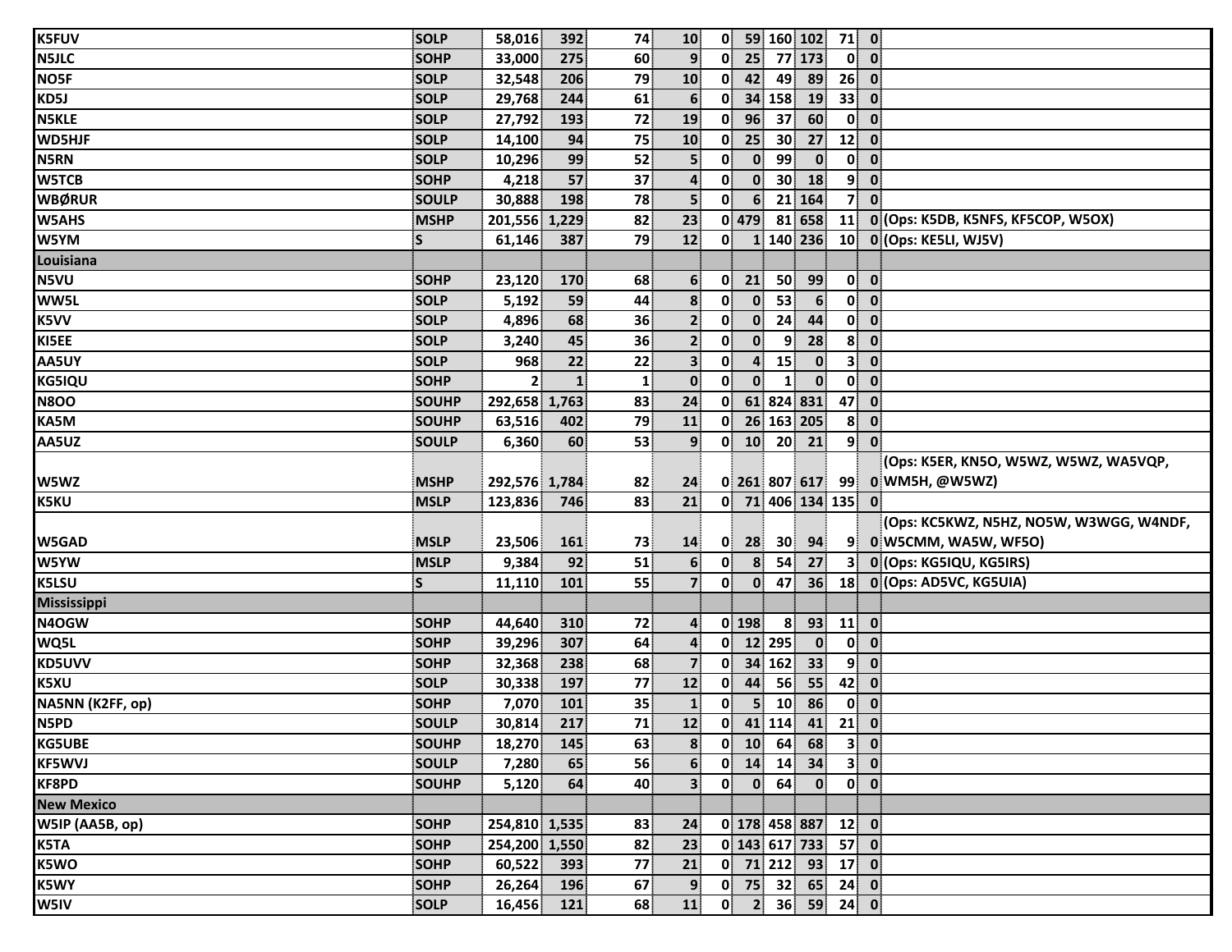| | | | | | | | | | | | | |
|---|---|---|---|---|---|---|---|---|---|---|---|---|
| K5FUV | SOLP | 58,016 | 392 | 74 | 10 | 0 | 59 | 160 | 102 | 71 | 0 | |
| N5JLC | SOHP | 33,000 | 275 | 60 | 9 | 0 | 25 | 77 | 173 | 0 | 0 | |
| NO5F | SOLP | 32,548 | 206 | 79 | 10 | 0 | 42 | 49 | 89 | 26 | 0 | |
| KD5J | SOLP | 29,768 | 244 | 61 | 6 | 0 | 34 | 158 | 19 | 33 | 0 | |
| N5KLE | SOLP | 27,792 | 193 | 72 | 19 | 0 | 96 | 37 | 60 | 0 | 0 | |
| WD5HJF | SOLP | 14,100 | 94 | 75 | 10 | 0 | 25 | 30 | 27 | 12 | 0 | |
| N5RN | SOLP | 10,296 | 99 | 52 | 5 | 0 | 0 | 99 | 0 | 0 | 0 | |
| W5TCB | SOHP | 4,218 | 57 | 37 | 4 | 0 | 0 | 30 | 18 | 9 | 0 | |
| WBØRUR | SOULP | 30,888 | 198 | 78 | 5 | 0 | 6 | 21 | 164 | 7 | 0 | |
| W5AHS | MSHP | 201,556 | 1,229 | 82 | 23 | 0 | 479 | 81 | 658 | 11 | 0 | (Ops: K5DB, K5NFS, KF5COP, W5OX) |
| W5YM | S | 61,146 | 387 | 79 | 12 | 0 | 1 | 140 | 236 | 10 | 0 | (Ops: KE5LI, WJ5V) |
| **Louisiana** | | | | | | | | | | | | |
| N5VU | SOHP | 23,120 | 170 | 68 | 6 | 0 | 21 | 50 | 99 | 0 | 0 | |
| WW5L | SOLP | 5,192 | 59 | 44 | 8 | 0 | 0 | 53 | 6 | 0 | 0 | |
| K5VV | SOLP | 4,896 | 68 | 36 | 2 | 0 | 0 | 24 | 44 | 0 | 0 | |
| KI5EE | SOLP | 3,240 | 45 | 36 | 2 | 0 | 0 | 9 | 28 | 8 | 0 | |
| AA5UY | SOLP | 968 | 22 | 22 | 3 | 0 | 4 | 15 | 0 | 3 | 0 | |
| KG5IQU | SOHP | 2 | 1 | 1 | 0 | 0 | 0 | 1 | 0 | 0 | 0 | |
| N8OO | SOUHP | 292,658 | 1,763 | 83 | 24 | 0 | 61 | 824 | 831 | 47 | 0 | |
| KA5M | SOUHP | 63,516 | 402 | 79 | 11 | 0 | 26 | 163 | 205 | 8 | 0 | |
| AA5UZ | SOULP | 6,360 | 60 | 53 | 9 | 0 | 10 | 20 | 21 | 9 | 0 | |
| W5WZ | MSHP | 292,576 | 1,784 | 82 | 24 | 0 | 261 | 807 | 617 | 99 | 0 | (Ops: K5ER, KN5O, W5WZ, W5WZ, WA5VQP, WM5H, @W5WZ) |
| K5KU | MSLP | 123,836 | 746 | 83 | 21 | 0 | 71 | 406 | 134 | 135 | 0 | |
| W5GAD | MSLP | 23,506 | 161 | 73 | 14 | 0 | 28 | 30 | 94 | 9 | 0 | (Ops: KC5KWZ, N5HZ, NO5W, W3WGG, W4NDF, W5CMM, WA5W, WF5O) |
| W5YW | MSLP | 9,384 | 92 | 51 | 6 | 0 | 8 | 54 | 27 | 3 | 0 | (Ops: KG5IQU, KG5IRS) |
| K5LSU | S | 11,110 | 101 | 55 | 7 | 0 | 0 | 47 | 36 | 18 | 0 | (Ops: AD5VC, KG5UIA) |
| **Mississippi** | | | | | | | | | | | | |
| N4OGW | SOHP | 44,640 | 310 | 72 | 4 | 0 | 198 | 8 | 93 | 11 | 0 | |
| WQ5L | SOHP | 39,296 | 307 | 64 | 4 | 0 | 12 | 295 | 0 | 0 | 0 | |
| KD5UVV | SOHP | 32,368 | 238 | 68 | 7 | 0 | 34 | 162 | 33 | 9 | 0 | |
| K5XU | SOLP | 30,338 | 197 | 77 | 12 | 0 | 44 | 56 | 55 | 42 | 0 | |
| NA5NN (K2FF, op) | SOHP | 7,070 | 101 | 35 | 1 | 0 | 5 | 10 | 86 | 0 | 0 | |
| N5PD | SOULP | 30,814 | 217 | 71 | 12 | 0 | 41 | 114 | 41 | 21 | 0 | |
| KG5UBE | SOUHP | 18,270 | 145 | 63 | 8 | 0 | 10 | 64 | 68 | 3 | 0 | |
| KF5WVJ | SOULP | 7,280 | 65 | 56 | 6 | 0 | 14 | 14 | 34 | 3 | 0 | |
| KF8PD | SOUHP | 5,120 | 64 | 40 | 3 | 0 | 0 | 64 | 0 | 0 | 0 | |
| **New Mexico** | | | | | | | | | | | | |
| W5IP (AA5B, op) | SOHP | 254,810 | 1,535 | 83 | 24 | 0 | 178 | 458 | 887 | 12 | 0 | |
| K5TA | SOHP | 254,200 | 1,550 | 82 | 23 | 0 | 143 | 617 | 733 | 57 | 0 | |
| K5WO | SOHP | 60,522 | 393 | 77 | 21 | 0 | 71 | 212 | 93 | 17 | 0 | |
| K5WY | SOHP | 26,264 | 196 | 67 | 9 | 0 | 75 | 32 | 65 | 24 | 0 | |
| W5IV | SOLP | 16,456 | 121 | 68 | 11 | 0 | 2 | 36 | 59 | 24 | 0 | |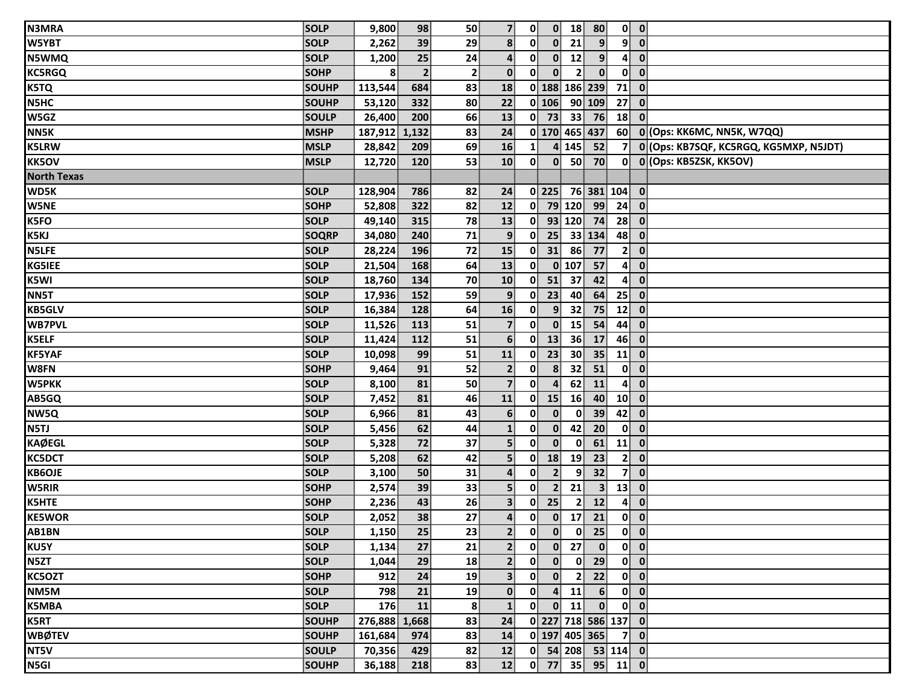| | | | | | | | | | | | | |
|---|---|---|---|---|---|---|---|---|---|---|---|---|
| N3MRA | SOLP | 9,800 | 98 | 50 | 7 | 0 | 0 | 18 | 80 | 0 | 0 | |
| W5YBT | SOLP | 2,262 | 39 | 29 | 8 | 0 | 0 | 21 | 9 | 9 | 0 | |
| N5WMQ | SOLP | 1,200 | 25 | 24 | 4 | 0 | 0 | 12 | 9 | 4 | 0 | |
| KC5RGQ | SOHP | 8 | 2 | 2 | 0 | 0 | 0 | 2 | 0 | 0 | 0 | |
| K5TQ | SOUHP | 113,544 | 684 | 83 | 18 | 0 | 188 | 186 | 239 | 71 | 0 | |
| N5HC | SOUHP | 53,120 | 332 | 80 | 22 | 0 | 106 | 90 | 109 | 27 | 0 | |
| W5GZ | SOULP | 26,400 | 200 | 66 | 13 | 0 | 73 | 33 | 76 | 18 | 0 | |
| NN5K | MSHP | 187,912 | 1,132 | 83 | 24 | 0 | 170 | 465 | 437 | 60 | 0 | (Ops: KK6MC, NN5K, W7QQ) |
| K5LRW | MSLP | 28,842 | 209 | 69 | 16 | 1 | 4 | 145 | 52 | 7 | 0 | (Ops: KB7SQF, KC5RGQ, KG5MXP, N5JDT) |
| KK5OV | MSLP | 12,720 | 120 | 53 | 10 | 0 | 0 | 50 | 70 | 0 | 0 | (Ops: KB5ZSK, KK5OV) |
| **North Texas** | | | | | | | | | | | | |
| WD5K | SOLP | 128,904 | 786 | 82 | 24 | 0 | 225 | 76 | 381 | 104 | 0 | |
| W5NE | SOHP | 52,808 | 322 | 82 | 12 | 0 | 79 | 120 | 99 | 24 | 0 | |
| K5FO | SOLP | 49,140 | 315 | 78 | 13 | 0 | 93 | 120 | 74 | 28 | 0 | |
| K5KJ | SOQRP | 34,080 | 240 | 71 | 9 | 0 | 25 | 33 | 134 | 48 | 0 | |
| N5LFE | SOLP | 28,224 | 196 | 72 | 15 | 0 | 31 | 86 | 77 | 2 | 0 | |
| KG5IEE | SOLP | 21,504 | 168 | 64 | 13 | 0 | 0 | 107 | 57 | 4 | 0 | |
| K5WI | SOLP | 18,760 | 134 | 70 | 10 | 0 | 51 | 37 | 42 | 4 | 0 | |
| NN5T | SOLP | 17,936 | 152 | 59 | 9 | 0 | 23 | 40 | 64 | 25 | 0 | |
| KB5GLV | SOLP | 16,384 | 128 | 64 | 16 | 0 | 9 | 32 | 75 | 12 | 0 | |
| WB7PVL | SOLP | 11,526 | 113 | 51 | 7 | 0 | 0 | 15 | 54 | 44 | 0 | |
| K5ELF | SOLP | 11,424 | 112 | 51 | 6 | 0 | 13 | 36 | 17 | 46 | 0 | |
| KF5YAF | SOLP | 10,098 | 99 | 51 | 11 | 0 | 23 | 30 | 35 | 11 | 0 | |
| W8FN | SOHP | 9,464 | 91 | 52 | 2 | 0 | 8 | 32 | 51 | 0 | 0 | |
| W5PKK | SOLP | 8,100 | 81 | 50 | 7 | 0 | 4 | 62 | 11 | 4 | 0 | |
| AB5GQ | SOLP | 7,452 | 81 | 46 | 11 | 0 | 15 | 16 | 40 | 10 | 0 | |
| NW5Q | SOLP | 6,966 | 81 | 43 | 6 | 0 | 0 | 0 | 39 | 42 | 0 | |
| N5TJ | SOLP | 5,456 | 62 | 44 | 1 | 0 | 0 | 42 | 20 | 0 | 0 | |
| KAØEGL | SOLP | 5,328 | 72 | 37 | 5 | 0 | 0 | 0 | 61 | 11 | 0 | |
| KC5DCT | SOLP | 5,208 | 62 | 42 | 5 | 0 | 18 | 19 | 23 | 2 | 0 | |
| KB6OJE | SOLP | 3,100 | 50 | 31 | 4 | 0 | 2 | 9 | 32 | 7 | 0 | |
| W5RIR | SOHP | 2,574 | 39 | 33 | 5 | 0 | 2 | 21 | 3 | 13 | 0 | |
| K5HTE | SOHP | 2,236 | 43 | 26 | 3 | 0 | 25 | 2 | 12 | 4 | 0 | |
| KE5WOR | SOLP | 2,052 | 38 | 27 | 4 | 0 | 0 | 17 | 21 | 0 | 0 | |
| AB1BN | SOLP | 1,150 | 25 | 23 | 2 | 0 | 0 | 0 | 25 | 0 | 0 | |
| KU5Y | SOLP | 1,134 | 27 | 21 | 2 | 0 | 0 | 27 | 0 | 0 | 0 | |
| N5ZT | SOLP | 1,044 | 29 | 18 | 2 | 0 | 0 | 0 | 29 | 0 | 0 | |
| KC5OZT | SOHP | 912 | 24 | 19 | 3 | 0 | 0 | 2 | 22 | 0 | 0 | |
| NM5M | SOLP | 798 | 21 | 19 | 0 | 0 | 4 | 11 | 6 | 0 | 0 | |
| K5MBA | SOLP | 176 | 11 | 8 | 1 | 0 | 0 | 11 | 0 | 0 | 0 | |
| K5RT | SOUHP | 276,888 | 1,668 | 83 | 24 | 0 | 227 | 718 | 586 | 137 | 0 | |
| WBØTEV | SOUHP | 161,684 | 974 | 83 | 14 | 0 | 197 | 405 | 365 | 7 | 0 | |
| NT5V | SOULP | 70,356 | 429 | 82 | 12 | 0 | 54 | 208 | 53 | 114 | 0 | |
| N5GI | SOUHP | 36,188 | 218 | 83 | 12 | 0 | 77 | 35 | 95 | 11 | 0 | |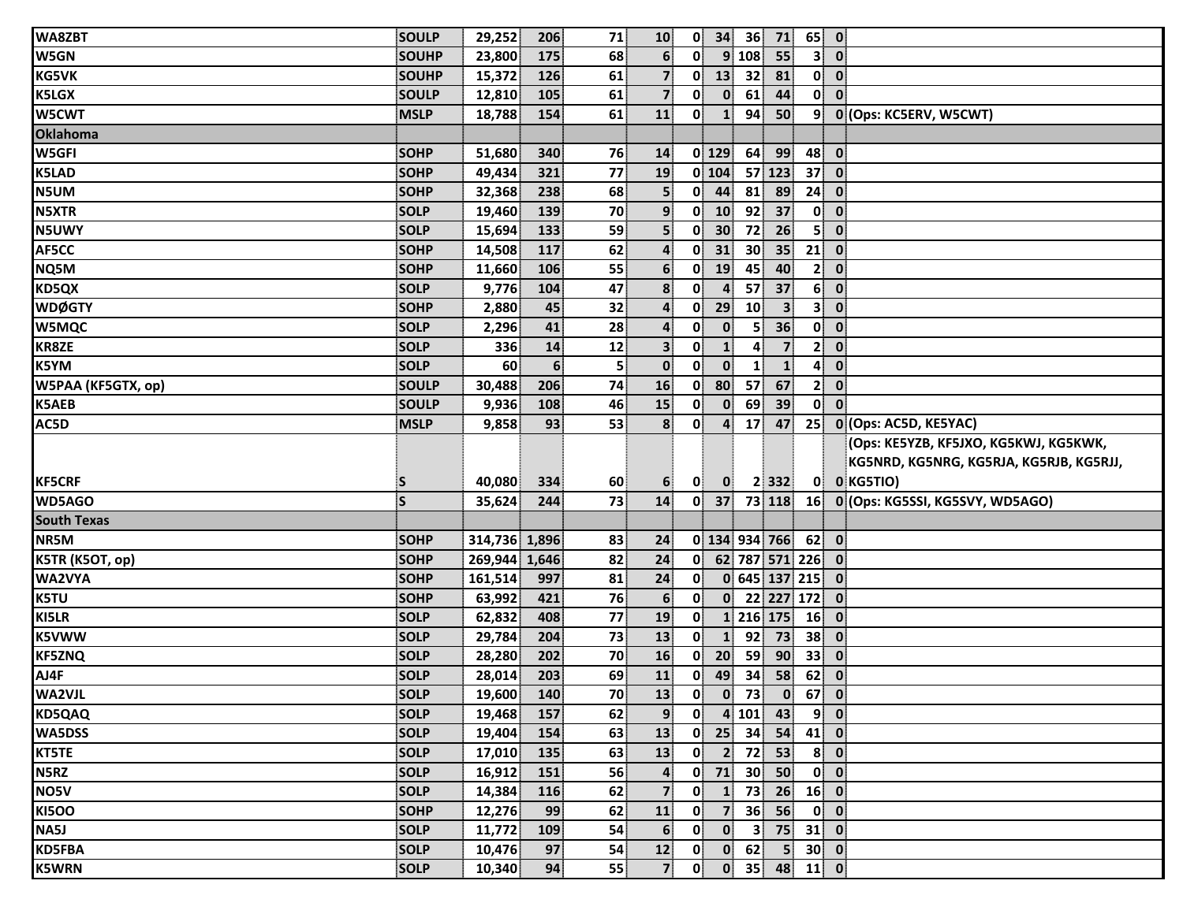| | | | | | | | | | | | | |
|---|---|---|---|---|---|---|---|---|---|---|---|---|
| **WA8ZBT** | **SOULP** | **29,252** | **206** | **71** | **10** | **0** | **34** | **36** | **71** | **65** | **0** | |
| **W5GN** | **SOUHP** | **23,800** | **175** | **68** | **6** | **0** | **9** | **108** | **55** | **3** | **0** | |
| **KG5VK** | **SOUHP** | **15,372** | **126** | **61** | **7** | **0** | **13** | **32** | **81** | **0** | **0** | |
| **K5LGX** | **SOULP** | **12,810** | **105** | **61** | **7** | **0** | **0** | **61** | **44** | **0** | **0** | |
| **W5CWT** | **MSLP** | **18,788** | **154** | **61** | **11** | **0** | **1** | **94** | **50** | **9** | **0** | **(Ops: KC5ERV, W5CWT)** |
| **Oklahoma** | | | | | | | | | | | | |
| **W5GFI** | **SOHP** | **51,680** | **340** | **76** | **14** | **0** | **129** | **64** | **99** | **48** | **0** | |
| **K5LAD** | **SOHP** | **49,434** | **321** | **77** | **19** | **0** | **104** | **57** | **123** | **37** | **0** | |
| **N5UM** | **SOHP** | **32,368** | **238** | **68** | **5** | **0** | **44** | **81** | **89** | **24** | **0** | |
| **N5XTR** | **SOLP** | **19,460** | **139** | **70** | **9** | **0** | **10** | **92** | **37** | **0** | **0** | |
| **N5UWY** | **SOLP** | **15,694** | **133** | **59** | **5** | **0** | **30** | **72** | **26** | **5** | **0** | |
| **AF5CC** | **SOHP** | **14,508** | **117** | **62** | **4** | **0** | **31** | **30** | **35** | **21** | **0** | |
| **NQ5M** | **SOHP** | **11,660** | **106** | **55** | **6** | **0** | **19** | **45** | **40** | **2** | **0** | |
| **KD5QX** | **SOLP** | **9,776** | **104** | **47** | **8** | **0** | **4** | **57** | **37** | **6** | **0** | |
| **WDØGTY** | **SOHP** | **2,880** | **45** | **32** | **4** | **0** | **29** | **10** | **3** | **3** | **0** | |
| **W5MQC** | **SOLP** | **2,296** | **41** | **28** | **4** | **0** | **0** | **5** | **36** | **0** | **0** | |
| **KR8ZE** | **SOLP** | **336** | **14** | **12** | **3** | **0** | **1** | **4** | **7** | **2** | **0** | |
| **K5YM** | **SOLP** | **60** | **6** | **5** | **0** | **0** | **0** | **1** | **1** | **4** | **0** | |
| **W5PAA (KF5GTX, op)** | **SOULP** | **30,488** | **206** | **74** | **16** | **0** | **80** | **57** | **67** | **2** | **0** | |
| **K5AEB** | **SOULP** | **9,936** | **108** | **46** | **15** | **0** | **0** | **69** | **39** | **0** | **0** | |
| **AC5D** | **MSLP** | **9,858** | **93** | **53** | **8** | **0** | **4** | **17** | **47** | **25** | **0** | **(Ops: AC5D, KE5YAC)** |
| **KF5CRF** | **S** | **40,080** | **334** | **60** | **6** | **0** | **0** | **2** | **332** | **0** | **0** | **(Ops: KE5YZB, KF5JXO, KG5KWJ, KG5KWK, KG5NRD, KG5NRG, KG5RJA, KG5RJB, KG5RJJ, KG5TIO)** |
| **WD5AGO** | **S** | **35,624** | **244** | **73** | **14** | **0** | **37** | **73** | **118** | **16** | **0** | **(Ops: KG5SSI, KG5SVY, WD5AGO)** |
| **South Texas** | | | | | | | | | | | | |
| **NR5M** | **SOHP** | **314,736** | **1,896** | **83** | **24** | **0** | **134** | **934** | **766** | **62** | **0** | |
| **K5TR (K5OT, op)** | **SOHP** | **269,944** | **1,646** | **82** | **24** | **0** | **62** | **787** | **571** | **226** | **0** | |
| **WA2VYA** | **SOHP** | **161,514** | **997** | **81** | **24** | **0** | **0** | **645** | **137** | **215** | **0** | |
| **K5TU** | **SOHP** | **63,992** | **421** | **76** | **6** | **0** | **0** | **22** | **227** | **172** | **0** | |
| **KI5LR** | **SOLP** | **62,832** | **408** | **77** | **19** | **0** | **1** | **216** | **175** | **16** | **0** | |
| **K5VWW** | **SOLP** | **29,784** | **204** | **73** | **13** | **0** | **1** | **92** | **73** | **38** | **0** | |
| **KF5ZNQ** | **SOLP** | **28,280** | **202** | **70** | **16** | **0** | **20** | **59** | **90** | **33** | **0** | |
| **AJ4F** | **SOLP** | **28,014** | **203** | **69** | **11** | **0** | **49** | **34** | **58** | **62** | **0** | |
| **WA2VJL** | **SOLP** | **19,600** | **140** | **70** | **13** | **0** | **0** | **73** | **0** | **67** | **0** | |
| **KD5QAQ** | **SOLP** | **19,468** | **157** | **62** | **9** | **0** | **4** | **101** | **43** | **9** | **0** | |
| **WA5DSS** | **SOLP** | **19,404** | **154** | **63** | **13** | **0** | **25** | **34** | **54** | **41** | **0** | |
| **KT5TE** | **SOLP** | **17,010** | **135** | **63** | **13** | **0** | **2** | **72** | **53** | **8** | **0** | |
| **N5RZ** | **SOLP** | **16,912** | **151** | **56** | **4** | **0** | **71** | **30** | **50** | **0** | **0** | |
| **NO5V** | **SOLP** | **14,384** | **116** | **62** | **7** | **0** | **1** | **73** | **26** | **16** | **0** | |
| **KI5OO** | **SOHP** | **12,276** | **99** | **62** | **11** | **0** | **7** | **36** | **56** | **0** | **0** | |
| **NA5J** | **SOLP** | **11,772** | **109** | **54** | **6** | **0** | **0** | **3** | **75** | **31** | **0** | |
| **KD5FBA** | **SOLP** | **10,476** | **97** | **54** | **12** | **0** | **0** | **62** | **5** | **30** | **0** | |
| **K5WRN** | **SOLP** | **10,340** | **94** | **55** | **7** | **0** | **0** | **35** | **48** | **11** | **0** | |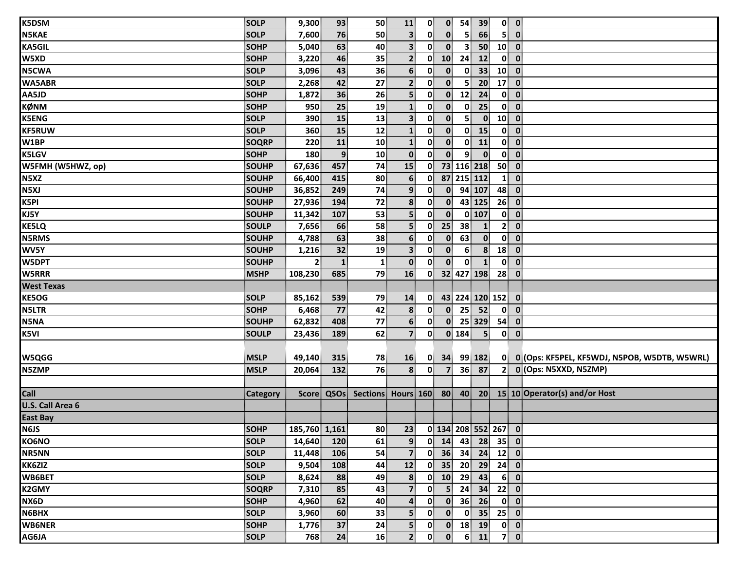| Call | Category | Score | QSOs | Sections | Hours | 160 | 80 | 40 | 20 | 15 | 10 | Operator(s) and/or Host |
|---|---|---|---|---|---|---|---|---|---|---|---|---|
| K5DSM | SOLP | 9,300 | 93 | 50 | 11 | 0 | 0 | 54 | 39 | 0 | 0 | |
| N5KAE | SOLP | 7,600 | 76 | 50 | 3 | 0 | 0 | 5 | 66 | 5 | 0 | |
| KA5GIL | SOHP | 5,040 | 63 | 40 | 3 | 0 | 0 | 3 | 50 | 10 | 0 | |
| W5XD | SOHP | 3,220 | 46 | 35 | 2 | 0 | 10 | 24 | 12 | 0 | 0 | |
| N5CWA | SOLP | 3,096 | 43 | 36 | 6 | 0 | 0 | 0 | 33 | 10 | 0 | |
| WA5ABR | SOLP | 2,268 | 42 | 27 | 2 | 0 | 0 | 5 | 20 | 17 | 0 | |
| AA5JD | SOHP | 1,872 | 36 | 26 | 5 | 0 | 0 | 12 | 24 | 0 | 0 | |
| KØNM | SOHP | 950 | 25 | 19 | 1 | 0 | 0 | 0 | 25 | 0 | 0 | |
| K5ENG | SOLP | 390 | 15 | 13 | 3 | 0 | 0 | 5 | 0 | 10 | 0 | |
| KF5RUW | SOLP | 360 | 15 | 12 | 1 | 0 | 0 | 0 | 15 | 0 | 0 | |
| W1BP | SOQRP | 220 | 11 | 10 | 1 | 0 | 0 | 0 | 11 | 0 | 0 | |
| K5LGV | SOHP | 180 | 9 | 10 | 0 | 0 | 0 | 9 | 0 | 0 | 0 | |
| W5FMH (W5HWZ, op) | SOUHP | 67,636 | 457 | 74 | 15 | 0 | 73 | 116 | 218 | 50 | 0 | |
| N5XZ | SOUHP | 66,400 | 415 | 80 | 6 | 0 | 87 | 215 | 112 | 1 | 0 | |
| N5XJ | SOUHP | 36,852 | 249 | 74 | 9 | 0 | 0 | 94 | 107 | 48 | 0 | |
| K5PI | SOUHP | 27,936 | 194 | 72 | 8 | 0 | 0 | 43 | 125 | 26 | 0 | |
| KJ5Y | SOUHP | 11,342 | 107 | 53 | 5 | 0 | 0 | 0 | 107 | 0 | 0 | |
| KE5LQ | SOULP | 7,656 | 66 | 58 | 5 | 0 | 25 | 38 | 1 | 2 | 0 | |
| N5RMS | SOUHP | 4,788 | 63 | 38 | 6 | 0 | 0 | 63 | 0 | 0 | 0 | |
| WV5Y | SOUHP | 1,216 | 32 | 19 | 3 | 0 | 0 | 6 | 8 | 18 | 0 | |
| W5DPT | SOUHP | 2 | 1 | 1 | 0 | 0 | 0 | 0 | 1 | 0 | 0 | |
| W5RRR | MSHP | 108,230 | 685 | 79 | 16 | 0 | 32 | 427 | 198 | 28 | 0 | |
| **West Texas** | | | | | | | | | | | | |
| KE5OG | SOLP | 85,162 | 539 | 79 | 14 | 0 | 43 | 224 | 120 | 152 | 0 | |
| N5LTR | SOHP | 6,468 | 77 | 42 | 8 | 0 | 0 | 25 | 52 | 0 | 0 | |
| N5NA | SOUHP | 62,832 | 408 | 77 | 6 | 0 | 0 | 25 | 329 | 54 | 0 | |
| K5VI | SOULP | 23,436 | 189 | 62 | 7 | 0 | 0 | 184 | 5 | 0 | 0 | |
| W5QGG | MSLP | 49,140 | 315 | 78 | 16 | 0 | 34 | 99 | 182 | 0 | 0 | (Ops: KF5PEL, KF5WDJ, N5POB, W5DTB, W5WRL) |
| N5ZMP | MSLP | 20,064 | 132 | 76 | 8 | 0 | 7 | 36 | 87 | 2 | 0 | (Ops: N5XXD, N5ZMP) |
| | | | | | | | | | | | | |
| **Call** | **Category** | **Score** | **QSOs** | **Sections** | **Hours** | **160** | **80** | **40** | **20** | **15** | **10** | **Operator(s) and/or Host** |
| **U.S. Call Area 6** | | | | | | | | | | | | |
| **East Bay** | | | | | | | | | | | | |
| N6JS | SOHP | 185,760 | 1,161 | 80 | 23 | 0 | 134 | 208 | 552 | 267 | 0 | |
| KO6NO | SOLP | 14,640 | 120 | 61 | 9 | 0 | 14 | 43 | 28 | 35 | 0 | |
| NR5NN | SOLP | 11,448 | 106 | 54 | 7 | 0 | 36 | 34 | 24 | 12 | 0 | |
| KK6ZIZ | SOLP | 9,504 | 108 | 44 | 12 | 0 | 35 | 20 | 29 | 24 | 0 | |
| WB6BET | SOLP | 8,624 | 88 | 49 | 8 | 0 | 10 | 29 | 43 | 6 | 0 | |
| K2GMY | SOQRP | 7,310 | 85 | 43 | 7 | 0 | 5 | 24 | 34 | 22 | 0 | |
| NX6D | SOHP | 4,960 | 62 | 40 | 4 | 0 | 0 | 36 | 26 | 0 | 0 | |
| N6BHX | SOLP | 3,960 | 60 | 33 | 5 | 0 | 0 | 0 | 35 | 25 | 0 | |
| WB6NER | SOHP | 1,776 | 37 | 24 | 5 | 0 | 0 | 18 | 19 | 0 | 0 | |
| AG6JA | SOLP | 768 | 24 | 16 | 2 | 0 | 0 | 6 | 11 | 7 | 0 | |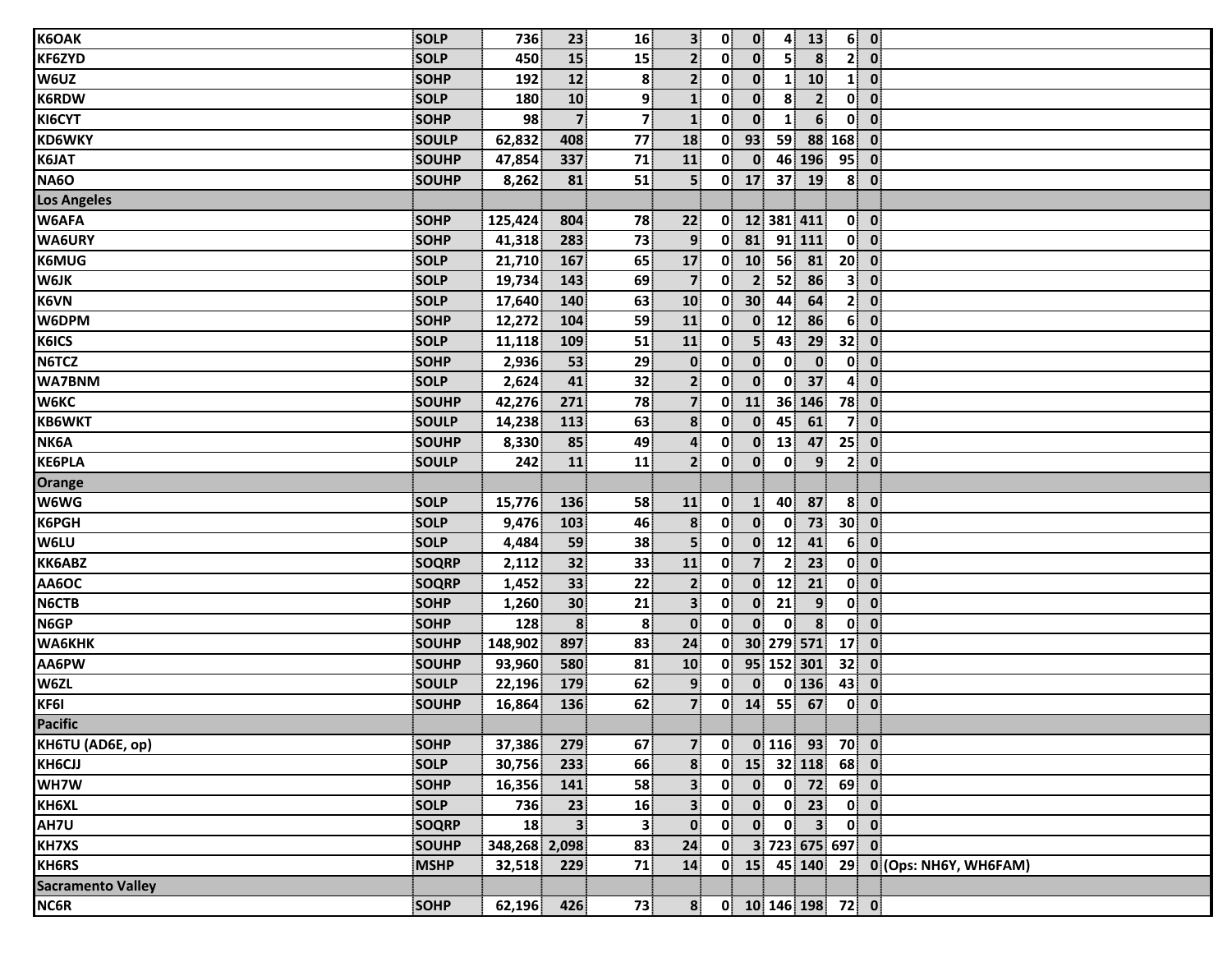| | | | | | | | | | | | | |
|---|---|---|---|---|---|---|---|---|---|---|---|---|
| K6OAK | SOLP | 736 | 23 | 16 | 3 | 0 | 0 | 4 | 13 | 6 | 0 | |
| KF6ZYD | SOLP | 450 | 15 | 15 | 2 | 0 | 0 | 5 | 8 | 2 | 0 | |
| W6UZ | SOHP | 192 | 12 | 8 | 2 | 0 | 0 | 1 | 10 | 1 | 0 | |
| K6RDW | SOLP | 180 | 10 | 9 | 1 | 0 | 0 | 8 | 2 | 0 | 0 | |
| KI6CYT | SOHP | 98 | 7 | 7 | 1 | 0 | 0 | 1 | 6 | 0 | 0 | |
| KD6WKY | SOULP | 62,832 | 408 | 77 | 18 | 0 | 93 | 59 | 88 | 168 | 0 | |
| K6JAT | SOUHP | 47,854 | 337 | 71 | 11 | 0 | 0 | 46 | 196 | 95 | 0 | |
| NA6O | SOUHP | 8,262 | 81 | 51 | 5 | 0 | 17 | 37 | 19 | 8 | 0 | |
| **Los Angeles** | | | | | | | | | | | | |
| W6AFA | SOHP | 125,424 | 804 | 78 | 22 | 0 | 12 | 381 | 411 | 0 | 0 | |
| WA6URY | SOHP | 41,318 | 283 | 73 | 9 | 0 | 81 | 91 | 111 | 0 | 0 | |
| K6MUG | SOLP | 21,710 | 167 | 65 | 17 | 0 | 10 | 56 | 81 | 20 | 0 | |
| W6JK | SOLP | 19,734 | 143 | 69 | 7 | 0 | 2 | 52 | 86 | 3 | 0 | |
| K6VN | SOLP | 17,640 | 140 | 63 | 10 | 0 | 30 | 44 | 64 | 2 | 0 | |
| W6DPM | SOHP | 12,272 | 104 | 59 | 11 | 0 | 0 | 12 | 86 | 6 | 0 | |
| K6ICS | SOLP | 11,118 | 109 | 51 | 11 | 0 | 5 | 43 | 29 | 32 | 0 | |
| N6TCZ | SOHP | 2,936 | 53 | 29 | 0 | 0 | 0 | 0 | 0 | 0 | 0 | |
| WA7BNM | SOLP | 2,624 | 41 | 32 | 2 | 0 | 0 | 0 | 37 | 4 | 0 | |
| W6KC | SOUHP | 42,276 | 271 | 78 | 7 | 0 | 11 | 36 | 146 | 78 | 0 | |
| KB6WKT | SOULP | 14,238 | 113 | 63 | 8 | 0 | 0 | 45 | 61 | 7 | 0 | |
| NK6A | SOUHP | 8,330 | 85 | 49 | 4 | 0 | 0 | 13 | 47 | 25 | 0 | |
| KE6PLA | SOULP | 242 | 11 | 11 | 2 | 0 | 0 | 0 | 9 | 2 | 0 | |
| **Orange** | | | | | | | | | | | | |
| W6WG | SOLP | 15,776 | 136 | 58 | 11 | 0 | 1 | 40 | 87 | 8 | 0 | |
| K6PGH | SOLP | 9,476 | 103 | 46 | 8 | 0 | 0 | 0 | 73 | 30 | 0 | |
| W6LU | SOLP | 4,484 | 59 | 38 | 5 | 0 | 0 | 12 | 41 | 6 | 0 | |
| KK6ABZ | SOQRP | 2,112 | 32 | 33 | 11 | 0 | 7 | 2 | 23 | 0 | 0 | |
| AA6OC | SOQRP | 1,452 | 33 | 22 | 2 | 0 | 0 | 12 | 21 | 0 | 0 | |
| N6CTB | SOHP | 1,260 | 30 | 21 | 3 | 0 | 0 | 21 | 9 | 0 | 0 | |
| N6GP | SOHP | 128 | 8 | 8 | 0 | 0 | 0 | 0 | 8 | 0 | 0 | |
| WA6KHK | SOUHP | 148,902 | 897 | 83 | 24 | 0 | 30 | 279 | 571 | 17 | 0 | |
| AA6PW | SOUHP | 93,960 | 580 | 81 | 10 | 0 | 95 | 152 | 301 | 32 | 0 | |
| W6ZL | SOULP | 22,196 | 179 | 62 | 9 | 0 | 0 | 0 | 136 | 43 | 0 | |
| KF6I | SOUHP | 16,864 | 136 | 62 | 7 | 0 | 14 | 55 | 67 | 0 | 0 | |
| **Pacific** | | | | | | | | | | | | |
| KH6TU (AD6E, op) | SOHP | 37,386 | 279 | 67 | 7 | 0 | 0 | 116 | 93 | 70 | 0 | |
| KH6CJJ | SOLP | 30,756 | 233 | 66 | 8 | 0 | 15 | 32 | 118 | 68 | 0 | |
| WH7W | SOHP | 16,356 | 141 | 58 | 3 | 0 | 0 | 0 | 72 | 69 | 0 | |
| KH6XL | SOLP | 736 | 23 | 16 | 3 | 0 | 0 | 0 | 23 | 0 | 0 | |
| AH7U | SOQRP | 18 | 3 | 3 | 0 | 0 | 0 | 0 | 3 | 0 | 0 | |
| KH7XS | SOUHP | 348,268 | 2,098 | 83 | 24 | 0 | 3 | 723 | 675 | 697 | 0 | |
| KH6RS | MSHP | 32,518 | 229 | 71 | 14 | 0 | 15 | 45 | 140 | 29 | 0 | (Ops: NH6Y, WH6FAM) |
| **Sacramento Valley** | | | | | | | | | | | | |
| NC6R | SOHP | 62,196 | 426 | 73 | 8 | 0 | 10 | 146 | 198 | 72 | 0 | |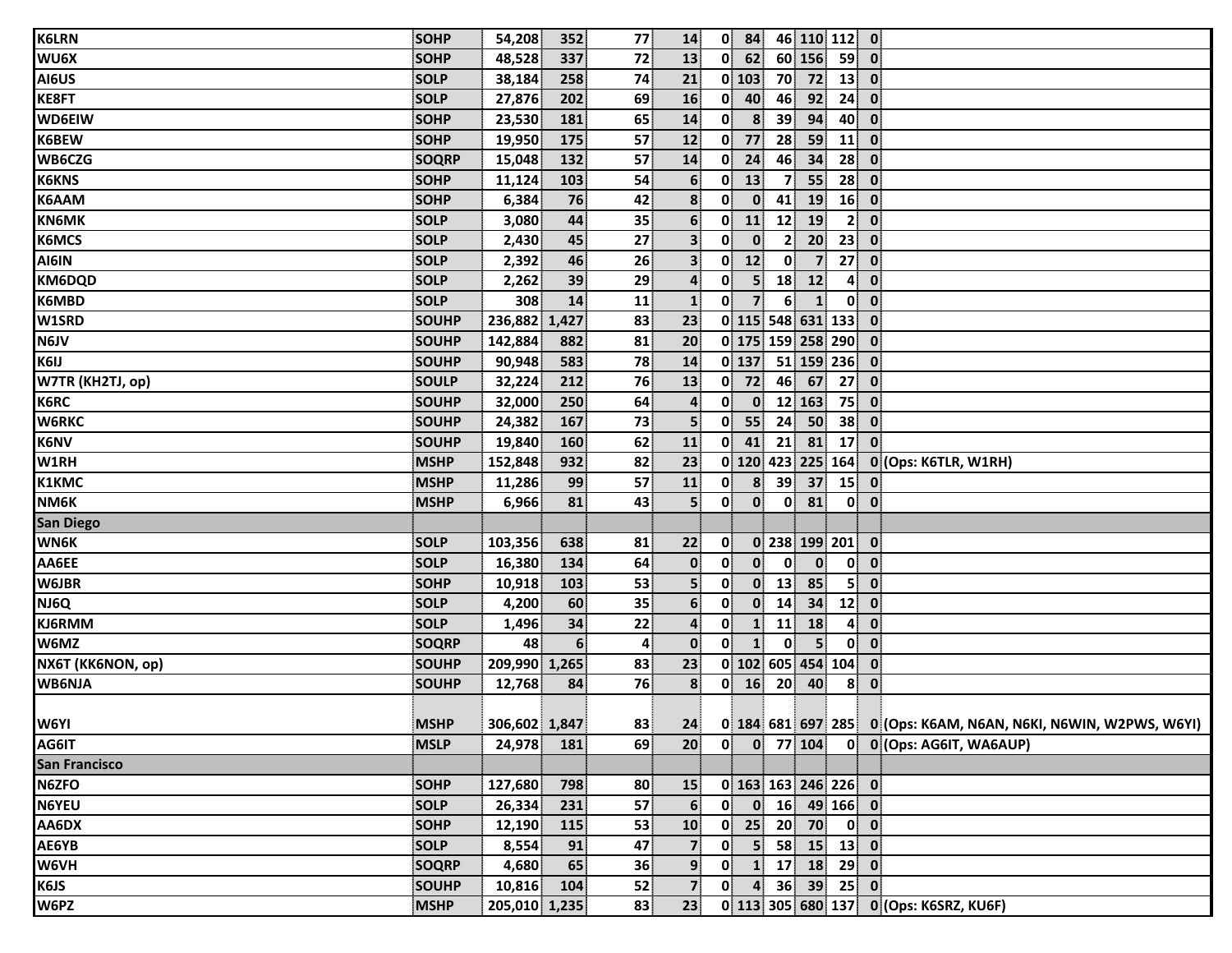| | | | | | | | | | | | | |
|---|---|---|---|---|---|---|---|---|---|---|---|---|
| K6LRN | SOHP | 54,208 | 352 | 77 | 14 | 0 | 84 | 46 | 110 | 112 | 0 | |
| WU6X | SOHP | 48,528 | 337 | 72 | 13 | 0 | 62 | 60 | 156 | 59 | 0 | |
| AI6US | SOLP | 38,184 | 258 | 74 | 21 | 0 | 103 | 70 | 72 | 13 | 0 | |
| KE8FT | SOLP | 27,876 | 202 | 69 | 16 | 0 | 40 | 46 | 92 | 24 | 0 | |
| WD6EIW | SOHP | 23,530 | 181 | 65 | 14 | 0 | 8 | 39 | 94 | 40 | 0 | |
| K6BEW | SOHP | 19,950 | 175 | 57 | 12 | 0 | 77 | 28 | 59 | 11 | 0 | |
| WB6CZG | SOQRP | 15,048 | 132 | 57 | 14 | 0 | 24 | 46 | 34 | 28 | 0 | |
| K6KNS | SOHP | 11,124 | 103 | 54 | 6 | 0 | 13 | 7 | 55 | 28 | 0 | |
| K6AAM | SOHP | 6,384 | 76 | 42 | 8 | 0 | 0 | 41 | 19 | 16 | 0 | |
| KN6MK | SOLP | 3,080 | 44 | 35 | 6 | 0 | 11 | 12 | 19 | 2 | 0 | |
| K6MCS | SOLP | 2,430 | 45 | 27 | 3 | 0 | 0 | 2 | 20 | 23 | 0 | |
| AI6IN | SOLP | 2,392 | 46 | 26 | 3 | 0 | 12 | 0 | 7 | 27 | 0 | |
| KM6DQD | SOLP | 2,262 | 39 | 29 | 4 | 0 | 5 | 18 | 12 | 4 | 0 | |
| K6MBD | SOLP | 308 | 14 | 11 | 1 | 0 | 7 | 6 | 1 | 0 | 0 | |
| W1SRD | SOUHP | 236,882 | 1,427 | 83 | 23 | 0 | 115 | 548 | 631 | 133 | 0 | |
| N6JV | SOUHP | 142,884 | 882 | 81 | 20 | 0 | 175 | 159 | 258 | 290 | 0 | |
| K6IJ | SOUHP | 90,948 | 583 | 78 | 14 | 0 | 137 | 51 | 159 | 236 | 0 | |
| W7TR (KH2TJ, op) | SOULP | 32,224 | 212 | 76 | 13 | 0 | 72 | 46 | 67 | 27 | 0 | |
| K6RC | SOUHP | 32,000 | 250 | 64 | 4 | 0 | 0 | 12 | 163 | 75 | 0 | |
| W6RKC | SOUHP | 24,382 | 167 | 73 | 5 | 0 | 55 | 24 | 50 | 38 | 0 | |
| K6NV | SOUHP | 19,840 | 160 | 62 | 11 | 0 | 41 | 21 | 81 | 17 | 0 | |
| W1RH | MSHP | 152,848 | 932 | 82 | 23 | 0 | 120 | 423 | 225 | 164 | 0 | (Ops: K6TLR, W1RH) |
| K1KMC | MSHP | 11,286 | 99 | 57 | 11 | 0 | 8 | 39 | 37 | 15 | 0 | |
| NM6K | MSHP | 6,966 | 81 | 43 | 5 | 0 | 0 | 0 | 81 | 0 | 0 | |
| **San Diego** | | | | | | | | | | | | |
| WN6K | SOLP | 103,356 | 638 | 81 | 22 | 0 | 0 | 238 | 199 | 201 | 0 | |
| AA6EE | SOLP | 16,380 | 134 | 64 | 0 | 0 | 0 | 0 | 0 | 0 | 0 | |
| W6JBR | SOHP | 10,918 | 103 | 53 | 5 | 0 | 0 | 13 | 85 | 5 | 0 | |
| NJ6Q | SOLP | 4,200 | 60 | 35 | 6 | 0 | 0 | 14 | 34 | 12 | 0 | |
| KJ6RMM | SOLP | 1,496 | 34 | 22 | 4 | 0 | 1 | 11 | 18 | 4 | 0 | |
| W6MZ | SOQRP | 48 | 6 | 4 | 0 | 0 | 1 | 0 | 5 | 0 | 0 | |
| NX6T (KK6NON, op) | SOUHP | 209,990 | 1,265 | 83 | 23 | 0 | 102 | 605 | 454 | 104 | 0 | |
| WB6NJA | SOUHP | 12,768 | 84 | 76 | 8 | 0 | 16 | 20 | 40 | 8 | 0 | |
| W6YI | MSHP | 306,602 | 1,847 | 83 | 24 | 0 | 184 | 681 | 697 | 285 | 0 | (Ops: K6AM, N6AN, N6KI, N6WIN, W2PWS, W6YI) |
| AG6IT | MSLP | 24,978 | 181 | 69 | 20 | 0 | 0 | 77 | 104 | 0 | 0 | (Ops: AG6IT, WA6AUP) |
| **San Francisco** | | | | | | | | | | | | |
| N6ZFO | SOHP | 127,680 | 798 | 80 | 15 | 0 | 163 | 163 | 246 | 226 | 0 | |
| N6YEU | SOLP | 26,334 | 231 | 57 | 6 | 0 | 0 | 16 | 49 | 166 | 0 | |
| AA6DX | SOHP | 12,190 | 115 | 53 | 10 | 0 | 25 | 20 | 70 | 0 | 0 | |
| AE6YB | SOLP | 8,554 | 91 | 47 | 7 | 0 | 5 | 58 | 15 | 13 | 0 | |
| W6VH | SOQRP | 4,680 | 65 | 36 | 9 | 0 | 1 | 17 | 18 | 29 | 0 | |
| K6JS | SOUHP | 10,816 | 104 | 52 | 7 | 0 | 4 | 36 | 39 | 25 | 0 | |
| W6PZ | MSHP | 205,010 | 1,235 | 83 | 23 | 0 | 113 | 305 | 680 | 137 | 0 | (Ops: K6SRZ, KU6F) |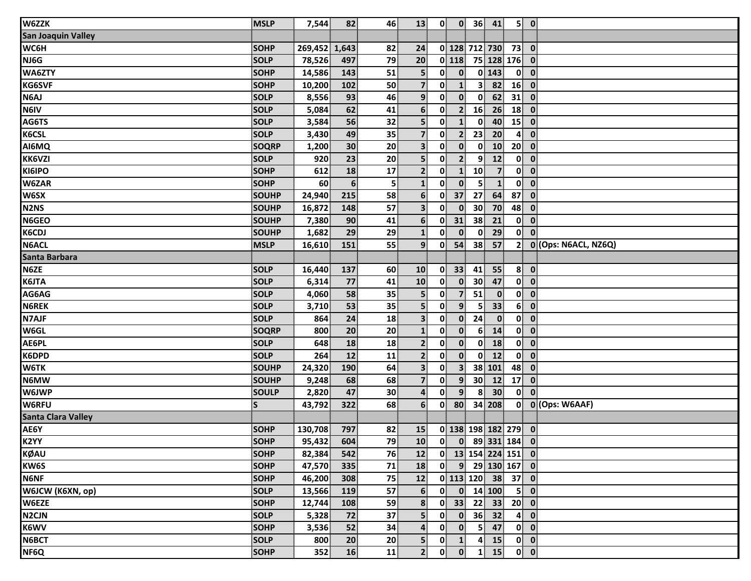| | | | | | | | | | | | | |
|---|---|---|---|---|---|---|---|---|---|---|---|---|
| W6ZZK | MSLP | 7,544 | 82 | 46 | 13 | 0 | 0 | 36 | 41 | 5 | 0 | |
| **San Joaquin Valley** | | | | | | | | | | | | |
| WC6H | SOHP | 269,452 | 1,643 | 82 | 24 | 0 | 128 | 712 | 730 | 73 | 0 | |
| NJ6G | SOLP | 78,526 | 497 | 79 | 20 | 0 | 118 | 75 | 128 | 176 | 0 | |
| WA6ZTY | SOHP | 14,586 | 143 | 51 | 5 | 0 | 0 | 0 | 143 | 0 | 0 | |
| KG6SVF | SOHP | 10,200 | 102 | 50 | 7 | 0 | 1 | 3 | 82 | 16 | 0 | |
| N6AJ | SOLP | 8,556 | 93 | 46 | 9 | 0 | 0 | 0 | 62 | 31 | 0 | |
| N6IV | SOLP | 5,084 | 62 | 41 | 6 | 0 | 2 | 16 | 26 | 18 | 0 | |
| AG6TS | SOLP | 3,584 | 56 | 32 | 5 | 0 | 1 | 0 | 40 | 15 | 0 | |
| K6CSL | SOLP | 3,430 | 49 | 35 | 7 | 0 | 2 | 23 | 20 | 4 | 0 | |
| AI6MQ | SOQRP | 1,200 | 30 | 20 | 3 | 0 | 0 | 0 | 10 | 20 | 0 | |
| KK6VZI | SOLP | 920 | 23 | 20 | 5 | 0 | 2 | 9 | 12 | 0 | 0 | |
| KI6IPO | SOHP | 612 | 18 | 17 | 2 | 0 | 1 | 10 | 7 | 0 | 0 | |
| W6ZAR | SOHP | 60 | 6 | 5 | 1 | 0 | 0 | 5 | 1 | 0 | 0 | |
| W6SX | SOUHP | 24,940 | 215 | 58 | 6 | 0 | 37 | 27 | 64 | 87 | 0 | |
| N2NS | SOUHP | 16,872 | 148 | 57 | 3 | 0 | 0 | 30 | 70 | 48 | 0 | |
| N6GEO | SOUHP | 7,380 | 90 | 41 | 6 | 0 | 31 | 38 | 21 | 0 | 0 | |
| K6CDJ | SOUHP | 1,682 | 29 | 29 | 1 | 0 | 0 | 0 | 29 | 0 | 0 | |
| N6ACL | MSLP | 16,610 | 151 | 55 | 9 | 0 | 54 | 38 | 57 | 2 | 0 | (Ops: N6ACL, NZ6Q) |
| **Santa Barbara** | | | | | | | | | | | | |
| N6ZE | SOLP | 16,440 | 137 | 60 | 10 | 0 | 33 | 41 | 55 | 8 | 0 | |
| K6JTA | SOLP | 6,314 | 77 | 41 | 10 | 0 | 0 | 30 | 47 | 0 | 0 | |
| AG6AG | SOLP | 4,060 | 58 | 35 | 5 | 0 | 7 | 51 | 0 | 0 | 0 | |
| N6REK | SOLP | 3,710 | 53 | 35 | 5 | 0 | 9 | 5 | 33 | 6 | 0 | |
| N7AJF | SOLP | 864 | 24 | 18 | 3 | 0 | 0 | 24 | 0 | 0 | 0 | |
| W6GL | SOQRP | 800 | 20 | 20 | 1 | 0 | 0 | 6 | 14 | 0 | 0 | |
| AE6PL | SOLP | 648 | 18 | 18 | 2 | 0 | 0 | 0 | 18 | 0 | 0 | |
| K6DPD | SOLP | 264 | 12 | 11 | 2 | 0 | 0 | 0 | 12 | 0 | 0 | |
| W6TK | SOUHP | 24,320 | 190 | 64 | 3 | 0 | 3 | 38 | 101 | 48 | 0 | |
| N6MW | SOUHP | 9,248 | 68 | 68 | 7 | 0 | 9 | 30 | 12 | 17 | 0 | |
| W6JWP | SOULP | 2,820 | 47 | 30 | 4 | 0 | 9 | 8 | 30 | 0 | 0 | |
| W6RFU | S | 43,792 | 322 | 68 | 6 | 0 | 80 | 34 | 208 | 0 | 0 | (Ops: W6AAF) |
| **Santa Clara Valley** | | | | | | | | | | | | |
| AE6Y | SOHP | 130,708 | 797 | 82 | 15 | 0 | 138 | 198 | 182 | 279 | 0 | |
| K2YY | SOHP | 95,432 | 604 | 79 | 10 | 0 | 0 | 89 | 331 | 184 | 0 | |
| KØAU | SOHP | 82,384 | 542 | 76 | 12 | 0 | 13 | 154 | 224 | 151 | 0 | |
| KW6S | SOHP | 47,570 | 335 | 71 | 18 | 0 | 9 | 29 | 130 | 167 | 0 | |
| N6NF | SOHP | 46,200 | 308 | 75 | 12 | 0 | 113 | 120 | 38 | 37 | 0 | |
| W6JCW (K6XN, op) | SOLP | 13,566 | 119 | 57 | 6 | 0 | 0 | 14 | 100 | 5 | 0 | |
| W6EZE | SOHP | 12,744 | 108 | 59 | 8 | 0 | 33 | 22 | 33 | 20 | 0 | |
| N2CJN | SOLP | 5,328 | 72 | 37 | 5 | 0 | 0 | 36 | 32 | 4 | 0 | |
| K6WV | SOHP | 3,536 | 52 | 34 | 4 | 0 | 0 | 5 | 47 | 0 | 0 | |
| N6BCT | SOLP | 800 | 20 | 20 | 5 | 0 | 1 | 4 | 15 | 0 | 0 | |
| NF6Q | SOHP | 352 | 16 | 11 | 2 | 0 | 0 | 1 | 15 | 0 | 0 | |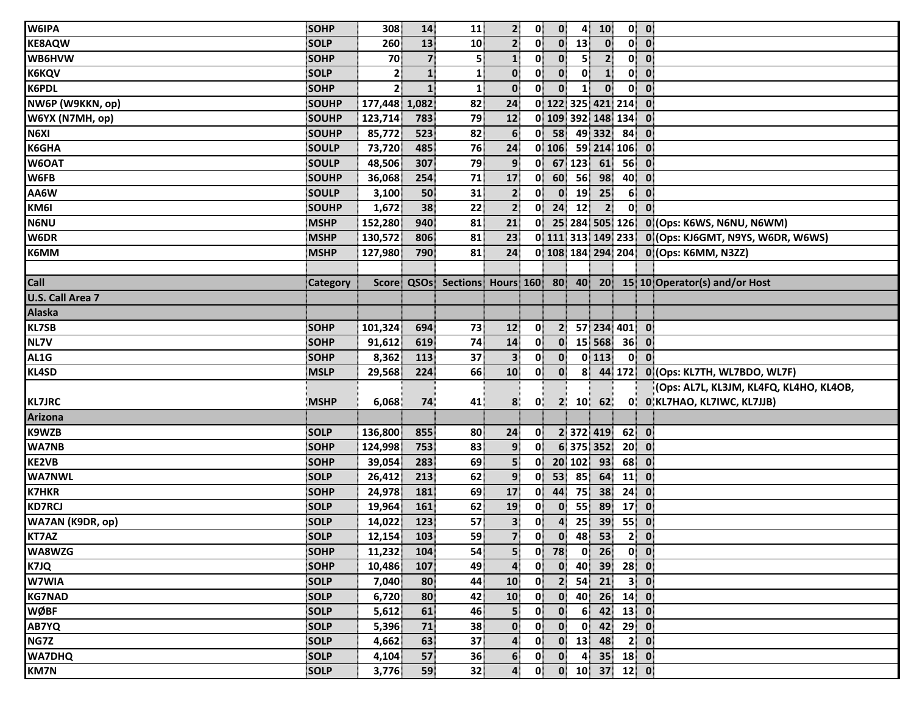| | | | | | | | | | | | | |
|---|---|---|---|---|---|---|---|---|---|---|---|---|
| W6IPA | SOHP | 308 | 14 | 11 | 2 | 0 | 0 | 4 | 10 | 0 | 0 | |
| KE8AQW | SOLP | 260 | 13 | 10 | 2 | 0 | 0 | 13 | 0 | 0 | 0 | |
| WB6HVW | SOHP | 70 | 7 | 5 | 1 | 0 | 0 | 5 | 2 | 0 | 0 | |
| K6KQV | SOLP | 2 | 1 | 1 | 0 | 0 | 0 | 0 | 1 | 0 | 0 | |
| K6PDL | SOHP | 2 | 1 | 1 | 0 | 0 | 0 | 1 | 0 | 0 | 0 | |
| NW6P (W9KKN, op) | SOUHP | 177,448 | 1,082 | 82 | 24 | 0 | 122 | 325 | 421 | 214 | 0 | |
| W6YX (N7MH, op) | SOUHP | 123,714 | 783 | 79 | 12 | 0 | 109 | 392 | 148 | 134 | 0 | |
| N6XI | SOUHP | 85,772 | 523 | 82 | 6 | 0 | 58 | 49 | 332 | 84 | 0 | |
| K6GHA | SOULP | 73,720 | 485 | 76 | 24 | 0 | 106 | 59 | 214 | 106 | 0 | |
| W6OAT | SOULP | 48,506 | 307 | 79 | 9 | 0 | 67 | 123 | 61 | 56 | 0 | |
| W6FB | SOUHP | 36,068 | 254 | 71 | 17 | 0 | 60 | 56 | 98 | 40 | 0 | |
| AA6W | SOULP | 3,100 | 50 | 31 | 2 | 0 | 0 | 19 | 25 | 6 | 0 | |
| KM6I | SOUHP | 1,672 | 38 | 22 | 2 | 0 | 24 | 12 | 2 | 0 | 0 | |
| N6NU | MSHP | 152,280 | 940 | 81 | 21 | 0 | 25 | 284 | 505 | 126 | 0 | (Ops: K6WS, N6NU, N6WM) |
| W6DR | MSHP | 130,572 | 806 | 81 | 23 | 0 | 111 | 313 | 149 | 233 | 0 | (Ops: KJ6GMT, N9YS, W6DR, W6WS) |
| K6MM | MSHP | 127,980 | 790 | 81 | 24 | 0 | 108 | 184 | 294 | 204 | 0 | (Ops: K6MM, N3ZZ) |

| Call | Category | Score | QSOs | Sections | Hours | 160 | 80 | 40 | 20 | 15 | 10 | Operator(s) and/or Host |
|---|---|---|---|---|---|---|---|---|---|---|---|---|
| **U.S. Call Area 7** | | | | | | | | | | | | |
| **Alaska** | | | | | | | | | | | | |
| KL7SB | SOHP | 101,324 | 694 | 73 | 12 | 0 | 2 | 57 | 234 | 401 | 0 | |
| NL7V | SOHP | 91,612 | 619 | 74 | 14 | 0 | 0 | 15 | 568 | 36 | 0 | |
| AL1G | SOHP | 8,362 | 113 | 37 | 3 | 0 | 0 | 0 | 113 | 0 | 0 | |
| KL4SD | MSLP | 29,568 | 224 | 66 | 10 | 0 | 0 | 8 | 44 | 172 | 0 | (Ops: KL7TH, WL7BDO, WL7F) |
| KL7JRC | MSHP | 6,068 | 74 | 41 | 8 | 0 | 2 | 10 | 62 | 0 | 0 | (Ops: AL7L, KL3JM, KL4FQ, KL4HO, KL4OB, KL7HAO, KL7IWC, KL7JJB) |
| **Arizona** | | | | | | | | | | | | |
| K9WZB | SOLP | 136,800 | 855 | 80 | 24 | 0 | 2 | 372 | 419 | 62 | 0 | |
| WA7NB | SOHP | 124,998 | 753 | 83 | 9 | 0 | 6 | 375 | 352 | 20 | 0 | |
| KE2VB | SOHP | 39,054 | 283 | 69 | 5 | 0 | 20 | 102 | 93 | 68 | 0 | |
| WA7NWL | SOLP | 26,412 | 213 | 62 | 9 | 0 | 53 | 85 | 64 | 11 | 0 | |
| K7HKR | SOHP | 24,978 | 181 | 69 | 17 | 0 | 44 | 75 | 38 | 24 | 0 | |
| KD7RCJ | SOLP | 19,964 | 161 | 62 | 19 | 0 | 0 | 55 | 89 | 17 | 0 | |
| WA7AN (K9DR, op) | SOLP | 14,022 | 123 | 57 | 3 | 0 | 4 | 25 | 39 | 55 | 0 | |
| KT7AZ | SOLP | 12,154 | 103 | 59 | 7 | 0 | 0 | 48 | 53 | 2 | 0 | |
| WA8WZG | SOHP | 11,232 | 104 | 54 | 5 | 0 | 78 | 0 | 26 | 0 | 0 | |
| K7JQ | SOHP | 10,486 | 107 | 49 | 4 | 0 | 0 | 40 | 39 | 28 | 0 | |
| W7WIA | SOLP | 7,040 | 80 | 44 | 10 | 0 | 2 | 54 | 21 | 3 | 0 | |
| KG7NAD | SOLP | 6,720 | 80 | 42 | 10 | 0 | 0 | 40 | 26 | 14 | 0 | |
| WØBF | SOLP | 5,612 | 61 | 46 | 5 | 0 | 0 | 6 | 42 | 13 | 0 | |
| AB7YQ | SOLP | 5,396 | 71 | 38 | 0 | 0 | 0 | 0 | 42 | 29 | 0 | |
| NG7Z | SOLP | 4,662 | 63 | 37 | 4 | 0 | 0 | 13 | 48 | 2 | 0 | |
| WA7DHQ | SOLP | 4,104 | 57 | 36 | 6 | 0 | 0 | 4 | 35 | 18 | 0 | |
| KM7N | SOLP | 3,776 | 59 | 32 | 4 | 0 | 0 | 10 | 37 | 12 | 0 | |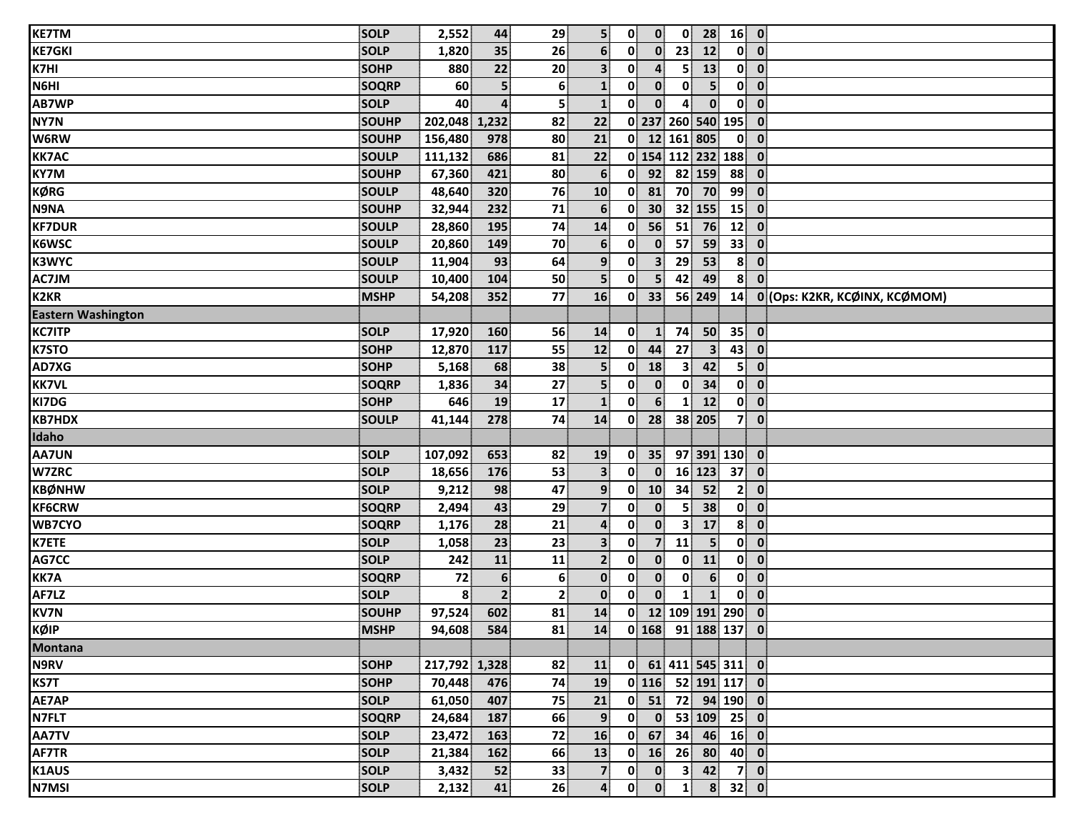| KE7TM | SOLP | 2,552 | 44 | 29 | 5 | 0 | 0 | 0 | 28 | 16 | 0 | |
|---|---|---|---|---|---|---|---|---|---|---|---|---|
| KE7GKI | SOLP | 1,820 | 35 | 26 | 6 | 0 | 0 | 23 | 12 | 0 | 0 | |
| K7HI | SOHP | 880 | 22 | 20 | 3 | 0 | 4 | 5 | 13 | 0 | 0 | |
| N6HI | SOQRP | 60 | 5 | 6 | 1 | 0 | 0 | 0 | 5 | 0 | 0 | |
| AB7WP | SOLP | 40 | 4 | 5 | 1 | 0 | 0 | 4 | 0 | 0 | 0 | |
| NY7N | SOUHP | 202,048 | 1,232 | 82 | 22 | 0 | 237 | 260 | 540 | 195 | 0 | |
| W6RW | SOUHP | 156,480 | 978 | 80 | 21 | 0 | 12 | 161 | 805 | 0 | 0 | |
| KK7AC | SOULP | 111,132 | 686 | 81 | 22 | 0 | 154 | 112 | 232 | 188 | 0 | |
| KY7M | SOUHP | 67,360 | 421 | 80 | 6 | 0 | 92 | 82 | 159 | 88 | 0 | |
| KØRG | SOULP | 48,640 | 320 | 76 | 10 | 0 | 81 | 70 | 70 | 99 | 0 | |
| N9NA | SOUHP | 32,944 | 232 | 71 | 6 | 0 | 30 | 32 | 155 | 15 | 0 | |
| KF7DUR | SOULP | 28,860 | 195 | 74 | 14 | 0 | 56 | 51 | 76 | 12 | 0 | |
| K6WSC | SOULP | 20,860 | 149 | 70 | 6 | 0 | 0 | 57 | 59 | 33 | 0 | |
| K3WYC | SOULP | 11,904 | 93 | 64 | 9 | 0 | 3 | 29 | 53 | 8 | 0 | |
| AC7JM | SOULP | 10,400 | 104 | 50 | 5 | 0 | 5 | 42 | 49 | 8 | 0 | |
| K2KR | MSHP | 54,208 | 352 | 77 | 16 | 0 | 33 | 56 | 249 | 14 | 0 | (Ops: K2KR, KCØINX, KCØMOM) |
| **Eastern Washington** | | | | | | | | | | | | |
| KC7ITP | SOLP | 17,920 | 160 | 56 | 14 | 0 | 1 | 74 | 50 | 35 | 0 | |
| K7STO | SOHP | 12,870 | 117 | 55 | 12 | 0 | 44 | 27 | 3 | 43 | 0 | |
| AD7XG | SOHP | 5,168 | 68 | 38 | 5 | 0 | 18 | 3 | 42 | 5 | 0 | |
| KK7VL | SOQRP | 1,836 | 34 | 27 | 5 | 0 | 0 | 0 | 34 | 0 | 0 | |
| KI7DG | SOHP | 646 | 19 | 17 | 1 | 0 | 6 | 1 | 12 | 0 | 0 | |
| KB7HDX | SOULP | 41,144 | 278 | 74 | 14 | 0 | 28 | 38 | 205 | 7 | 0 | |
| **Idaho** | | | | | | | | | | | | |
| AA7UN | SOLP | 107,092 | 653 | 82 | 19 | 0 | 35 | 97 | 391 | 130 | 0 | |
| W7ZRC | SOLP | 18,656 | 176 | 53 | 3 | 0 | 0 | 16 | 123 | 37 | 0 | |
| KBØNHW | SOLP | 9,212 | 98 | 47 | 9 | 0 | 10 | 34 | 52 | 2 | 0 | |
| KF6CRW | SOQRP | 2,494 | 43 | 29 | 7 | 0 | 0 | 5 | 38 | 0 | 0 | |
| WB7CYO | SOQRP | 1,176 | 28 | 21 | 4 | 0 | 0 | 3 | 17 | 8 | 0 | |
| K7ETE | SOLP | 1,058 | 23 | 23 | 3 | 0 | 7 | 11 | 5 | 0 | 0 | |
| AG7CC | SOLP | 242 | 11 | 11 | 2 | 0 | 0 | 0 | 11 | 0 | 0 | |
| KK7A | SOQRP | 72 | 6 | 6 | 0 | 0 | 0 | 0 | 6 | 0 | 0 | |
| AF7LZ | SOLP | 8 | 2 | 2 | 0 | 0 | 0 | 1 | 1 | 0 | 0 | |
| KV7N | SOUHP | 97,524 | 602 | 81 | 14 | 0 | 12 | 109 | 191 | 290 | 0 | |
| KØIP | MSHP | 94,608 | 584 | 81 | 14 | 0 | 168 | 91 | 188 | 137 | 0 | |
| **Montana** | | | | | | | | | | | | |
| N9RV | SOHP | 217,792 | 1,328 | 82 | 11 | 0 | 61 | 411 | 545 | 311 | 0 | |
| KS7T | SOHP | 70,448 | 476 | 74 | 19 | 0 | 116 | 52 | 191 | 117 | 0 | |
| AE7AP | SOLP | 61,050 | 407 | 75 | 21 | 0 | 51 | 72 | 94 | 190 | 0 | |
| N7FLT | SOQRP | 24,684 | 187 | 66 | 9 | 0 | 0 | 53 | 109 | 25 | 0 | |
| AA7TV | SOLP | 23,472 | 163 | 72 | 16 | 0 | 67 | 34 | 46 | 16 | 0 | |
| AF7TR | SOLP | 21,384 | 162 | 66 | 13 | 0 | 16 | 26 | 80 | 40 | 0 | |
| K1AUS | SOLP | 3,432 | 52 | 33 | 7 | 0 | 0 | 3 | 42 | 7 | 0 | |
| N7MSI | SOLP | 2,132 | 41 | 26 | 4 | 0 | 0 | 1 | 8 | 32 | 0 | |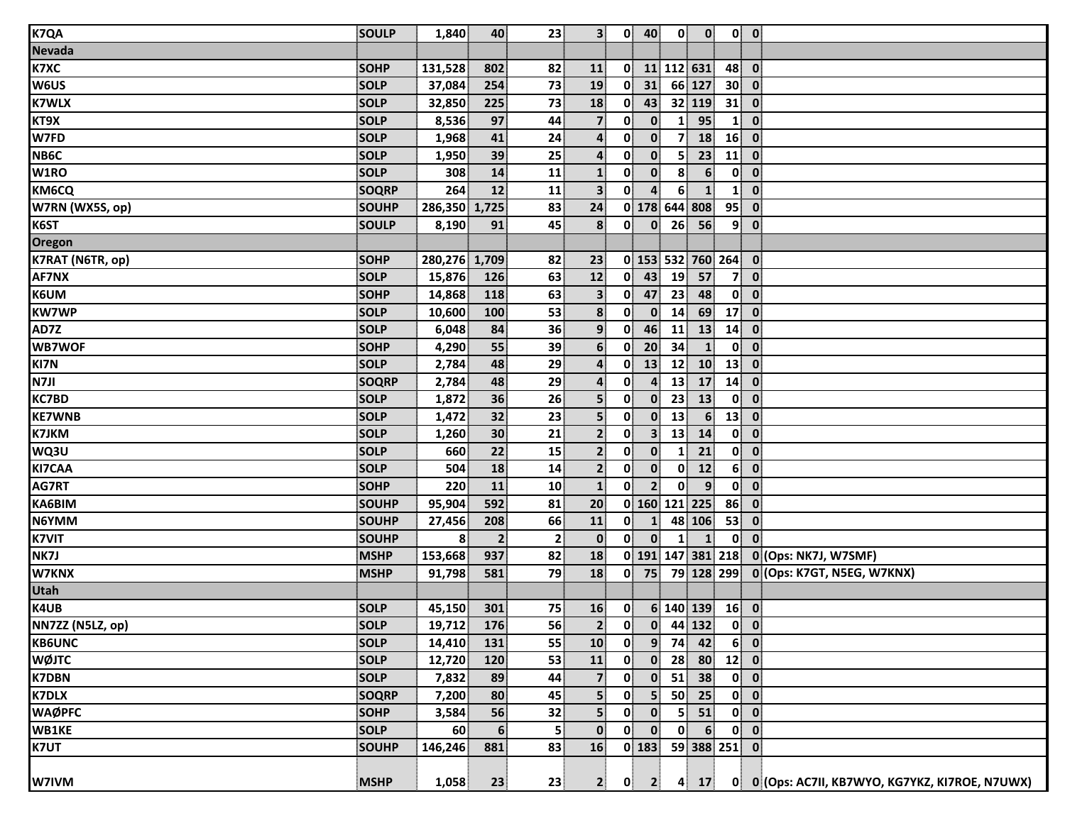| | | | | | | | | | | | | |
|---|---|---|---|---|---|---|---|---|---|---|---|---|
| K7QA | SOULP | 1,840 | 40 | 23 | 3 | 0 | 40 | 0 | 0 | 0 | 0 | |
| Nevada | | | | | | | | | | | | |
| K7XC | SOHP | 131,528 | 802 | 82 | 11 | 0 | 11 | 112 | 631 | 48 | 0 | |
| W6US | SOLP | 37,084 | 254 | 73 | 19 | 0 | 31 | 66 | 127 | 30 | 0 | |
| K7WLX | SOLP | 32,850 | 225 | 73 | 18 | 0 | 43 | 32 | 119 | 31 | 0 | |
| KT9X | SOLP | 8,536 | 97 | 44 | 7 | 0 | 0 | 1 | 95 | 1 | 0 | |
| W7FD | SOLP | 1,968 | 41 | 24 | 4 | 0 | 0 | 7 | 18 | 16 | 0 | |
| NB6C | SOLP | 1,950 | 39 | 25 | 4 | 0 | 0 | 5 | 23 | 11 | 0 | |
| W1RO | SOLP | 308 | 14 | 11 | 1 | 0 | 0 | 8 | 6 | 0 | 0 | |
| KM6CQ | SOQRP | 264 | 12 | 11 | 3 | 0 | 4 | 6 | 1 | 1 | 0 | |
| W7RN (WX5S, op) | SOUHP | 286,350 | 1,725 | 83 | 24 | 0 | 178 | 644 | 808 | 95 | 0 | |
| K6ST | SOULP | 8,190 | 91 | 45 | 8 | 0 | 0 | 26 | 56 | 9 | 0 | |
| Oregon | | | | | | | | | | | | |
| K7RAT (N6TR, op) | SOHP | 280,276 | 1,709 | 82 | 23 | 0 | 153 | 532 | 760 | 264 | 0 | |
| AF7NX | SOLP | 15,876 | 126 | 63 | 12 | 0 | 43 | 19 | 57 | 7 | 0 | |
| K6UM | SOHP | 14,868 | 118 | 63 | 3 | 0 | 47 | 23 | 48 | 0 | 0 | |
| KW7WP | SOLP | 10,600 | 100 | 53 | 8 | 0 | 0 | 14 | 69 | 17 | 0 | |
| AD7Z | SOLP | 6,048 | 84 | 36 | 9 | 0 | 46 | 11 | 13 | 14 | 0 | |
| WB7WOF | SOHP | 4,290 | 55 | 39 | 6 | 0 | 20 | 34 | 1 | 0 | 0 | |
| KI7N | SOLP | 2,784 | 48 | 29 | 4 | 0 | 13 | 12 | 10 | 13 | 0 | |
| N7JI | SOQRP | 2,784 | 48 | 29 | 4 | 0 | 4 | 13 | 17 | 14 | 0 | |
| KC7BD | SOLP | 1,872 | 36 | 26 | 5 | 0 | 0 | 23 | 13 | 0 | 0 | |
| KE7WNB | SOLP | 1,472 | 32 | 23 | 5 | 0 | 0 | 13 | 6 | 13 | 0 | |
| K7JKM | SOLP | 1,260 | 30 | 21 | 2 | 0 | 3 | 13 | 14 | 0 | 0 | |
| WQ3U | SOLP | 660 | 22 | 15 | 2 | 0 | 0 | 1 | 21 | 0 | 0 | |
| KI7CAA | SOLP | 504 | 18 | 14 | 2 | 0 | 0 | 0 | 12 | 6 | 0 | |
| AG7RT | SOHP | 220 | 11 | 10 | 1 | 0 | 2 | 0 | 9 | 0 | 0 | |
| KA6BIM | SOUHP | 95,904 | 592 | 81 | 20 | 0 | 160 | 121 | 225 | 86 | 0 | |
| N6YMM | SOUHP | 27,456 | 208 | 66 | 11 | 0 | 1 | 48 | 106 | 53 | 0 | |
| K7VIT | SOUHP | 8 | 2 | 2 | 0 | 0 | 0 | 1 | 1 | 0 | 0 | |
| NK7J | MSHP | 153,668 | 937 | 82 | 18 | 0 | 191 | 147 | 381 | 218 | 0 | (Ops: NK7J, W7SMF) |
| W7KNX | MSHP | 91,798 | 581 | 79 | 18 | 0 | 75 | 79 | 128 | 299 | 0 | (Ops: K7GT, N5EG, W7KNX) |
| Utah | | | | | | | | | | | | |
| K4UB | SOLP | 45,150 | 301 | 75 | 16 | 0 | 6 | 140 | 139 | 16 | 0 | |
| NN7ZZ (N5LZ, op) | SOLP | 19,712 | 176 | 56 | 2 | 0 | 0 | 44 | 132 | 0 | 0 | |
| KB6UNC | SOLP | 14,410 | 131 | 55 | 10 | 0 | 9 | 74 | 42 | 6 | 0 | |
| WØJTC | SOLP | 12,720 | 120 | 53 | 11 | 0 | 0 | 28 | 80 | 12 | 0 | |
| K7DBN | SOLP | 7,832 | 89 | 44 | 7 | 0 | 0 | 51 | 38 | 0 | 0 | |
| K7DLX | SOQRP | 7,200 | 80 | 45 | 5 | 0 | 5 | 50 | 25 | 0 | 0 | |
| WAØPFC | SOHP | 3,584 | 56 | 32 | 5 | 0 | 0 | 5 | 51 | 0 | 0 | |
| WB1KE | SOLP | 60 | 6 | 5 | 0 | 0 | 0 | 0 | 6 | 0 | 0 | |
| K7UT | SOUHP | 146,246 | 881 | 83 | 16 | 0 | 183 | 59 | 388 | 251 | 0 | |
| W7IVM | MSHP | 1,058 | 23 | 23 | 2 | 0 | 2 | 4 | 17 | 0 | 0 | (Ops: AC7II, KB7WYO, KG7YKZ, KI7ROE, N7UWX) |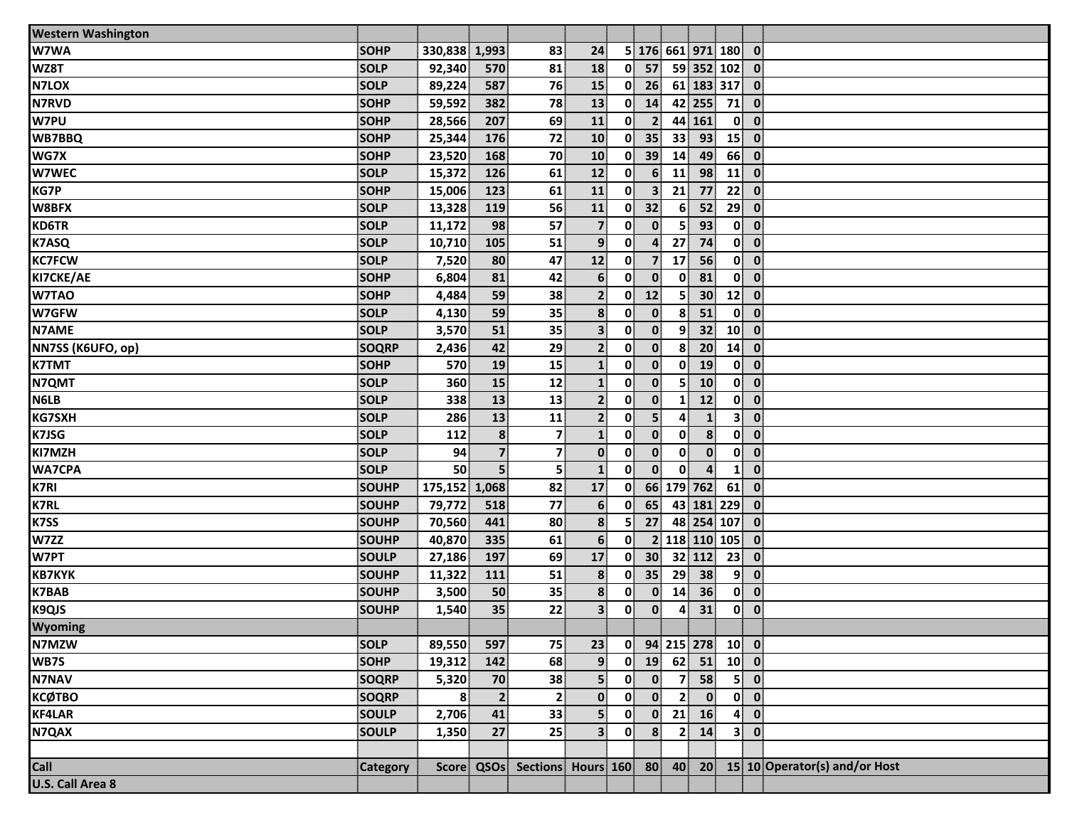| Western Washington | | | | | | | | | | | | |
|---|---|---|---|---|---|---|---|---|---|---|---|---|
| W7WA | SOHP | 330,838 | 1,993 | 83 | 24 | 5 | 176 | 661 | 971 | 180 | 0 | |
| WZ8T | SOLP | 92,340 | 570 | 81 | 18 | 0 | 57 | 59 | 352 | 102 | 0 | |
| N7LOX | SOLP | 89,224 | 587 | 76 | 15 | 0 | 26 | 61 | 183 | 317 | 0 | |
| N7RVD | SOHP | 59,592 | 382 | 78 | 13 | 0 | 14 | 42 | 255 | 71 | 0 | |
| W7PU | SOHP | 28,566 | 207 | 69 | 11 | 0 | 2 | 44 | 161 | 0 | 0 | |
| WB7BBQ | SOHP | 25,344 | 176 | 72 | 10 | 0 | 35 | 33 | 93 | 15 | 0 | |
| WG7X | SOHP | 23,520 | 168 | 70 | 10 | 0 | 39 | 14 | 49 | 66 | 0 | |
| W7WEC | SOLP | 15,372 | 126 | 61 | 12 | 0 | 6 | 11 | 98 | 11 | 0 | |
| KG7P | SOHP | 15,006 | 123 | 61 | 11 | 0 | 3 | 21 | 77 | 22 | 0 | |
| W8BFX | SOLP | 13,328 | 119 | 56 | 11 | 0 | 32 | 6 | 52 | 29 | 0 | |
| KD6TR | SOLP | 11,172 | 98 | 57 | 7 | 0 | 0 | 5 | 93 | 0 | 0 | |
| K7ASQ | SOLP | 10,710 | 105 | 51 | 9 | 0 | 4 | 27 | 74 | 0 | 0 | |
| KC7FCW | SOLP | 7,520 | 80 | 47 | 12 | 0 | 7 | 17 | 56 | 0 | 0 | |
| KI7CKE/AE | SOHP | 6,804 | 81 | 42 | 6 | 0 | 0 | 0 | 81 | 0 | 0 | |
| W7TAO | SOHP | 4,484 | 59 | 38 | 2 | 0 | 12 | 5 | 30 | 12 | 0 | |
| W7GFW | SOLP | 4,130 | 59 | 35 | 8 | 0 | 0 | 8 | 51 | 0 | 0 | |
| N7AME | SOLP | 3,570 | 51 | 35 | 3 | 0 | 0 | 9 | 32 | 10 | 0 | |
| NN7SS (K6UFO, op) | SOQRP | 2,436 | 42 | 29 | 2 | 0 | 0 | 8 | 20 | 14 | 0 | |
| K7TMT | SOHP | 570 | 19 | 15 | 1 | 0 | 0 | 0 | 19 | 0 | 0 | |
| N7QMT | SOLP | 360 | 15 | 12 | 1 | 0 | 0 | 5 | 10 | 0 | 0 | |
| N6LB | SOLP | 338 | 13 | 13 | 2 | 0 | 0 | 1 | 12 | 0 | 0 | |
| KG7SXH | SOLP | 286 | 13 | 11 | 2 | 0 | 5 | 4 | 1 | 3 | 0 | |
| K7JSG | SOLP | 112 | 8 | 7 | 1 | 0 | 0 | 0 | 8 | 0 | 0 | |
| KI7MZH | SOLP | 94 | 7 | 7 | 0 | 0 | 0 | 0 | 0 | 0 | 0 | |
| WA7CPA | SOLP | 50 | 5 | 5 | 1 | 0 | 0 | 0 | 4 | 1 | 0 | |
| K7RI | SOUHP | 175,152 | 1,068 | 82 | 17 | 0 | 66 | 179 | 762 | 61 | 0 | |
| K7RL | SOUHP | 79,772 | 518 | 77 | 6 | 0 | 65 | 43 | 181 | 229 | 0 | |
| K7SS | SOUHP | 70,560 | 441 | 80 | 8 | 5 | 27 | 48 | 254 | 107 | 0 | |
| W7ZZ | SOUHP | 40,870 | 335 | 61 | 6 | 0 | 2 | 118 | 110 | 105 | 0 | |
| W7PT | SOULP | 27,186 | 197 | 69 | 17 | 0 | 30 | 32 | 112 | 23 | 0 | |
| KB7KYK | SOUHP | 11,322 | 111 | 51 | 8 | 0 | 35 | 29 | 38 | 9 | 0 | |
| K7BAB | SOUHP | 3,500 | 50 | 35 | 8 | 0 | 0 | 14 | 36 | 0 | 0 | |
| K9QJS | SOUHP | 1,540 | 35 | 22 | 3 | 0 | 0 | 4 | 31 | 0 | 0 | |
| **Wyoming** | | | | | | | | | | | | |
| N7MZW | SOLP | 89,550 | 597 | 75 | 23 | 0 | 94 | 215 | 278 | 10 | 0 | |
| WB7S | SOHP | 19,312 | 142 | 68 | 9 | 0 | 19 | 62 | 51 | 10 | 0 | |
| N7NAV | SOQRP | 5,320 | 70 | 38 | 5 | 0 | 0 | 7 | 58 | 5 | 0 | |
| KCØTBO | SOQRP | 8 | 2 | 2 | 0 | 0 | 0 | 2 | 0 | 0 | 0 | |
| KF4LAR | SOULP | 2,706 | 41 | 33 | 5 | 0 | 0 | 21 | 16 | 4 | 0 | |
| N7QAX | SOULP | 1,350 | 27 | 25 | 3 | 0 | 8 | 2 | 14 | 3 | 0 | |
| | | | | | | | | | | | | |
| **Call** | **Category** | **Score** | **QSOs** | **Sections** | **Hours** | **160** | **80** | **40** | **20** | **15** | **10** | **Operator(s) and/or Host** |
| **U.S. Call Area 8** | | | | | | | | | | | | |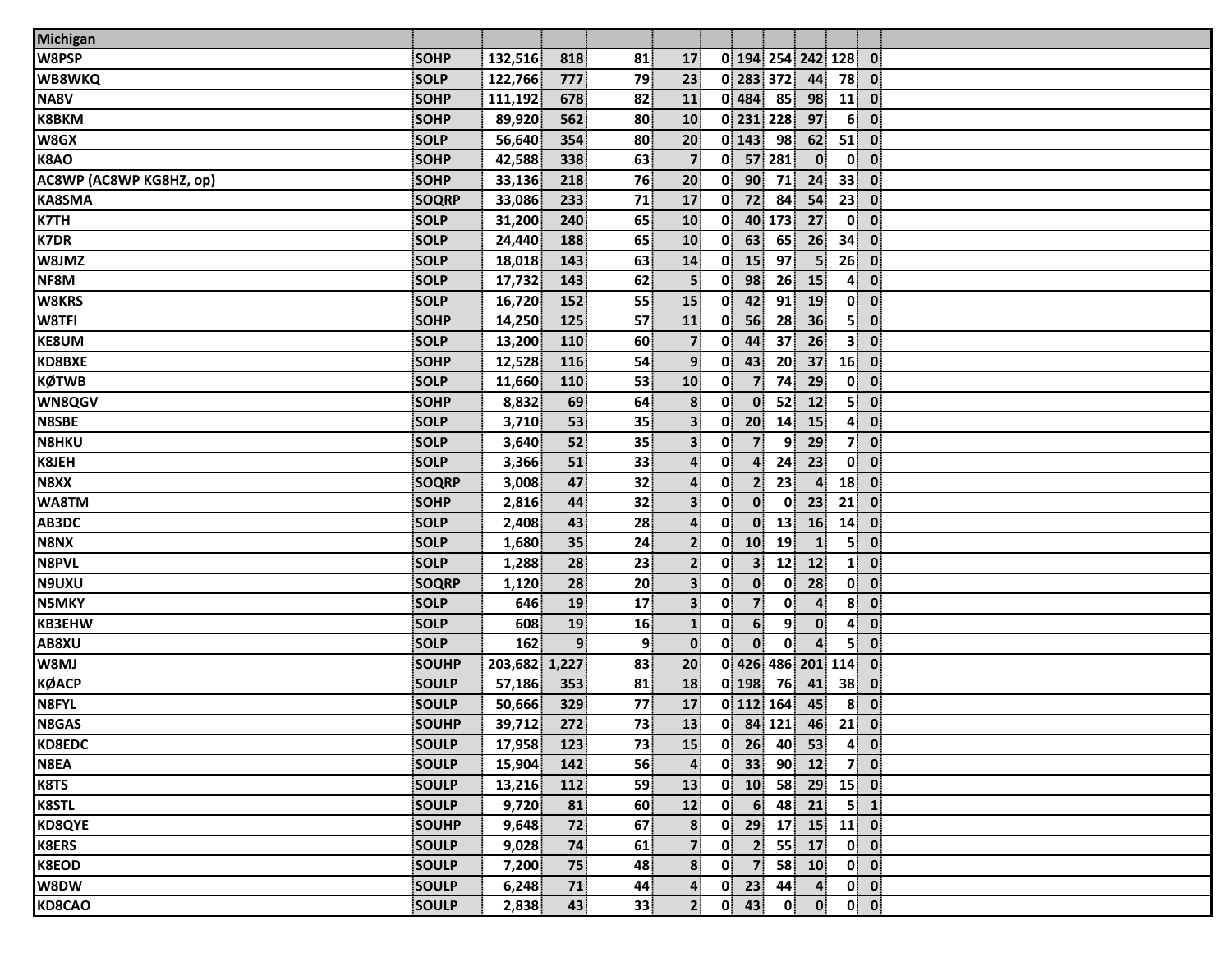| Michigan | | | | | | | | | | | | | |
|---|---|---|---|---|---|---|---|---|---|---|---|---|---|
| W8PSP | SOHP | 132,516 | 818 | 81 | 17 | 0 | 194 | 254 | 242 | 128 | 0 | |
| WB8WKQ | SOLP | 122,766 | 777 | 79 | 23 | 0 | 283 | 372 | 44 | 78 | 0 | |
| NA8V | SOHP | 111,192 | 678 | 82 | 11 | 0 | 484 | 85 | 98 | 11 | 0 | |
| K8BKM | SOHP | 89,920 | 562 | 80 | 10 | 0 | 231 | 228 | 97 | 6 | 0 | |
| W8GX | SOLP | 56,640 | 354 | 80 | 20 | 0 | 143 | 98 | 62 | 51 | 0 | |
| K8AO | SOHP | 42,588 | 338 | 63 | 7 | 0 | 57 | 281 | 0 | 0 | 0 | |
| AC8WP (AC8WP KG8HZ, op) | SOHP | 33,136 | 218 | 76 | 20 | 0 | 90 | 71 | 24 | 33 | 0 | |
| KA8SMA | SOQRP | 33,086 | 233 | 71 | 17 | 0 | 72 | 84 | 54 | 23 | 0 | |
| K7TH | SOLP | 31,200 | 240 | 65 | 10 | 0 | 40 | 173 | 27 | 0 | 0 | |
| K7DR | SOLP | 24,440 | 188 | 65 | 10 | 0 | 63 | 65 | 26 | 34 | 0 | |
| W8JMZ | SOLP | 18,018 | 143 | 63 | 14 | 0 | 15 | 97 | 5 | 26 | 0 | |
| NF8M | SOLP | 17,732 | 143 | 62 | 5 | 0 | 98 | 26 | 15 | 4 | 0 | |
| W8KRS | SOLP | 16,720 | 152 | 55 | 15 | 0 | 42 | 91 | 19 | 0 | 0 | |
| W8TFI | SOHP | 14,250 | 125 | 57 | 11 | 0 | 56 | 28 | 36 | 5 | 0 | |
| KE8UM | SOLP | 13,200 | 110 | 60 | 7 | 0 | 44 | 37 | 26 | 3 | 0 | |
| KD8BXE | SOHP | 12,528 | 116 | 54 | 9 | 0 | 43 | 20 | 37 | 16 | 0 | |
| KØTWB | SOLP | 11,660 | 110 | 53 | 10 | 0 | 7 | 74 | 29 | 0 | 0 | |
| WN8QGV | SOHP | 8,832 | 69 | 64 | 8 | 0 | 0 | 52 | 12 | 5 | 0 | |
| N8SBE | SOLP | 3,710 | 53 | 35 | 3 | 0 | 20 | 14 | 15 | 4 | 0 | |
| N8HKU | SOLP | 3,640 | 52 | 35 | 3 | 0 | 7 | 9 | 29 | 7 | 0 | |
| K8JEH | SOLP | 3,366 | 51 | 33 | 4 | 0 | 4 | 24 | 23 | 0 | 0 | |
| N8XX | SOQRP | 3,008 | 47 | 32 | 4 | 0 | 2 | 23 | 4 | 18 | 0 | |
| WA8TM | SOHP | 2,816 | 44 | 32 | 3 | 0 | 0 | 0 | 23 | 21 | 0 | |
| AB3DC | SOLP | 2,408 | 43 | 28 | 4 | 0 | 0 | 13 | 16 | 14 | 0 | |
| N8NX | SOLP | 1,680 | 35 | 24 | 2 | 0 | 10 | 19 | 1 | 5 | 0 | |
| N8PVL | SOLP | 1,288 | 28 | 23 | 2 | 0 | 3 | 12 | 12 | 1 | 0 | |
| N9UXU | SOQRP | 1,120 | 28 | 20 | 3 | 0 | 0 | 0 | 28 | 0 | 0 | |
| N5MKY | SOLP | 646 | 19 | 17 | 3 | 0 | 7 | 0 | 4 | 8 | 0 | |
| KB3EHW | SOLP | 608 | 19 | 16 | 1 | 0 | 6 | 9 | 0 | 4 | 0 | |
| AB8XU | SOLP | 162 | 9 | 9 | 0 | 0 | 0 | 0 | 4 | 5 | 0 | |
| W8MJ | SOUHP | 203,682 | 1,227 | 83 | 20 | 0 | 426 | 486 | 201 | 114 | 0 | |
| KØACP | SOULP | 57,186 | 353 | 81 | 18 | 0 | 198 | 76 | 41 | 38 | 0 | |
| N8FYL | SOULP | 50,666 | 329 | 77 | 17 | 0 | 112 | 164 | 45 | 8 | 0 | |
| N8GAS | SOUHP | 39,712 | 272 | 73 | 13 | 0 | 84 | 121 | 46 | 21 | 0 | |
| KD8EDC | SOULP | 17,958 | 123 | 73 | 15 | 0 | 26 | 40 | 53 | 4 | 0 | |
| N8EA | SOULP | 15,904 | 142 | 56 | 4 | 0 | 33 | 90 | 12 | 7 | 0 | |
| K8TS | SOULP | 13,216 | 112 | 59 | 13 | 0 | 10 | 58 | 29 | 15 | 0 | |
| K8STL | SOULP | 9,720 | 81 | 60 | 12 | 0 | 6 | 48 | 21 | 5 | 1 | |
| KD8QYE | SOUHP | 9,648 | 72 | 67 | 8 | 0 | 29 | 17 | 15 | 11 | 0 | |
| K8ERS | SOULP | 9,028 | 74 | 61 | 7 | 0 | 2 | 55 | 17 | 0 | 0 | |
| K8EOD | SOULP | 7,200 | 75 | 48 | 8 | 0 | 7 | 58 | 10 | 0 | 0 | |
| W8DW | SOULP | 6,248 | 71 | 44 | 4 | 0 | 23 | 44 | 4 | 0 | 0 | |
| KD8CAO | SOULP | 2,838 | 43 | 33 | 2 | 0 | 43 | 0 | 0 | 0 | 0 | |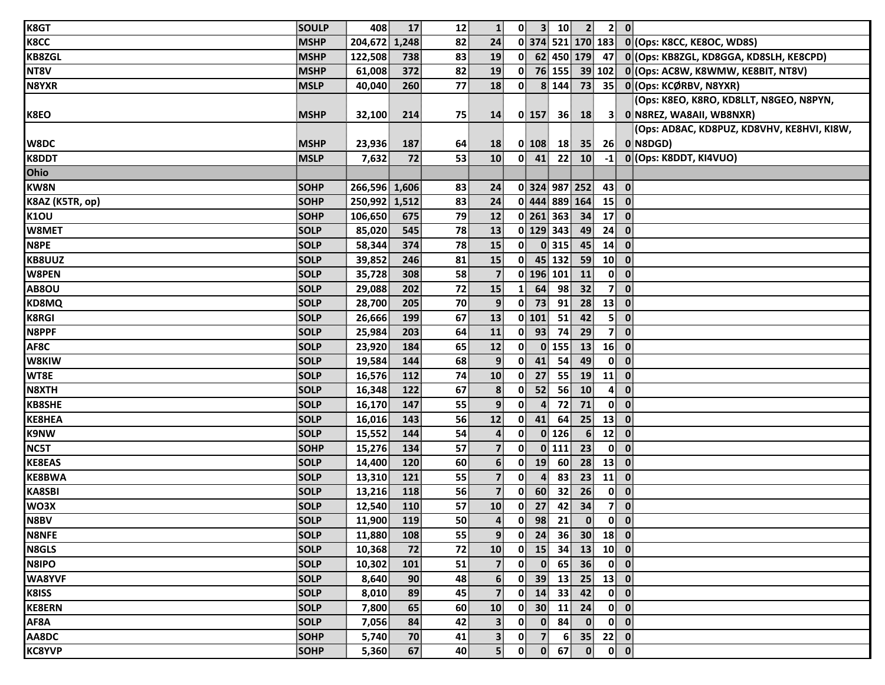| | | | | | | | | | | | | |
|---|---|---|---|---|---|---|---|---|---|---|---|---|
| K8GT | SOULP | 408 | 17 | 12 | 1 | 0 | 3 | 10 | 2 | 2 | 0 | |
| K8CC | MSHP | 204,672 | 1,248 | 82 | 24 | 0 | 374 | 521 | 170 | 183 | 0 | (Ops: K8CC, KE8OC, WD8S) |
| KB8ZGL | MSHP | 122,508 | 738 | 83 | 19 | 0 | 62 | 450 | 179 | 47 | 0 | (Ops: KB8ZGL, KD8GGA, KD8SLH, KE8CPD) |
| NT8V | MSHP | 61,008 | 372 | 82 | 19 | 0 | 76 | 155 | 39 | 102 | 0 | (Ops: AC8W, K8WMW, KE8BIT, NT8V) |
| N8YXR | MSLP | 40,040 | 260 | 77 | 18 | 0 | 8 | 144 | 73 | 35 | 0 | (Ops: KCØRBV, N8YXR) |
| K8EO | MSHP | 32,100 | 214 | 75 | 14 | 0 | 157 | 36 | 18 | 3 | 0 | (Ops: K8EO, K8RO, KD8LLT, N8GEO, N8PYN, N8REZ, WA8AII, WB8NXR) |
| W8DC | MSHP | 23,936 | 187 | 64 | 18 | 0 | 108 | 18 | 35 | 26 | 0 | (Ops: AD8AC, KD8PUZ, KD8VHV, KE8HVI, KI8W, N8DGD) |
| K8DDT | MSLP | 7,632 | 72 | 53 | 10 | 0 | 41 | 22 | 10 | -1 | 0 | (Ops: K8DDT, KI4VUO) |
| **Ohio** | | | | | | | | | | | | |
| KW8N | SOHP | 266,596 | 1,606 | 83 | 24 | 0 | 324 | 987 | 252 | 43 | 0 | |
| K8AZ (K5TR, op) | SOHP | 250,992 | 1,512 | 83 | 24 | 0 | 444 | 889 | 164 | 15 | 0 | |
| K1OU | SOHP | 106,650 | 675 | 79 | 12 | 0 | 261 | 363 | 34 | 17 | 0 | |
| W8MET | SOLP | 85,020 | 545 | 78 | 13 | 0 | 129 | 343 | 49 | 24 | 0 | |
| N8PE | SOLP | 58,344 | 374 | 78 | 15 | 0 | 0 | 315 | 45 | 14 | 0 | |
| KB8UUZ | SOLP | 39,852 | 246 | 81 | 15 | 0 | 45 | 132 | 59 | 10 | 0 | |
| W8PEN | SOLP | 35,728 | 308 | 58 | 7 | 0 | 196 | 101 | 11 | 0 | 0 | |
| AB8OU | SOLP | 29,088 | 202 | 72 | 15 | 1 | 64 | 98 | 32 | 7 | 0 | |
| KD8MQ | SOLP | 28,700 | 205 | 70 | 9 | 0 | 73 | 91 | 28 | 13 | 0 | |
| K8RGI | SOLP | 26,666 | 199 | 67 | 13 | 0 | 101 | 51 | 42 | 5 | 0 | |
| N8PPF | SOLP | 25,984 | 203 | 64 | 11 | 0 | 93 | 74 | 29 | 7 | 0 | |
| AF8C | SOLP | 23,920 | 184 | 65 | 12 | 0 | 0 | 155 | 13 | 16 | 0 | |
| W8KIW | SOLP | 19,584 | 144 | 68 | 9 | 0 | 41 | 54 | 49 | 0 | 0 | |
| WT8E | SOLP | 16,576 | 112 | 74 | 10 | 0 | 27 | 55 | 19 | 11 | 0 | |
| N8XTH | SOLP | 16,348 | 122 | 67 | 8 | 0 | 52 | 56 | 10 | 4 | 0 | |
| KB8SHE | SOLP | 16,170 | 147 | 55 | 9 | 0 | 4 | 72 | 71 | 0 | 0 | |
| KE8HEA | SOLP | 16,016 | 143 | 56 | 12 | 0 | 41 | 64 | 25 | 13 | 0 | |
| K9NW | SOLP | 15,552 | 144 | 54 | 4 | 0 | 0 | 126 | 6 | 12 | 0 | |
| NC5T | SOHP | 15,276 | 134 | 57 | 7 | 0 | 0 | 111 | 23 | 0 | 0 | |
| KE8EAS | SOLP | 14,400 | 120 | 60 | 6 | 0 | 19 | 60 | 28 | 13 | 0 | |
| KE8BWA | SOLP | 13,310 | 121 | 55 | 7 | 0 | 4 | 83 | 23 | 11 | 0 | |
| KA8SBI | SOLP | 13,216 | 118 | 56 | 7 | 0 | 60 | 32 | 26 | 0 | 0 | |
| WO3X | SOLP | 12,540 | 110 | 57 | 10 | 0 | 27 | 42 | 34 | 7 | 0 | |
| N8BV | SOLP | 11,900 | 119 | 50 | 4 | 0 | 98 | 21 | 0 | 0 | 0 | |
| N8NFE | SOLP | 11,880 | 108 | 55 | 9 | 0 | 24 | 36 | 30 | 18 | 0 | |
| N8GLS | SOLP | 10,368 | 72 | 72 | 10 | 0 | 15 | 34 | 13 | 10 | 0 | |
| N8IPO | SOLP | 10,302 | 101 | 51 | 7 | 0 | 0 | 65 | 36 | 0 | 0 | |
| WA8YVF | SOLP | 8,640 | 90 | 48 | 6 | 0 | 39 | 13 | 25 | 13 | 0 | |
| K8ISS | SOLP | 8,010 | 89 | 45 | 7 | 0 | 14 | 33 | 42 | 0 | 0 | |
| KE8ERN | SOLP | 7,800 | 65 | 60 | 10 | 0 | 30 | 11 | 24 | 0 | 0 | |
| AF8A | SOLP | 7,056 | 84 | 42 | 3 | 0 | 0 | 84 | 0 | 0 | 0 | |
| AA8DC | SOHP | 5,740 | 70 | 41 | 3 | 0 | 7 | 6 | 35 | 22 | 0 | |
| KC8YVP | SOHP | 5,360 | 67 | 40 | 5 | 0 | 0 | 67 | 0 | 0 | 0 | |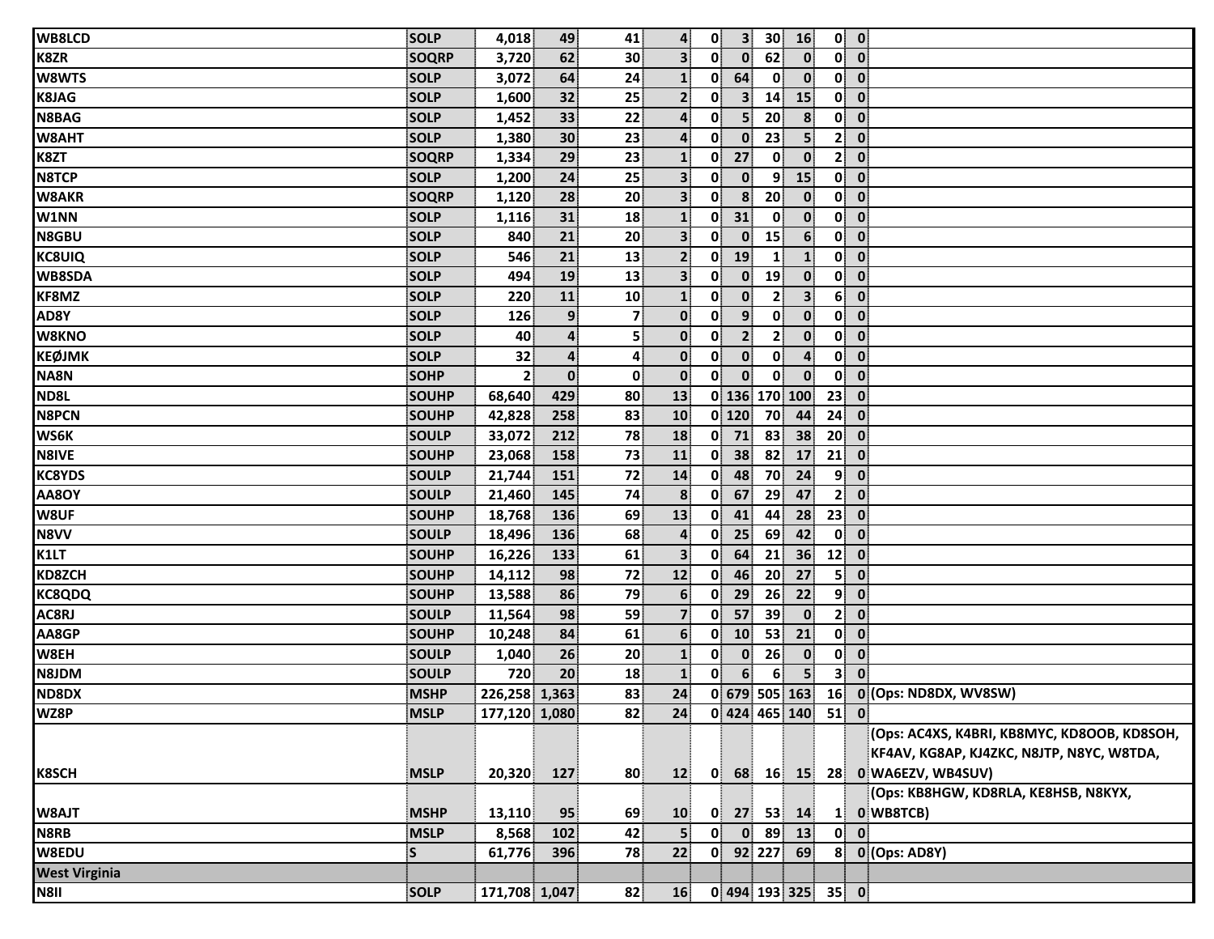| | | | | | | | | | | | | |
|---|---|---|---|---|---|---|---|---|---|---|---|---|
| WB8LCD | SOLP | 4,018 | 49 | 41 | 4 | 0 | 3 | 30 | 16 | 0 | 0 | |
| K8ZR | SOQRP | 3,720 | 62 | 30 | 3 | 0 | 0 | 62 | 0 | 0 | 0 | |
| W8WTS | SOLP | 3,072 | 64 | 24 | 1 | 0 | 64 | 0 | 0 | 0 | 0 | |
| K8JAG | SOLP | 1,600 | 32 | 25 | 2 | 0 | 3 | 14 | 15 | 0 | 0 | |
| N8BAG | SOLP | 1,452 | 33 | 22 | 4 | 0 | 5 | 20 | 8 | 0 | 0 | |
| W8AHT | SOLP | 1,380 | 30 | 23 | 4 | 0 | 0 | 23 | 5 | 2 | 0 | |
| K8ZT | SOQRP | 1,334 | 29 | 23 | 1 | 0 | 27 | 0 | 0 | 2 | 0 | |
| N8TCP | SOLP | 1,200 | 24 | 25 | 3 | 0 | 0 | 9 | 15 | 0 | 0 | |
| W8AKR | SOQRP | 1,120 | 28 | 20 | 3 | 0 | 8 | 20 | 0 | 0 | 0 | |
| W1NN | SOLP | 1,116 | 31 | 18 | 1 | 0 | 31 | 0 | 0 | 0 | 0 | |
| N8GBU | SOLP | 840 | 21 | 20 | 3 | 0 | 0 | 15 | 6 | 0 | 0 | |
| KC8UIQ | SOLP | 546 | 21 | 13 | 2 | 0 | 19 | 1 | 1 | 0 | 0 | |
| WB8SDA | SOLP | 494 | 19 | 13 | 3 | 0 | 0 | 19 | 0 | 0 | 0 | |
| KF8MZ | SOLP | 220 | 11 | 10 | 1 | 0 | 0 | 2 | 3 | 6 | 0 | |
| AD8Y | SOLP | 126 | 9 | 7 | 0 | 0 | 9 | 0 | 0 | 0 | 0 | |
| W8KNO | SOLP | 40 | 4 | 5 | 0 | 0 | 2 | 2 | 0 | 0 | 0 | |
| KEØJMK | SOLP | 32 | 4 | 4 | 0 | 0 | 0 | 0 | 4 | 0 | 0 | |
| NA8N | SOHP | 2 | 0 | 0 | 0 | 0 | 0 | 0 | 0 | 0 | 0 | |
| ND8L | SOUHP | 68,640 | 429 | 80 | 13 | 0 | 136 | 170 | 100 | 23 | 0 | |
| N8PCN | SOUHP | 42,828 | 258 | 83 | 10 | 0 | 120 | 70 | 44 | 24 | 0 | |
| WS6K | SOULP | 33,072 | 212 | 78 | 18 | 0 | 71 | 83 | 38 | 20 | 0 | |
| N8IVE | SOUHP | 23,068 | 158 | 73 | 11 | 0 | 38 | 82 | 17 | 21 | 0 | |
| KC8YDS | SOULP | 21,744 | 151 | 72 | 14 | 0 | 48 | 70 | 24 | 9 | 0 | |
| AA8OY | SOULP | 21,460 | 145 | 74 | 8 | 0 | 67 | 29 | 47 | 2 | 0 | |
| W8UF | SOUHP | 18,768 | 136 | 69 | 13 | 0 | 41 | 44 | 28 | 23 | 0 | |
| N8VV | SOULP | 18,496 | 136 | 68 | 4 | 0 | 25 | 69 | 42 | 0 | 0 | |
| K1LT | SOUHP | 16,226 | 133 | 61 | 3 | 0 | 64 | 21 | 36 | 12 | 0 | |
| KD8ZCH | SOUHP | 14,112 | 98 | 72 | 12 | 0 | 46 | 20 | 27 | 5 | 0 | |
| KC8QDQ | SOUHP | 13,588 | 86 | 79 | 6 | 0 | 29 | 26 | 22 | 9 | 0 | |
| AC8RJ | SOULP | 11,564 | 98 | 59 | 7 | 0 | 57 | 39 | 0 | 2 | 0 | |
| AA8GP | SOUHP | 10,248 | 84 | 61 | 6 | 0 | 10 | 53 | 21 | 0 | 0 | |
| W8EH | SOULP | 1,040 | 26 | 20 | 1 | 0 | 0 | 26 | 0 | 0 | 0 | |
| N8JDM | SOULP | 720 | 20 | 18 | 1 | 0 | 6 | 6 | 5 | 3 | 0 | |
| ND8DX | MSHP | 226,258 | 1,363 | 83 | 24 | 0 | 679 | 505 | 163 | 16 | 0 | (Ops: ND8DX, WV8SW) |
| WZ8P | MSLP | 177,120 | 1,080 | 82 | 24 | 0 | 424 | 465 | 140 | 51 | 0 | |
| K8SCH | MSLP | 20,320 | 127 | 80 | 12 | 0 | 68 | 16 | 15 | 28 | 0 | (Ops: AC4XS, K4BRI, KB8MYC, KD8OOB, KD8SOH, KF4AV, KG8AP, KJ4ZKC, N8JTP, N8YC, W8TDA, WA6EZV, WB4SUV) |
| W8AJT | MSHP | 13,110 | 95 | 69 | 10 | 0 | 27 | 53 | 14 | 1 | 0 | (Ops: KB8HGW, KD8RLA, KE8HSB, N8KYX, WB8TCB) |
| N8RB | MSLP | 8,568 | 102 | 42 | 5 | 0 | 0 | 89 | 13 | 0 | 0 | |
| W8EDU | S | 61,776 | 396 | 78 | 22 | 0 | 92 | 227 | 69 | 8 | 0 | (Ops: AD8Y) |
| **West Virginia** | | | | | | | | | | | | |
| N8II | SOLP | 171,708 | 1,047 | 82 | 16 | 0 | 494 | 193 | 325 | 35 | 0 | |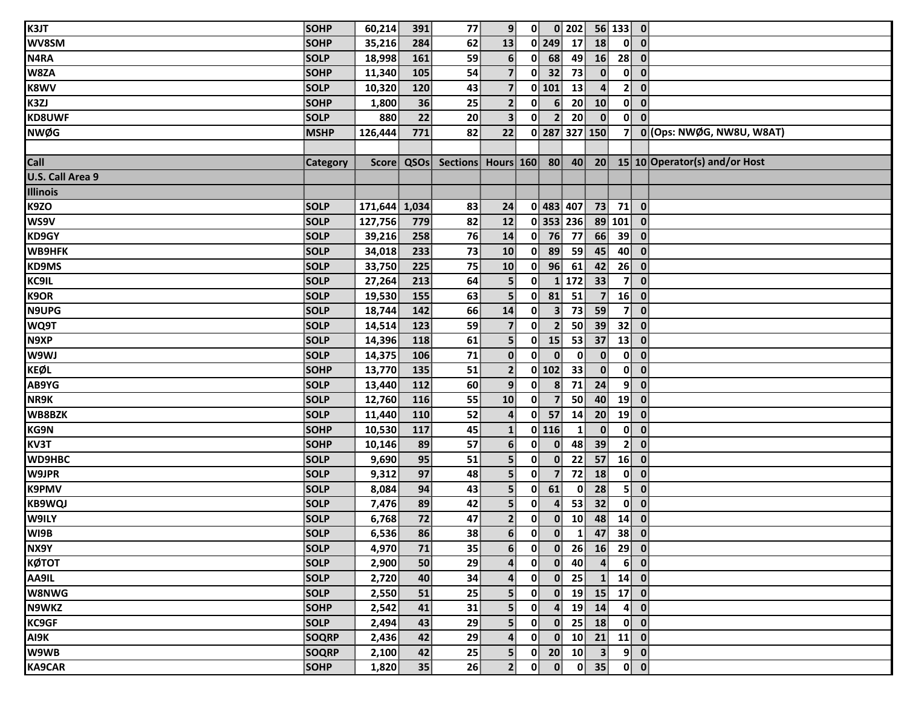| K3JT | SOHP | 60,214 | 391 | 77 | 9 | 0 | 0 | 202 | 56 | 133 | 0 | |
|---|---|---|---|---|---|---|---|---|---|---|---|---|
| WV8SM | SOHP | 35,216 | 284 | 62 | 13 | 0 | 249 | 17 | 18 | 0 | 0 | |
| N4RA | SOLP | 18,998 | 161 | 59 | 6 | 0 | 68 | 49 | 16 | 28 | 0 | |
| W8ZA | SOHP | 11,340 | 105 | 54 | 7 | 0 | 32 | 73 | 0 | 0 | 0 | |
| K8WV | SOLP | 10,320 | 120 | 43 | 7 | 0 | 101 | 13 | 4 | 2 | 0 | |
| K3ZJ | SOHP | 1,800 | 36 | 25 | 2 | 0 | 6 | 20 | 10 | 0 | 0 | |
| KD8UWF | SOLP | 880 | 22 | 20 | 3 | 0 | 2 | 20 | 0 | 0 | 0 | |
| NWØG | MSHP | 126,444 | 771 | 82 | 22 | 0 | 287 | 327 | 150 | 7 | 0 | (Ops: NWØG, NW8U, W8AT) |

| Call | Category | Score | QSOs | Sections | Hours | 160 | 80 | 40 | 20 | 15 | 10 | Operator(s) and/or Host |
|---|---|---|---|---|---|---|---|---|---|---|---|---|
| **U.S. Call Area 9** | | | | | | | | | | | | |
| **Illinois** | | | | | | | | | | | | |
| K9ZO | SOLP | 171,644 | 1,034 | 83 | 24 | 0 | 483 | 407 | 73 | 71 | 0 | |
| WS9V | SOLP | 127,756 | 779 | 82 | 12 | 0 | 353 | 236 | 89 | 101 | 0 | |
| KD9GY | SOLP | 39,216 | 258 | 76 | 14 | 0 | 76 | 77 | 66 | 39 | 0 | |
| WB9HFK | SOLP | 34,018 | 233 | 73 | 10 | 0 | 89 | 59 | 45 | 40 | 0 | |
| KD9MS | SOLP | 33,750 | 225 | 75 | 10 | 0 | 96 | 61 | 42 | 26 | 0 | |
| KC9IL | SOLP | 27,264 | 213 | 64 | 5 | 0 | 1 | 172 | 33 | 7 | 0 | |
| K9OR | SOLP | 19,530 | 155 | 63 | 5 | 0 | 81 | 51 | 7 | 16 | 0 | |
| N9UPG | SOLP | 18,744 | 142 | 66 | 14 | 0 | 3 | 73 | 59 | 7 | 0 | |
| WQ9T | SOLP | 14,514 | 123 | 59 | 7 | 0 | 2 | 50 | 39 | 32 | 0 | |
| N9XP | SOLP | 14,396 | 118 | 61 | 5 | 0 | 15 | 53 | 37 | 13 | 0 | |
| W9WJ | SOLP | 14,375 | 106 | 71 | 0 | 0 | 0 | 0 | 0 | 0 | 0 | |
| KEØL | SOHP | 13,770 | 135 | 51 | 2 | 0 | 102 | 33 | 0 | 0 | 0 | |
| AB9YG | SOLP | 13,440 | 112 | 60 | 9 | 0 | 8 | 71 | 24 | 9 | 0 | |
| NR9K | SOLP | 12,760 | 116 | 55 | 10 | 0 | 7 | 50 | 40 | 19 | 0 | |
| WB8BZK | SOLP | 11,440 | 110 | 52 | 4 | 0 | 57 | 14 | 20 | 19 | 0 | |
| KG9N | SOHP | 10,530 | 117 | 45 | 1 | 0 | 116 | 1 | 0 | 0 | 0 | |
| KV3T | SOHP | 10,146 | 89 | 57 | 6 | 0 | 0 | 48 | 39 | 2 | 0 | |
| WD9HBC | SOLP | 9,690 | 95 | 51 | 5 | 0 | 0 | 22 | 57 | 16 | 0 | |
| W9JPR | SOLP | 9,312 | 97 | 48 | 5 | 0 | 7 | 72 | 18 | 0 | 0 | |
| K9PMV | SOLP | 8,084 | 94 | 43 | 5 | 0 | 61 | 0 | 28 | 5 | 0 | |
| KB9WQJ | SOLP | 7,476 | 89 | 42 | 5 | 0 | 4 | 53 | 32 | 0 | 0 | |
| W9ILY | SOLP | 6,768 | 72 | 47 | 2 | 0 | 0 | 10 | 48 | 14 | 0 | |
| WI9B | SOLP | 6,536 | 86 | 38 | 6 | 0 | 0 | 1 | 47 | 38 | 0 | |
| NX9Y | SOLP | 4,970 | 71 | 35 | 6 | 0 | 0 | 26 | 16 | 29 | 0 | |
| KØTOT | SOLP | 2,900 | 50 | 29 | 4 | 0 | 0 | 40 | 4 | 6 | 0 | |
| AA9IL | SOLP | 2,720 | 40 | 34 | 4 | 0 | 0 | 25 | 1 | 14 | 0 | |
| W8NWG | SOLP | 2,550 | 51 | 25 | 5 | 0 | 0 | 19 | 15 | 17 | 0 | |
| N9WKZ | SOHP | 2,542 | 41 | 31 | 5 | 0 | 4 | 19 | 14 | 4 | 0 | |
| KC9GF | SOLP | 2,494 | 43 | 29 | 5 | 0 | 0 | 25 | 18 | 0 | 0 | |
| AI9K | SOQRP | 2,436 | 42 | 29 | 4 | 0 | 0 | 10 | 21 | 11 | 0 | |
| W9WB | SOQRP | 2,100 | 42 | 25 | 5 | 0 | 20 | 10 | 3 | 9 | 0 | |
| KA9CAR | SOHP | 1,820 | 35 | 26 | 2 | 0 | 0 | 0 | 35 | 0 | 0 | |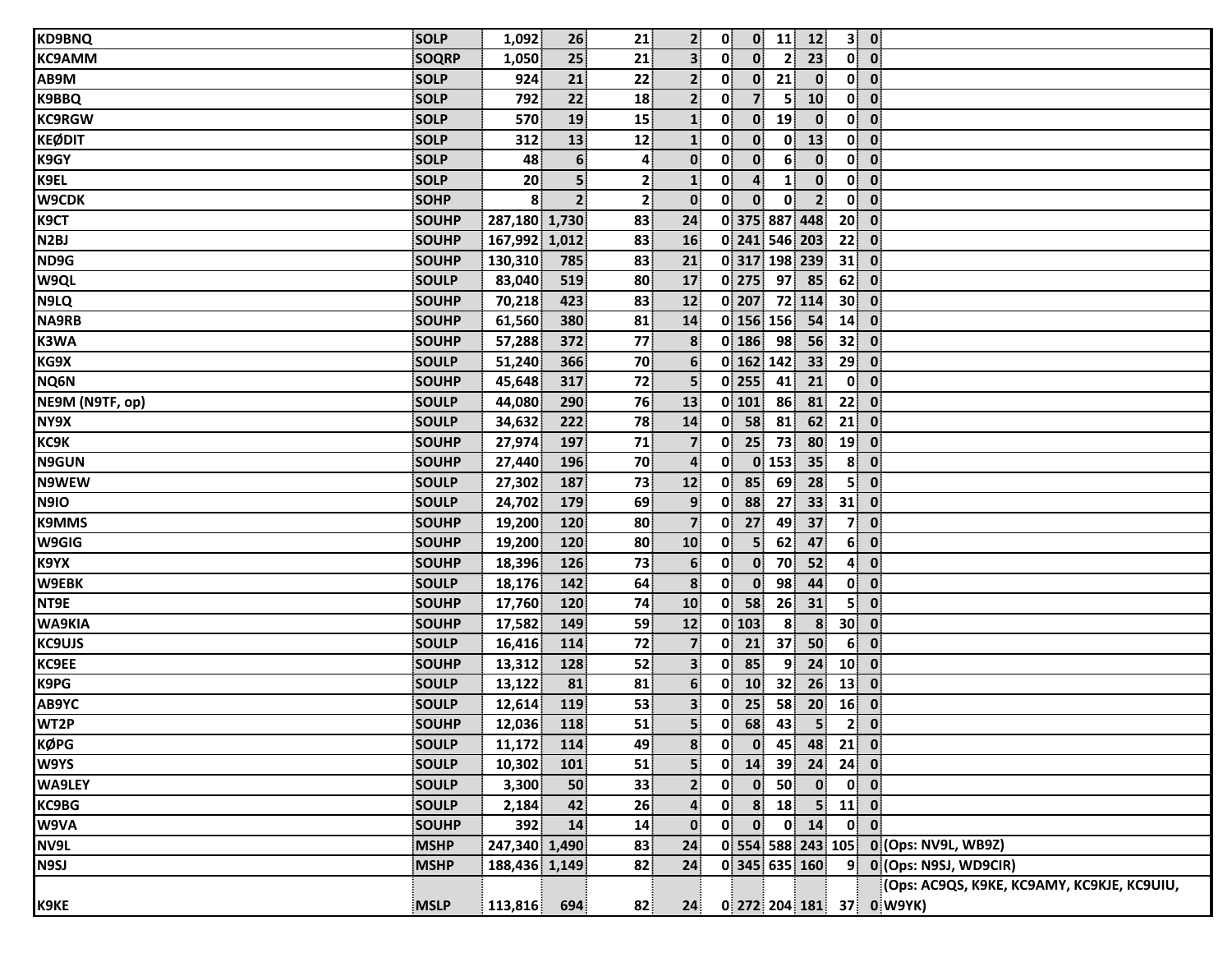| | | | | | | | | | | | | |
|---|---|---|---|---|---|---|---|---|---|---|---|---|
| KD9BNQ | SOLP | 1,092 | 26 | 21 | 2 | 0 | 0 | 11 | 12 | 3 | 0 | |
| KC9AMM | SOQRP | 1,050 | 25 | 21 | 3 | 0 | 0 | 2 | 23 | 0 | 0 | |
| AB9M | SOLP | 924 | 21 | 22 | 2 | 0 | 0 | 21 | 0 | 0 | 0 | |
| K9BBQ | SOLP | 792 | 22 | 18 | 2 | 0 | 7 | 5 | 10 | 0 | 0 | |
| KC9RGW | SOLP | 570 | 19 | 15 | 1 | 0 | 0 | 19 | 0 | 0 | 0 | |
| KEØDIT | SOLP | 312 | 13 | 12 | 1 | 0 | 0 | 0 | 13 | 0 | 0 | |
| K9GY | SOLP | 48 | 6 | 4 | 0 | 0 | 0 | 6 | 0 | 0 | 0 | |
| K9EL | SOLP | 20 | 5 | 2 | 1 | 0 | 4 | 1 | 0 | 0 | 0 | |
| W9CDK | SOHP | 8 | 2 | 2 | 0 | 0 | 0 | 0 | 2 | 0 | 0 | |
| K9CT | SOUHP | 287,180 | 1,730 | 83 | 24 | 0 | 375 | 887 | 448 | 20 | 0 | |
| N2BJ | SOUHP | 167,992 | 1,012 | 83 | 16 | 0 | 241 | 546 | 203 | 22 | 0 | |
| ND9G | SOUHP | 130,310 | 785 | 83 | 21 | 0 | 317 | 198 | 239 | 31 | 0 | |
| W9QL | SOULP | 83,040 | 519 | 80 | 17 | 0 | 275 | 97 | 85 | 62 | 0 | |
| N9LQ | SOUHP | 70,218 | 423 | 83 | 12 | 0 | 207 | 72 | 114 | 30 | 0 | |
| NA9RB | SOUHP | 61,560 | 380 | 81 | 14 | 0 | 156 | 156 | 54 | 14 | 0 | |
| K3WA | SOUHP | 57,288 | 372 | 77 | 8 | 0 | 186 | 98 | 56 | 32 | 0 | |
| KG9X | SOULP | 51,240 | 366 | 70 | 6 | 0 | 162 | 142 | 33 | 29 | 0 | |
| NQ6N | SOUHP | 45,648 | 317 | 72 | 5 | 0 | 255 | 41 | 21 | 0 | 0 | |
| NE9M (N9TF, op) | SOULP | 44,080 | 290 | 76 | 13 | 0 | 101 | 86 | 81 | 22 | 0 | |
| NY9X | SOULP | 34,632 | 222 | 78 | 14 | 0 | 58 | 81 | 62 | 21 | 0 | |
| KC9K | SOUHP | 27,974 | 197 | 71 | 7 | 0 | 25 | 73 | 80 | 19 | 0 | |
| N9GUN | SOUHP | 27,440 | 196 | 70 | 4 | 0 | 0 | 153 | 35 | 8 | 0 | |
| N9WEW | SOULP | 27,302 | 187 | 73 | 12 | 0 | 85 | 69 | 28 | 5 | 0 | |
| N9IO | SOULP | 24,702 | 179 | 69 | 9 | 0 | 88 | 27 | 33 | 31 | 0 | |
| K9MMS | SOUHP | 19,200 | 120 | 80 | 7 | 0 | 27 | 49 | 37 | 7 | 0 | |
| W9GIG | SOUHP | 19,200 | 120 | 80 | 10 | 0 | 5 | 62 | 47 | 6 | 0 | |
| K9YX | SOUHP | 18,396 | 126 | 73 | 6 | 0 | 0 | 70 | 52 | 4 | 0 | |
| W9EBK | SOULP | 18,176 | 142 | 64 | 8 | 0 | 0 | 98 | 44 | 0 | 0 | |
| NT9E | SOUHP | 17,760 | 120 | 74 | 10 | 0 | 58 | 26 | 31 | 5 | 0 | |
| WA9KIA | SOUHP | 17,582 | 149 | 59 | 12 | 0 | 103 | 8 | 8 | 30 | 0 | |
| KC9UJS | SOULP | 16,416 | 114 | 72 | 7 | 0 | 21 | 37 | 50 | 6 | 0 | |
| KC9EE | SOUHP | 13,312 | 128 | 52 | 3 | 0 | 85 | 9 | 24 | 10 | 0 | |
| K9PG | SOULP | 13,122 | 81 | 81 | 6 | 0 | 10 | 32 | 26 | 13 | 0 | |
| AB9YC | SOULP | 12,614 | 119 | 53 | 3 | 0 | 25 | 58 | 20 | 16 | 0 | |
| WT2P | SOUHP | 12,036 | 118 | 51 | 5 | 0 | 68 | 43 | 5 | 2 | 0 | |
| KØPG | SOULP | 11,172 | 114 | 49 | 8 | 0 | 0 | 45 | 48 | 21 | 0 | |
| W9YS | SOULP | 10,302 | 101 | 51 | 5 | 0 | 14 | 39 | 24 | 24 | 0 | |
| WA9LEY | SOULP | 3,300 | 50 | 33 | 2 | 0 | 0 | 50 | 0 | 0 | 0 | |
| KC9BG | SOULP | 2,184 | 42 | 26 | 4 | 0 | 8 | 18 | 5 | 11 | 0 | |
| W9VA | SOUHP | 392 | 14 | 14 | 0 | 0 | 0 | 0 | 14 | 0 | 0 | |
| NV9L | MSHP | 247,340 | 1,490 | 83 | 24 | 0 | 554 | 588 | 243 | 105 | 0 | (Ops: NV9L, WB9Z) |
| N9SJ | MSHP | 188,436 | 1,149 | 82 | 24 | 0 | 345 | 635 | 160 | 9 | 0 | (Ops: N9SJ, WD9CIR) |
| K9KE | MSLP | 113,816 | 694 | 82 | 24 | 0 | 272 | 204 | 181 | 37 | 0 | (Ops: AC9QS, K9KE, KC9AMY, KC9KJE, KC9UIU, W9YK) |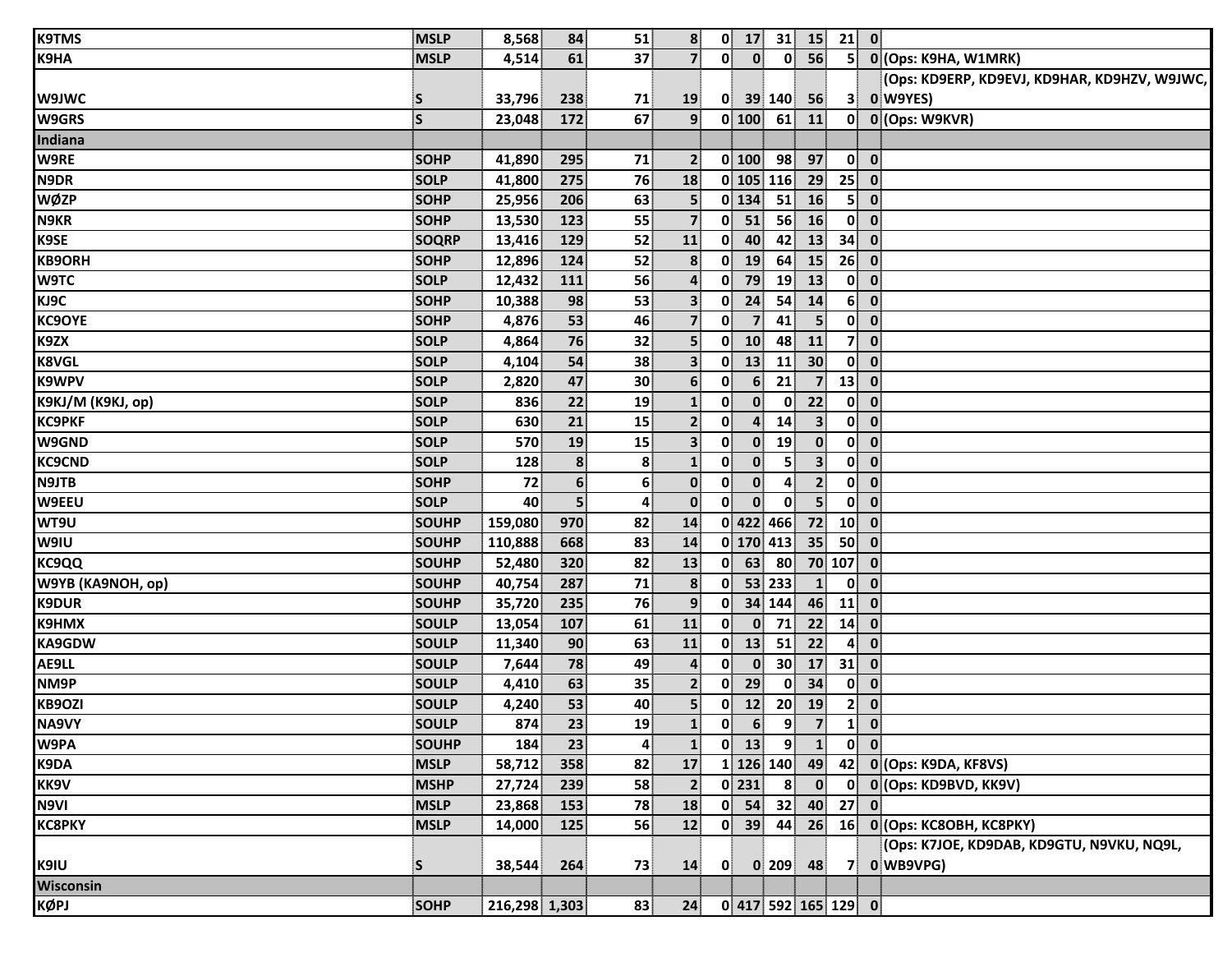| | | | | | | | | | | | | |
|---|---|---|---|---|---|---|---|---|---|---|---|---|
| K9TMS | MSLP | 8,568 | 84 | 51 | 8 | 0 | 17 | 31 | 15 | 21 | 0 | |
| K9HA | MSLP | 4,514 | 61 | 37 | 7 | 0 | 0 | 0 | 56 | 5 | 0 | (Ops: K9HA, W1MRK) |
| W9JWC | S | 33,796 | 238 | 71 | 19 | 0 | 39 | 140 | 56 | 3 | 0 | (Ops: KD9ERP, KD9EVJ, KD9HAR, KD9HZV, W9JWC, W9YES) |
| W9GRS | S | 23,048 | 172 | 67 | 9 | 0 | 100 | 61 | 11 | 0 | 0 | (Ops: W9KVR) |
| **Indiana** | | | | | | | | | | | | |
| W9RE | SOHP | 41,890 | 295 | 71 | 2 | 0 | 100 | 98 | 97 | 0 | 0 | |
| N9DR | SOLP | 41,800 | 275 | 76 | 18 | 0 | 105 | 116 | 29 | 25 | 0 | |
| WØZP | SOHP | 25,956 | 206 | 63 | 5 | 0 | 134 | 51 | 16 | 5 | 0 | |
| N9KR | SOHP | 13,530 | 123 | 55 | 7 | 0 | 51 | 56 | 16 | 0 | 0 | |
| K9SE | SOQRP | 13,416 | 129 | 52 | 11 | 0 | 40 | 42 | 13 | 34 | 0 | |
| KB9ORH | SOHP | 12,896 | 124 | 52 | 8 | 0 | 19 | 64 | 15 | 26 | 0 | |
| W9TC | SOLP | 12,432 | 111 | 56 | 4 | 0 | 79 | 19 | 13 | 0 | 0 | |
| KJ9C | SOHP | 10,388 | 98 | 53 | 3 | 0 | 24 | 54 | 14 | 6 | 0 | |
| KC9OYE | SOHP | 4,876 | 53 | 46 | 7 | 0 | 7 | 41 | 5 | 0 | 0 | |
| K9ZX | SOLP | 4,864 | 76 | 32 | 5 | 0 | 10 | 48 | 11 | 7 | 0 | |
| K8VGL | SOLP | 4,104 | 54 | 38 | 3 | 0 | 13 | 11 | 30 | 0 | 0 | |
| K9WPV | SOLP | 2,820 | 47 | 30 | 6 | 0 | 6 | 21 | 7 | 13 | 0 | |
| K9KJ/M (K9KJ, op) | SOLP | 836 | 22 | 19 | 1 | 0 | 0 | 0 | 22 | 0 | 0 | |
| KC9PKF | SOLP | 630 | 21 | 15 | 2 | 0 | 4 | 14 | 3 | 0 | 0 | |
| W9GND | SOLP | 570 | 19 | 15 | 3 | 0 | 0 | 19 | 0 | 0 | 0 | |
| KC9CND | SOLP | 128 | 8 | 8 | 1 | 0 | 0 | 5 | 3 | 0 | 0 | |
| N9JTB | SOHP | 72 | 6 | 6 | 0 | 0 | 0 | 4 | 2 | 0 | 0 | |
| W9EEU | SOLP | 40 | 5 | 4 | 0 | 0 | 0 | 0 | 5 | 0 | 0 | |
| WT9U | SOUHP | 159,080 | 970 | 82 | 14 | 0 | 422 | 466 | 72 | 10 | 0 | |
| W9IU | SOUHP | 110,888 | 668 | 83 | 14 | 0 | 170 | 413 | 35 | 50 | 0 | |
| KC9QQ | SOUHP | 52,480 | 320 | 82 | 13 | 0 | 63 | 80 | 70 | 107 | 0 | |
| W9YB (KA9NOH, op) | SOUHP | 40,754 | 287 | 71 | 8 | 0 | 53 | 233 | 1 | 0 | 0 | |
| K9DUR | SOUHP | 35,720 | 235 | 76 | 9 | 0 | 34 | 144 | 46 | 11 | 0 | |
| K9HMX | SOULP | 13,054 | 107 | 61 | 11 | 0 | 0 | 71 | 22 | 14 | 0 | |
| KA9GDW | SOULP | 11,340 | 90 | 63 | 11 | 0 | 13 | 51 | 22 | 4 | 0 | |
| AE9LL | SOULP | 7,644 | 78 | 49 | 4 | 0 | 0 | 30 | 17 | 31 | 0 | |
| NM9P | SOULP | 4,410 | 63 | 35 | 2 | 0 | 29 | 0 | 34 | 0 | 0 | |
| KB9OZI | SOULP | 4,240 | 53 | 40 | 5 | 0 | 12 | 20 | 19 | 2 | 0 | |
| NA9VY | SOULP | 874 | 23 | 19 | 1 | 0 | 6 | 9 | 7 | 1 | 0 | |
| W9PA | SOUHP | 184 | 23 | 4 | 1 | 0 | 13 | 9 | 1 | 0 | 0 | |
| K9DA | MSLP | 58,712 | 358 | 82 | 17 | 1 | 126 | 140 | 49 | 42 | 0 | (Ops: K9DA, KF8VS) |
| KK9V | MSHP | 27,724 | 239 | 58 | 2 | 0 | 231 | 8 | 0 | 0 | 0 | (Ops: KD9BVD, KK9V) |
| N9VI | MSLP | 23,868 | 153 | 78 | 18 | 0 | 54 | 32 | 40 | 27 | 0 | |
| KC8PKY | MSLP | 14,000 | 125 | 56 | 12 | 0 | 39 | 44 | 26 | 16 | 0 | (Ops: KC8OBH, KC8PKY) |
| K9IU | S | 38,544 | 264 | 73 | 14 | 0 | 0 | 209 | 48 | 7 | 0 | (Ops: K7JOE, KD9DAB, KD9GTU, N9VKU, NQ9L, WB9VPG) |
| **Wisconsin** | | | | | | | | | | | | |
| KØPJ | SOHP | 216,298 | 1,303 | 83 | 24 | 0 | 417 | 592 | 165 | 129 | 0 | |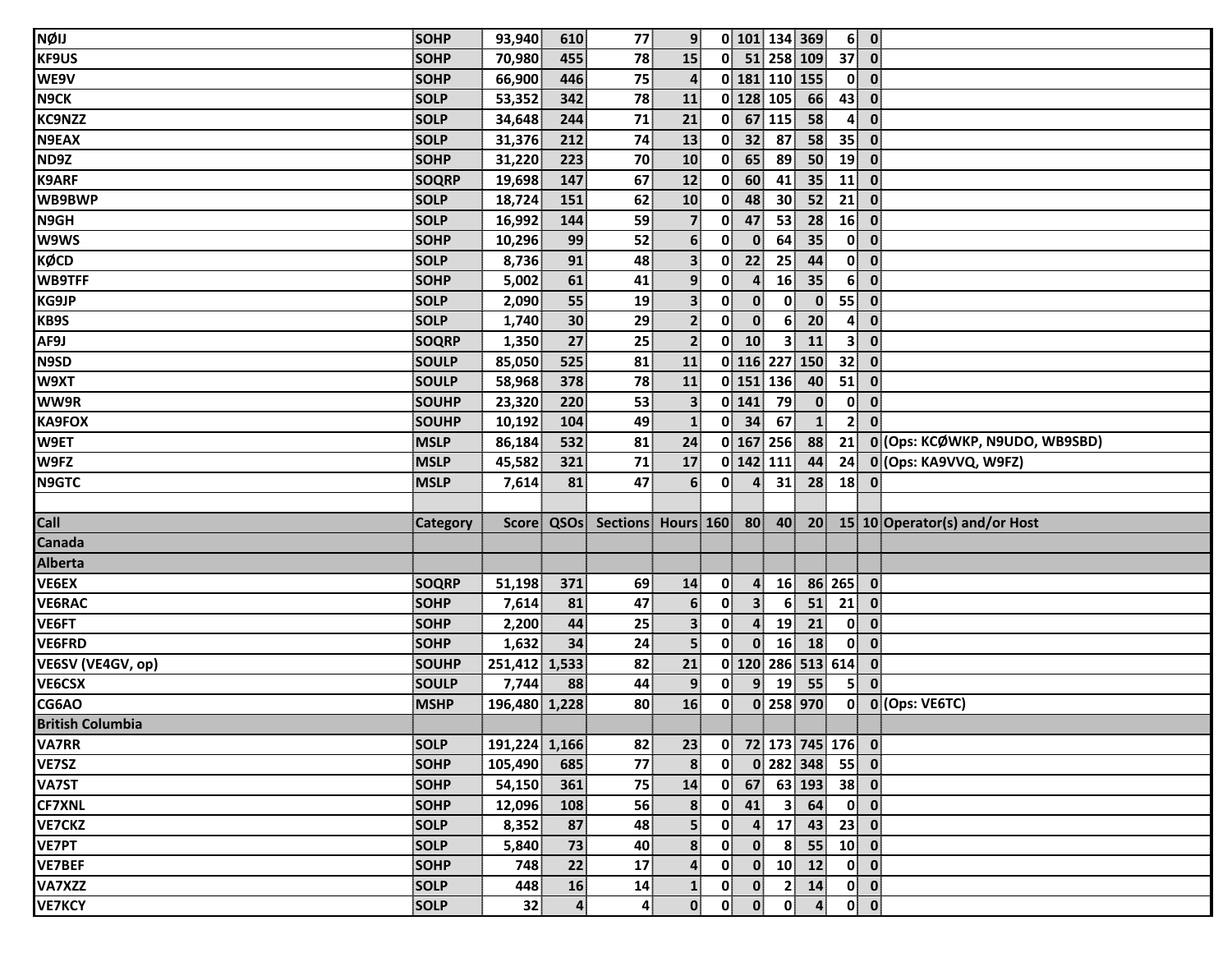| NØIJ | SOHP | 93,940 | 610 | 77 | 9 | 0 | 101 | 134 | 369 | 6 | 0 | |
|---|---|---|---|---|---|---|---|---|---|---|---|---|
| KF9US | SOHP | 70,980 | 455 | 78 | 15 | 0 | 51 | 258 | 109 | 37 | 0 | |
| WE9V | SOHP | 66,900 | 446 | 75 | 4 | 0 | 181 | 110 | 155 | 0 | 0 | |
| N9CK | SOLP | 53,352 | 342 | 78 | 11 | 0 | 128 | 105 | 66 | 43 | 0 | |
| KC9NZZ | SOLP | 34,648 | 244 | 71 | 21 | 0 | 67 | 115 | 58 | 4 | 0 | |
| N9EAX | SOLP | 31,376 | 212 | 74 | 13 | 0 | 32 | 87 | 58 | 35 | 0 | |
| ND9Z | SOHP | 31,220 | 223 | 70 | 10 | 0 | 65 | 89 | 50 | 19 | 0 | |
| K9ARF | SOQRP | 19,698 | 147 | 67 | 12 | 0 | 60 | 41 | 35 | 11 | 0 | |
| WB9BWP | SOLP | 18,724 | 151 | 62 | 10 | 0 | 48 | 30 | 52 | 21 | 0 | |
| N9GH | SOLP | 16,992 | 144 | 59 | 7 | 0 | 47 | 53 | 28 | 16 | 0 | |
| W9WS | SOHP | 10,296 | 99 | 52 | 6 | 0 | 0 | 64 | 35 | 0 | 0 | |
| KØCD | SOLP | 8,736 | 91 | 48 | 3 | 0 | 22 | 25 | 44 | 0 | 0 | |
| WB9TFF | SOHP | 5,002 | 61 | 41 | 9 | 0 | 4 | 16 | 35 | 6 | 0 | |
| KG9JP | SOLP | 2,090 | 55 | 19 | 3 | 0 | 0 | 0 | 0 | 55 | 0 | |
| KB9S | SOLP | 1,740 | 30 | 29 | 2 | 0 | 0 | 6 | 20 | 4 | 0 | |
| AF9J | SOQRP | 1,350 | 27 | 25 | 2 | 0 | 10 | 3 | 11 | 3 | 0 | |
| N9SD | SOULP | 85,050 | 525 | 81 | 11 | 0 | 116 | 227 | 150 | 32 | 0 | |
| W9XT | SOULP | 58,968 | 378 | 78 | 11 | 0 | 151 | 136 | 40 | 51 | 0 | |
| WW9R | SOUHP | 23,320 | 220 | 53 | 3 | 0 | 141 | 79 | 0 | 0 | 0 | |
| KA9FOX | SOUHP | 10,192 | 104 | 49 | 1 | 0 | 34 | 67 | 1 | 2 | 0 | |
| W9ET | MSLP | 86,184 | 532 | 81 | 24 | 0 | 167 | 256 | 88 | 21 | 0 | (Ops: KCØWKP, N9UDO, WB9SBD) |
| W9FZ | MSLP | 45,582 | 321 | 71 | 17 | 0 | 142 | 111 | 44 | 24 | 0 | (Ops: KA9VVQ, W9FZ) |
| N9GTC | MSLP | 7,614 | 81 | 47 | 6 | 0 | 4 | 31 | 28 | 18 | 0 | |

| Call | Category | Score | QSOs | Sections | Hours | 160 | 80 | 40 | 20 | 15 | 10 | Operator(s) and/or Host |
|---|---|---|---|---|---|---|---|---|---|---|---|---|
| **Canada** | | | | | | | | | | | | |
| **Alberta** | | | | | | | | | | | | |
| VE6EX | SOQRP | 51,198 | 371 | 69 | 14 | 0 | 4 | 16 | 86 | 265 | 0 | |
| VE6RAC | SOHP | 7,614 | 81 | 47 | 6 | 0 | 3 | 6 | 51 | 21 | 0 | |
| VE6FT | SOHP | 2,200 | 44 | 25 | 3 | 0 | 4 | 19 | 21 | 0 | 0 | |
| VE6FRD | SOHP | 1,632 | 34 | 24 | 5 | 0 | 0 | 16 | 18 | 0 | 0 | |
| VE6SV (VE4GV, op) | SOUHP | 251,412 | 1,533 | 82 | 21 | 0 | 120 | 286 | 513 | 614 | 0 | |
| VE6CSX | SOULP | 7,744 | 88 | 44 | 9 | 0 | 9 | 19 | 55 | 5 | 0 | |
| CG6AO | MSHP | 196,480 | 1,228 | 80 | 16 | 0 | 0 | 258 | 970 | 0 | 0 | (Ops: VE6TC) |
| **British Columbia** | | | | | | | | | | | | |
| VA7RR | SOLP | 191,224 | 1,166 | 82 | 23 | 0 | 72 | 173 | 745 | 176 | 0 | |
| VE7SZ | SOHP | 105,490 | 685 | 77 | 8 | 0 | 0 | 282 | 348 | 55 | 0 | |
| VA7ST | SOHP | 54,150 | 361 | 75 | 14 | 0 | 67 | 63 | 193 | 38 | 0 | |
| CF7XNL | SOHP | 12,096 | 108 | 56 | 8 | 0 | 41 | 3 | 64 | 0 | 0 | |
| VE7CKZ | SOLP | 8,352 | 87 | 48 | 5 | 0 | 4 | 17 | 43 | 23 | 0 | |
| VE7PT | SOLP | 5,840 | 73 | 40 | 8 | 0 | 0 | 8 | 55 | 10 | 0 | |
| VE7BEF | SOHP | 748 | 22 | 17 | 4 | 0 | 0 | 10 | 12 | 0 | 0 | |
| VA7XZZ | SOLP | 448 | 16 | 14 | 1 | 0 | 0 | 2 | 14 | 0 | 0 | |
| VE7KCY | SOLP | 32 | 4 | 4 | 0 | 0 | 0 | 0 | 4 | 0 | 0 | |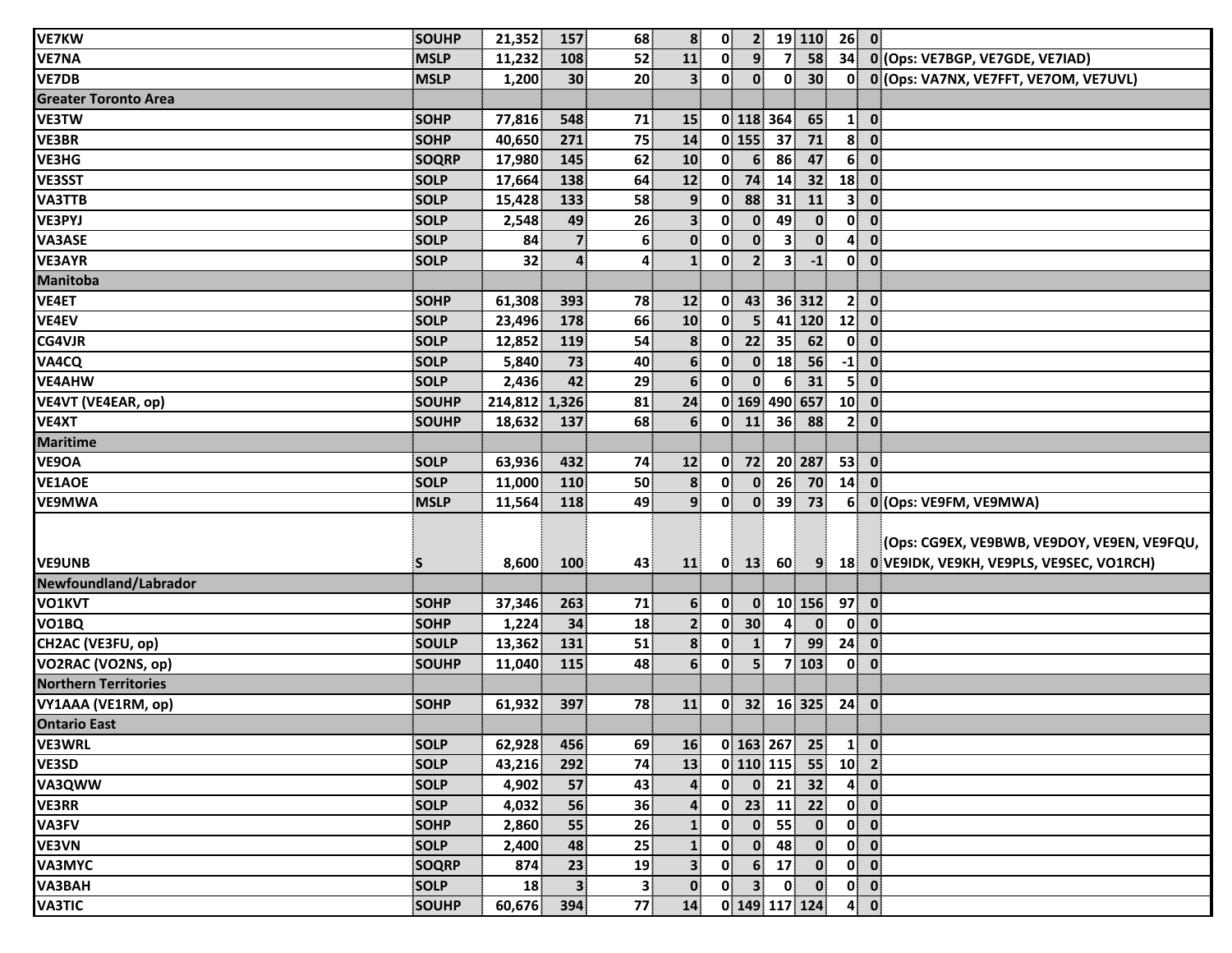| | | | | | | | | | | | | |
|---|---|---|---|---|---|---|---|---|---|---|---|---|
| VE7KW | SOUHP | 21,352 | 157 | 68 | 8 | 0 | 2 | 19 | 110 | 26 | 0 | |
| VE7NA | MSLP | 11,232 | 108 | 52 | 11 | 0 | 9 | 7 | 58 | 34 | 0 | (Ops: VE7BGP, VE7GDE, VE7IAD) |
| VE7DB | MSLP | 1,200 | 30 | 20 | 3 | 0 | 0 | 0 | 30 | 0 | 0 | (Ops: VA7NX, VE7FFT, VE7OM, VE7UVL) |
| **Greater Toronto Area** | | | | | | | | | | | | |
| VE3TW | SOHP | 77,816 | 548 | 71 | 15 | 0 | 118 | 364 | 65 | 1 | 0 | |
| VE3BR | SOHP | 40,650 | 271 | 75 | 14 | 0 | 155 | 37 | 71 | 8 | 0 | |
| VE3HG | SOQRP | 17,980 | 145 | 62 | 10 | 0 | 6 | 86 | 47 | 6 | 0 | |
| VE3SST | SOLP | 17,664 | 138 | 64 | 12 | 0 | 74 | 14 | 32 | 18 | 0 | |
| VA3TTB | SOLP | 15,428 | 133 | 58 | 9 | 0 | 88 | 31 | 11 | 3 | 0 | |
| VE3PYJ | SOLP | 2,548 | 49 | 26 | 3 | 0 | 0 | 49 | 0 | 0 | 0 | |
| VA3ASE | SOLP | 84 | 7 | 6 | 0 | 0 | 0 | 3 | 0 | 4 | 0 | |
| VE3AYR | SOLP | 32 | 4 | 4 | 1 | 0 | 2 | 3 | -1 | 0 | 0 | |
| **Manitoba** | | | | | | | | | | | | |
| VE4ET | SOHP | 61,308 | 393 | 78 | 12 | 0 | 43 | 36 | 312 | 2 | 0 | |
| VE4EV | SOLP | 23,496 | 178 | 66 | 10 | 0 | 5 | 41 | 120 | 12 | 0 | |
| CG4VJR | SOLP | 12,852 | 119 | 54 | 8 | 0 | 22 | 35 | 62 | 0 | 0 | |
| VA4CQ | SOLP | 5,840 | 73 | 40 | 6 | 0 | 0 | 18 | 56 | -1 | 0 | |
| VE4AHW | SOLP | 2,436 | 42 | 29 | 6 | 0 | 0 | 6 | 31 | 5 | 0 | |
| VE4VT (VE4EAR, op) | SOUHP | 214,812 | 1,326 | 81 | 24 | 0 | 169 | 490 | 657 | 10 | 0 | |
| VE4XT | SOUHP | 18,632 | 137 | 68 | 6 | 0 | 11 | 36 | 88 | 2 | 0 | |
| **Maritime** | | | | | | | | | | | | |
| VE9OA | SOLP | 63,936 | 432 | 74 | 12 | 0 | 72 | 20 | 287 | 53 | 0 | |
| VE1AOE | SOLP | 11,000 | 110 | 50 | 8 | 0 | 0 | 26 | 70 | 14 | 0 | |
| VE9MWA | MSLP | 11,564 | 118 | 49 | 9 | 0 | 0 | 39 | 73 | 6 | 0 | (Ops: VE9FM, VE9MWA) |
| VE9UNB | S | 8,600 | 100 | 43 | 11 | 0 | 13 | 60 | 9 | 18 | 0 | (Ops: CG9EX, VE9BWB, VE9DOY, VE9EN, VE9FQU, VE9IDK, VE9KH, VE9PLS, VE9SEC, VO1RCH) |
| **Newfoundland/Labrador** | | | | | | | | | | | | |
| VO1KVT | SOHP | 37,346 | 263 | 71 | 6 | 0 | 0 | 10 | 156 | 97 | 0 | |
| VO1BQ | SOHP | 1,224 | 34 | 18 | 2 | 0 | 30 | 4 | 0 | 0 | 0 | |
| CH2AC (VE3FU, op) | SOULP | 13,362 | 131 | 51 | 8 | 0 | 1 | 7 | 99 | 24 | 0 | |
| VO2RAC (VO2NS, op) | SOUHP | 11,040 | 115 | 48 | 6 | 0 | 5 | 7 | 103 | 0 | 0 | |
| **Northern Territories** | | | | | | | | | | | | |
| VY1AAA (VE1RM, op) | SOHP | 61,932 | 397 | 78 | 11 | 0 | 32 | 16 | 325 | 24 | 0 | |
| **Ontario East** | | | | | | | | | | | | |
| VE3WRL | SOLP | 62,928 | 456 | 69 | 16 | 0 | 163 | 267 | 25 | 1 | 0 | |
| VE3SD | SOLP | 43,216 | 292 | 74 | 13 | 0 | 110 | 115 | 55 | 10 | 2 | |
| VA3QWW | SOLP | 4,902 | 57 | 43 | 4 | 0 | 0 | 21 | 32 | 4 | 0 | |
| VE3RR | SOLP | 4,032 | 56 | 36 | 4 | 0 | 23 | 11 | 22 | 0 | 0 | |
| VA3FV | SOHP | 2,860 | 55 | 26 | 1 | 0 | 0 | 55 | 0 | 0 | 0 | |
| VE3VN | SOLP | 2,400 | 48 | 25 | 1 | 0 | 0 | 48 | 0 | 0 | 0 | |
| VA3MYC | SOQRP | 874 | 23 | 19 | 3 | 0 | 6 | 17 | 0 | 0 | 0 | |
| VA3BAH | SOLP | 18 | 3 | 3 | 0 | 0 | 3 | 0 | 0 | 0 | 0 | |
| VA3TIC | SOUHP | 60,676 | 394 | 77 | 14 | 0 | 149 | 117 | 124 | 4 | 0 | |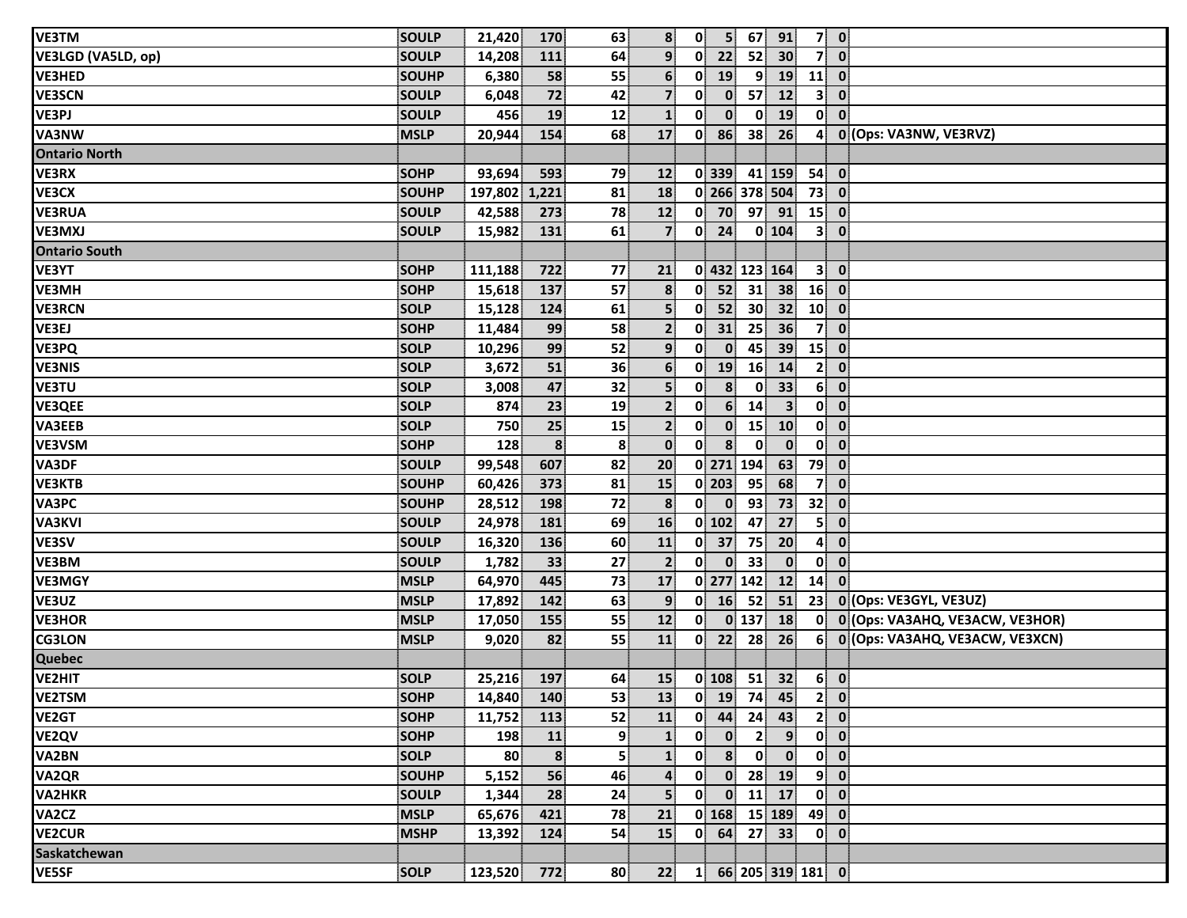| | | | | | | | | | | | | |
|---|---|---|---|---|---|---|---|---|---|---|---|---|
| VE3TM | SOULP | 21,420 | 170 | 63 | 8 | 0 | 5 | 67 | 91 | 7 | 0 | |
| VE3LGD (VA5LD, op) | SOULP | 14,208 | 111 | 64 | 9 | 0 | 22 | 52 | 30 | 7 | 0 | |
| VE3HED | SOUHP | 6,380 | 58 | 55 | 6 | 0 | 19 | 9 | 19 | 11 | 0 | |
| VE3SCN | SOULP | 6,048 | 72 | 42 | 7 | 0 | 0 | 57 | 12 | 3 | 0 | |
| VE3PJ | SOULP | 456 | 19 | 12 | 1 | 0 | 0 | 0 | 19 | 0 | 0 | |
| VA3NW | MSLP | 20,944 | 154 | 68 | 17 | 0 | 86 | 38 | 26 | 4 | 0 | (Ops: VA3NW, VE3RVZ) |
| **Ontario North** | | | | | | | | | | | | |
| VE3RX | SOHP | 93,694 | 593 | 79 | 12 | 0 | 339 | 41 | 159 | 54 | 0 | |
| VE3CX | SOUHP | 197,802 | 1,221 | 81 | 18 | 0 | 266 | 378 | 504 | 73 | 0 | |
| VE3RUA | SOULP | 42,588 | 273 | 78 | 12 | 0 | 70 | 97 | 91 | 15 | 0 | |
| VE3MXJ | SOULP | 15,982 | 131 | 61 | 7 | 0 | 24 | 0 | 104 | 3 | 0 | |
| **Ontario South** | | | | | | | | | | | | |
| VE3YT | SOHP | 111,188 | 722 | 77 | 21 | 0 | 432 | 123 | 164 | 3 | 0 | |
| VE3MH | SOHP | 15,618 | 137 | 57 | 8 | 0 | 52 | 31 | 38 | 16 | 0 | |
| VE3RCN | SOLP | 15,128 | 124 | 61 | 5 | 0 | 52 | 30 | 32 | 10 | 0 | |
| VE3EJ | SOHP | 11,484 | 99 | 58 | 2 | 0 | 31 | 25 | 36 | 7 | 0 | |
| VE3PQ | SOLP | 10,296 | 99 | 52 | 9 | 0 | 0 | 45 | 39 | 15 | 0 | |
| VE3NIS | SOLP | 3,672 | 51 | 36 | 6 | 0 | 19 | 16 | 14 | 2 | 0 | |
| VE3TU | SOLP | 3,008 | 47 | 32 | 5 | 0 | 8 | 0 | 33 | 6 | 0 | |
| VE3QEE | SOLP | 874 | 23 | 19 | 2 | 0 | 6 | 14 | 3 | 0 | 0 | |
| VA3EEB | SOLP | 750 | 25 | 15 | 2 | 0 | 0 | 15 | 10 | 0 | 0 | |
| VE3VSM | SOHP | 128 | 8 | 8 | 0 | 0 | 8 | 0 | 0 | 0 | 0 | |
| VA3DF | SOULP | 99,548 | 607 | 82 | 20 | 0 | 271 | 194 | 63 | 79 | 0 | |
| VE3KTB | SOUHP | 60,426 | 373 | 81 | 15 | 0 | 203 | 95 | 68 | 7 | 0 | |
| VA3PC | SOUHP | 28,512 | 198 | 72 | 8 | 0 | 0 | 93 | 73 | 32 | 0 | |
| VA3KVI | SOULP | 24,978 | 181 | 69 | 16 | 0 | 102 | 47 | 27 | 5 | 0 | |
| VE3SV | SOULP | 16,320 | 136 | 60 | 11 | 0 | 37 | 75 | 20 | 4 | 0 | |
| VE3BM | SOULP | 1,782 | 33 | 27 | 2 | 0 | 0 | 33 | 0 | 0 | 0 | |
| VE3MGY | MSLP | 64,970 | 445 | 73 | 17 | 0 | 277 | 142 | 12 | 14 | 0 | |
| VE3UZ | MSLP | 17,892 | 142 | 63 | 9 | 0 | 16 | 52 | 51 | 23 | 0 | (Ops: VE3GYL, VE3UZ) |
| VE3HOR | MSLP | 17,050 | 155 | 55 | 12 | 0 | 0 | 137 | 18 | 0 | 0 | (Ops: VA3AHQ, VE3ACW, VE3HOR) |
| CG3LON | MSLP | 9,020 | 82 | 55 | 11 | 0 | 22 | 28 | 26 | 6 | 0 | (Ops: VA3AHQ, VE3ACW, VE3XCN) |
| **Quebec** | | | | | | | | | | | | |
| VE2HIT | SOLP | 25,216 | 197 | 64 | 15 | 0 | 108 | 51 | 32 | 6 | 0 | |
| VE2TSM | SOHP | 14,840 | 140 | 53 | 13 | 0 | 19 | 74 | 45 | 2 | 0 | |
| VE2GT | SOHP | 11,752 | 113 | 52 | 11 | 0 | 44 | 24 | 43 | 2 | 0 | |
| VE2QV | SOHP | 198 | 11 | 9 | 1 | 0 | 0 | 2 | 9 | 0 | 0 | |
| VA2BN | SOLP | 80 | 8 | 5 | 1 | 0 | 8 | 0 | 0 | 0 | 0 | |
| VA2QR | SOUHP | 5,152 | 56 | 46 | 4 | 0 | 0 | 28 | 19 | 9 | 0 | |
| VA2HKR | SOULP | 1,344 | 28 | 24 | 5 | 0 | 0 | 11 | 17 | 0 | 0 | |
| VA2CZ | MSLP | 65,676 | 421 | 78 | 21 | 0 | 168 | 15 | 189 | 49 | 0 | |
| VE2CUR | MSHP | 13,392 | 124 | 54 | 15 | 0 | 64 | 27 | 33 | 0 | 0 | |
| **Saskatchewan** | | | | | | | | | | | | |
| VE5SF | SOLP | 123,520 | 772 | 80 | 22 | 1 | 66 | 205 | 319 | 181 | 0 | |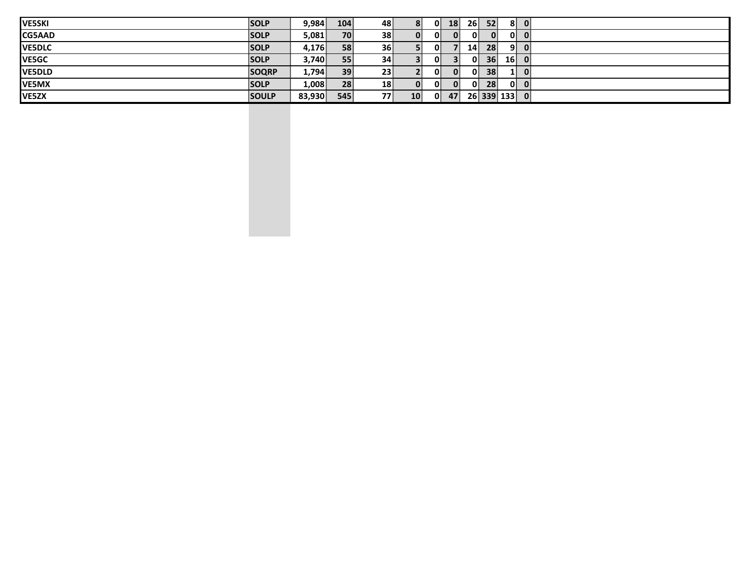| | | | | | | | | | | | | |
|---|---|---|---|---|---|---|---|---|---|---|---|---|
| VE5SKI | SOLP | 9,984 | 104 | 48 | 8 | 0 | 18 | 26 | 52 | 8 | 0 | |
| CG5AAD | SOLP | 5,081 | 70 | 38 | 0 | 0 | 0 | 0 | 0 | 0 | 0 | |
| VE5DLC | SOLP | 4,176 | 58 | 36 | 5 | 0 | 7 | 14 | 28 | 9 | 0 | |
| VE5GC | SOLP | 3,740 | 55 | 34 | 3 | 0 | 3 | 0 | 36 | 16 | 0 | |
| VE5DLD | SOQRP | 1,794 | 39 | 23 | 2 | 0 | 0 | 0 | 38 | 1 | 0 | |
| VE5MX | SOLP | 1,008 | 28 | 18 | 0 | 0 | 0 | 0 | 28 | 0 | 0 | |
| VE5ZX | SOULP | 83,930 | 545 | 77 | 10 | 0 | 47 | 26 | 339 | 133 | 0 | |